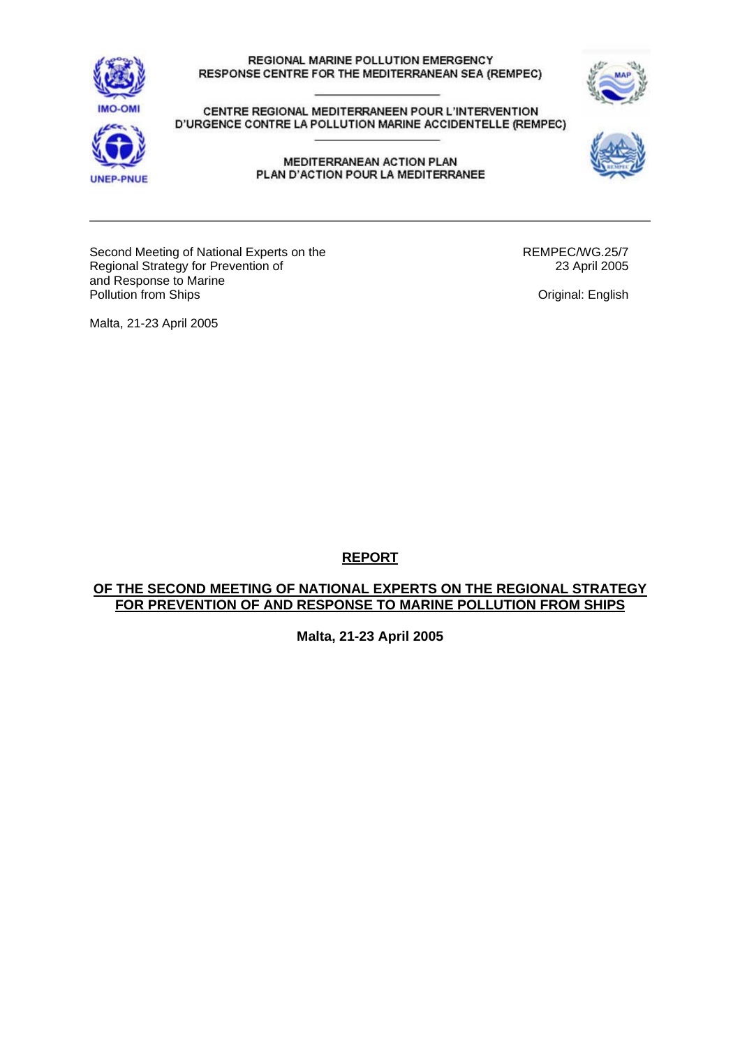REGIONAL MARINE POLLUTION EMERGENCY RESPONSE CENTRE FOR THE MEDITERRANEAN SEA (REMPEC)

CENTRE REGIONAL MEDITERRANEEN POUR L'INTERVENTION D'URGENCE CONTRE LA POLLUTION MARINE ACCIDENTELLE (REMPEC)

MEDITERRANEAN ACTION PLAN
PLAN D'ACTION POUR LA MEDITERRANEE

IMO-OMI

UNEP-PNUE

---

Second Meeting of National Experts on the Regional Strategy for Prevention of and Response to Marine Pollution from Ships

Malta, 21-23 April 2005

REMPEC/WG.25/7
23 April 2005

Original: English

# REPORT

## OF THE SECOND MEETING OF NATIONAL EXPERTS ON THE REGIONAL STRATEGY FOR PREVENTION OF AND RESPONSE TO MARINE POLLUTION FROM SHIPS

**Malta, 21-23 April 2005**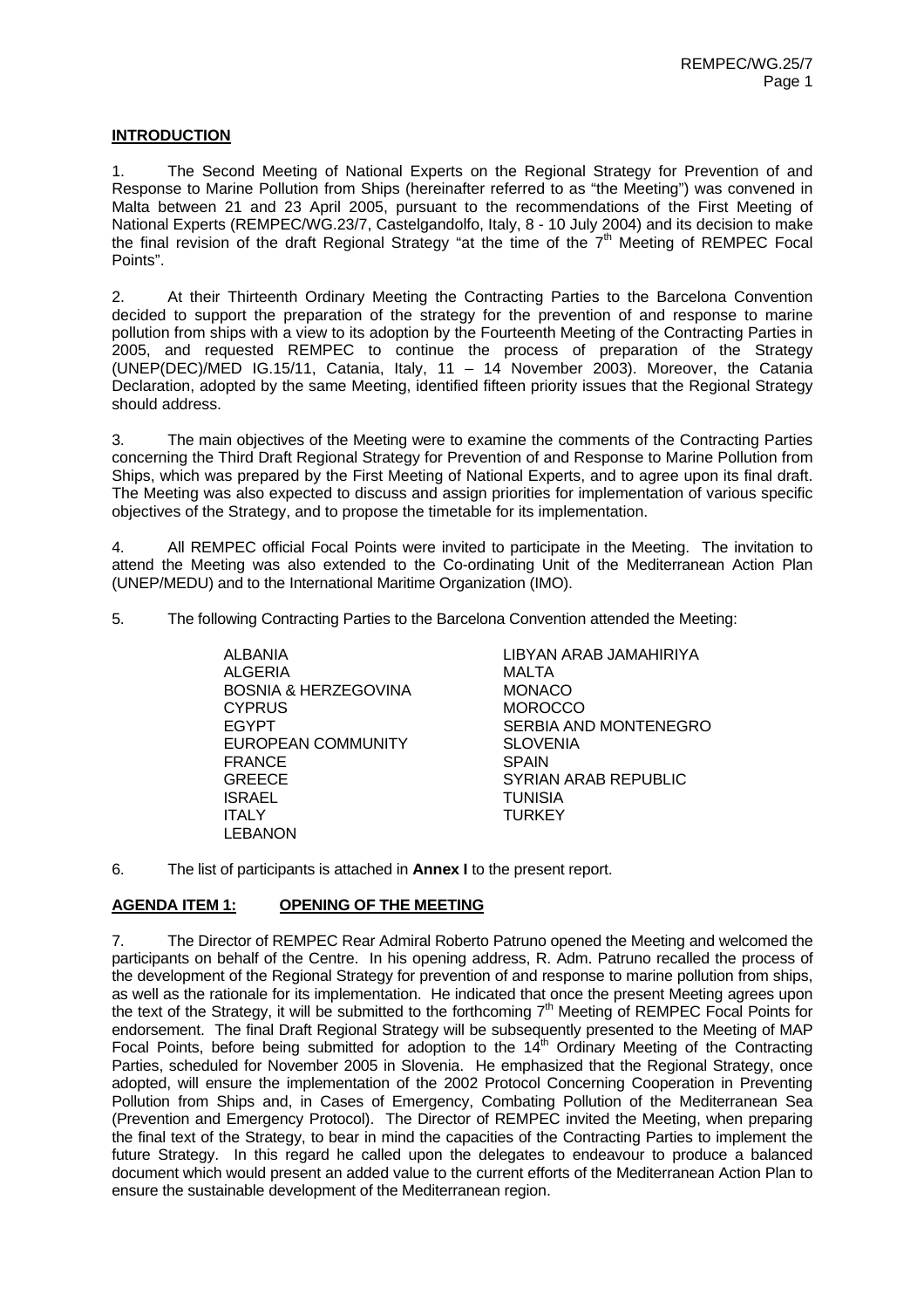## INTRODUCTION

1. The Second Meeting of National Experts on the Regional Strategy for Prevention of and Response to Marine Pollution from Ships (hereinafter referred to as "the Meeting") was convened in Malta between 21 and 23 April 2005, pursuant to the recommendations of the First Meeting of National Experts (REMPEC/WG.23/7, Castelgandolfo, Italy, 8 - 10 July 2004) and its decision to make the final revision of the draft Regional Strategy "at the time of the 7th Meeting of REMPEC Focal Points".

2. At their Thirteenth Ordinary Meeting the Contracting Parties to the Barcelona Convention decided to support the preparation of the strategy for the prevention of and response to marine pollution from ships with a view to its adoption by the Fourteenth Meeting of the Contracting Parties in 2005, and requested REMPEC to continue the process of preparation of the Strategy (UNEP(DEC)/MED IG.15/11, Catania, Italy, 11 – 14 November 2003). Moreover, the Catania Declaration, adopted by the same Meeting, identified fifteen priority issues that the Regional Strategy should address.

3. The main objectives of the Meeting were to examine the comments of the Contracting Parties concerning the Third Draft Regional Strategy for Prevention of and Response to Marine Pollution from Ships, which was prepared by the First Meeting of National Experts, and to agree upon its final draft. The Meeting was also expected to discuss and assign priorities for implementation of various specific objectives of the Strategy, and to propose the timetable for its implementation.

4. All REMPEC official Focal Points were invited to participate in the Meeting. The invitation to attend the Meeting was also extended to the Co-ordinating Unit of the Mediterranean Action Plan (UNEP/MEDU) and to the International Maritime Organization (IMO).

5. The following Contracting Parties to the Barcelona Convention attended the Meeting:

- ALBANIA
- ALGERIA
- BOSNIA & HERZEGOVINA
- CYPRUS
- EGYPT
- EUROPEAN COMMUNITY
- FRANCE
- GREECE
- ISRAEL
- ITALY
- LEBANON
- LIBYAN ARAB JAMAHIRIYA
- MALTA
- MONACO
- MOROCCO
- SERBIA AND MONTENEGRO
- SLOVENIA
- SPAIN
- SYRIAN ARAB REPUBLIC
- TUNISIA
- TURKEY

6. The list of participants is attached in **Annex I** to the present report.

## AGENDA ITEM 1: OPENING OF THE MEETING

7. The Director of REMPEC Rear Admiral Roberto Patruno opened the Meeting and welcomed the participants on behalf of the Centre. In his opening address, R. Adm. Patruno recalled the process of the development of the Regional Strategy for prevention of and response to marine pollution from ships, as well as the rationale for its implementation. He indicated that once the present Meeting agrees upon the text of the Strategy, it will be submitted to the forthcoming 7th Meeting of REMPEC Focal Points for endorsement. The final Draft Regional Strategy will be subsequently presented to the Meeting of MAP Focal Points, before being submitted for adoption to the 14th Ordinary Meeting of the Contracting Parties, scheduled for November 2005 in Slovenia. He emphasized that the Regional Strategy, once adopted, will ensure the implementation of the 2002 Protocol Concerning Cooperation in Preventing Pollution from Ships and, in Cases of Emergency, Combating Pollution of the Mediterranean Sea (Prevention and Emergency Protocol). The Director of REMPEC invited the Meeting, when preparing the final text of the Strategy, to bear in mind the capacities of the Contracting Parties to implement the future Strategy. In this regard he called upon the delegates to endeavour to produce a balanced document which would present an added value to the current efforts of the Mediterranean Action Plan to ensure the sustainable development of the Mediterranean region.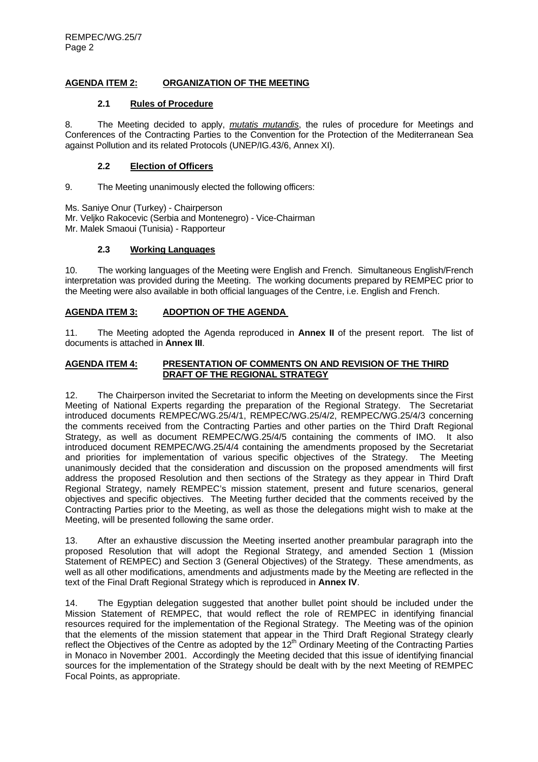## AGENDA ITEM 2: ORGANIZATION OF THE MEETING

### 2.1 Rules of Procedure

8. The Meeting decided to apply, *mutatis mutandis*, the rules of procedure for Meetings and Conferences of the Contracting Parties to the Convention for the Protection of the Mediterranean Sea against Pollution and its related Protocols (UNEP/IG.43/6, Annex XI).

### 2.2 Election of Officers

9. The Meeting unanimously elected the following officers:

Ms. Saniye Onur (Turkey) - Chairperson
Mr. Veljko Rakocevic (Serbia and Montenegro) - Vice-Chairman
Mr. Malek Smaoui (Tunisia) - Rapporteur

### 2.3 Working Languages

10. The working languages of the Meeting were English and French. Simultaneous English/French interpretation was provided during the Meeting. The working documents prepared by REMPEC prior to the Meeting were also available in both official languages of the Centre, i.e. English and French.

## AGENDA ITEM 3: ADOPTION OF THE AGENDA

11. The Meeting adopted the Agenda reproduced in **Annex II** of the present report. The list of documents is attached in **Annex III**.

## AGENDA ITEM 4: PRESENTATION OF COMMENTS ON AND REVISION OF THE THIRD DRAFT OF THE REGIONAL STRATEGY

12. The Chairperson invited the Secretariat to inform the Meeting on developments since the First Meeting of National Experts regarding the preparation of the Regional Strategy. The Secretariat introduced documents REMPEC/WG.25/4/1, REMPEC/WG.25/4/2, REMPEC/WG.25/4/3 concerning the comments received from the Contracting Parties and other parties on the Third Draft Regional Strategy, as well as document REMPEC/WG.25/4/5 containing the comments of IMO. It also introduced document REMPEC/WG.25/4/4 containing the amendments proposed by the Secretariat and priorities for implementation of various specific objectives of the Strategy. The Meeting unanimously decided that the consideration and discussion on the proposed amendments will first address the proposed Resolution and then sections of the Strategy as they appear in Third Draft Regional Strategy, namely REMPEC's mission statement, present and future scenarios, general objectives and specific objectives. The Meeting further decided that the comments received by the Contracting Parties prior to the Meeting, as well as those the delegations might wish to make at the Meeting, will be presented following the same order.

13. After an exhaustive discussion the Meeting inserted another preambular paragraph into the proposed Resolution that will adopt the Regional Strategy, and amended Section 1 (Mission Statement of REMPEC) and Section 3 (General Objectives) of the Strategy. These amendments, as well as all other modifications, amendments and adjustments made by the Meeting are reflected in the text of the Final Draft Regional Strategy which is reproduced in **Annex IV**.

14. The Egyptian delegation suggested that another bullet point should be included under the Mission Statement of REMPEC, that would reflect the role of REMPEC in identifying financial resources required for the implementation of the Regional Strategy. The Meeting was of the opinion that the elements of the mission statement that appear in the Third Draft Regional Strategy clearly reflect the Objectives of the Centre as adopted by the 12th Ordinary Meeting of the Contracting Parties in Monaco in November 2001. Accordingly the Meeting decided that this issue of identifying financial sources for the implementation of the Strategy should be dealt with by the next Meeting of REMPEC Focal Points, as appropriate.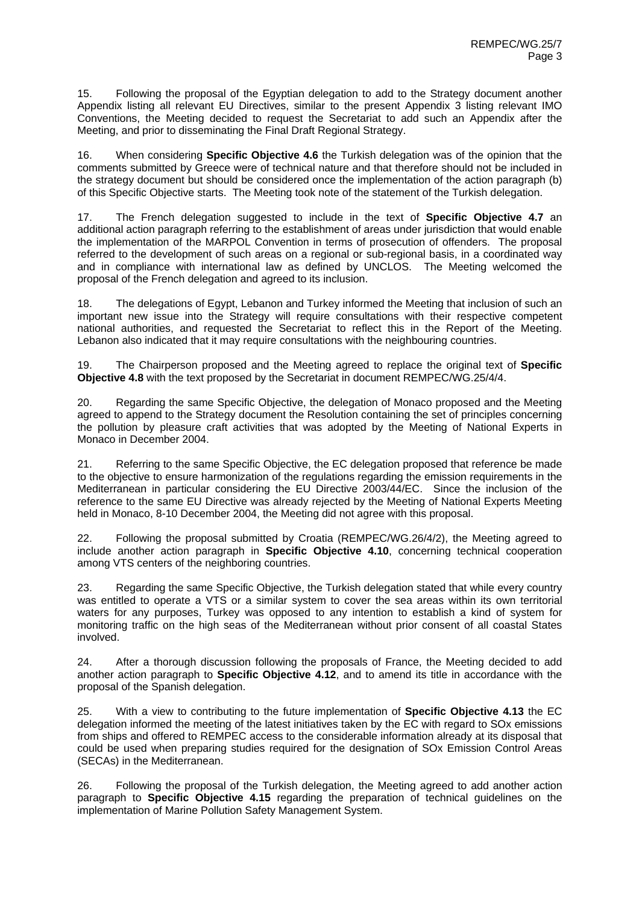15. Following the proposal of the Egyptian delegation to add to the Strategy document another Appendix listing all relevant EU Directives, similar to the present Appendix 3 listing relevant IMO Conventions, the Meeting decided to request the Secretariat to add such an Appendix after the Meeting, and prior to disseminating the Final Draft Regional Strategy.

16. When considering **Specific Objective 4.6** the Turkish delegation was of the opinion that the comments submitted by Greece were of technical nature and that therefore should not be included in the strategy document but should be considered once the implementation of the action paragraph (b) of this Specific Objective starts. The Meeting took note of the statement of the Turkish delegation.

17. The French delegation suggested to include in the text of **Specific Objective 4.7** an additional action paragraph referring to the establishment of areas under jurisdiction that would enable the implementation of the MARPOL Convention in terms of prosecution of offenders. The proposal referred to the development of such areas on a regional or sub-regional basis, in a coordinated way and in compliance with international law as defined by UNCLOS. The Meeting welcomed the proposal of the French delegation and agreed to its inclusion.

18. The delegations of Egypt, Lebanon and Turkey informed the Meeting that inclusion of such an important new issue into the Strategy will require consultations with their respective competent national authorities, and requested the Secretariat to reflect this in the Report of the Meeting. Lebanon also indicated that it may require consultations with the neighbouring countries.

19. The Chairperson proposed and the Meeting agreed to replace the original text of **Specific Objective 4.8** with the text proposed by the Secretariat in document REMPEC/WG.25/4/4.

20. Regarding the same Specific Objective, the delegation of Monaco proposed and the Meeting agreed to append to the Strategy document the Resolution containing the set of principles concerning the pollution by pleasure craft activities that was adopted by the Meeting of National Experts in Monaco in December 2004.

21. Referring to the same Specific Objective, the EC delegation proposed that reference be made to the objective to ensure harmonization of the regulations regarding the emission requirements in the Mediterranean in particular considering the EU Directive 2003/44/EC. Since the inclusion of the reference to the same EU Directive was already rejected by the Meeting of National Experts Meeting held in Monaco, 8-10 December 2004, the Meeting did not agree with this proposal.

22. Following the proposal submitted by Croatia (REMPEC/WG.26/4/2), the Meeting agreed to include another action paragraph in **Specific Objective 4.10**, concerning technical cooperation among VTS centers of the neighboring countries.

23. Regarding the same Specific Objective, the Turkish delegation stated that while every country was entitled to operate a VTS or a similar system to cover the sea areas within its own territorial waters for any purposes, Turkey was opposed to any intention to establish a kind of system for monitoring traffic on the high seas of the Mediterranean without prior consent of all coastal States involved.

24. After a thorough discussion following the proposals of France, the Meeting decided to add another action paragraph to **Specific Objective 4.12**, and to amend its title in accordance with the proposal of the Spanish delegation.

25. With a view to contributing to the future implementation of **Specific Objective 4.13** the EC delegation informed the meeting of the latest initiatives taken by the EC with regard to SOx emissions from ships and offered to REMPEC access to the considerable information already at its disposal that could be used when preparing studies required for the designation of SOx Emission Control Areas (SECAs) in the Mediterranean.

26. Following the proposal of the Turkish delegation, the Meeting agreed to add another action paragraph to **Specific Objective 4.15** regarding the preparation of technical guidelines on the implementation of Marine Pollution Safety Management System.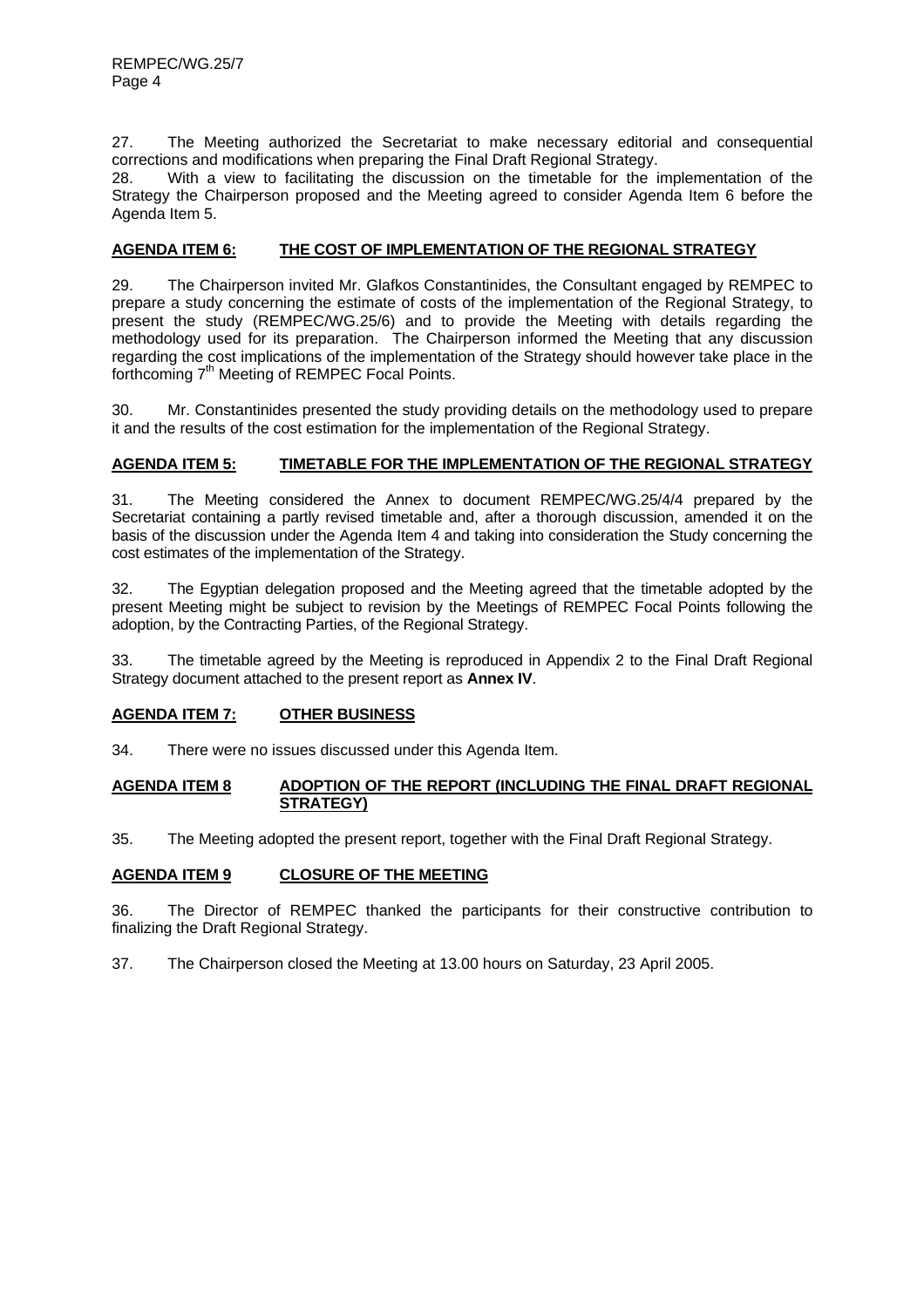27. The Meeting authorized the Secretariat to make necessary editorial and consequential corrections and modifications when preparing the Final Draft Regional Strategy.

28. With a view to facilitating the discussion on the timetable for the implementation of the Strategy the Chairperson proposed and the Meeting agreed to consider Agenda Item 6 before the Agenda Item 5.

## AGENDA ITEM 6: THE COST OF IMPLEMENTATION OF THE REGIONAL STRATEGY

29. The Chairperson invited Mr. Glafkos Constantinides, the Consultant engaged by REMPEC to prepare a study concerning the estimate of costs of the implementation of the Regional Strategy, to present the study (REMPEC/WG.25/6) and to provide the Meeting with details regarding the methodology used for its preparation. The Chairperson informed the Meeting that any discussion regarding the cost implications of the implementation of the Strategy should however take place in the forthcoming 7th Meeting of REMPEC Focal Points.

30. Mr. Constantinides presented the study providing details on the methodology used to prepare it and the results of the cost estimation for the implementation of the Regional Strategy.

## AGENDA ITEM 5: TIMETABLE FOR THE IMPLEMENTATION OF THE REGIONAL STRATEGY

31. The Meeting considered the Annex to document REMPEC/WG.25/4/4 prepared by the Secretariat containing a partly revised timetable and, after a thorough discussion, amended it on the basis of the discussion under the Agenda Item 4 and taking into consideration the Study concerning the cost estimates of the implementation of the Strategy.

32. The Egyptian delegation proposed and the Meeting agreed that the timetable adopted by the present Meeting might be subject to revision by the Meetings of REMPEC Focal Points following the adoption, by the Contracting Parties, of the Regional Strategy.

33. The timetable agreed by the Meeting is reproduced in Appendix 2 to the Final Draft Regional Strategy document attached to the present report as **Annex IV**.

## AGENDA ITEM 7: OTHER BUSINESS

34. There were no issues discussed under this Agenda Item.

## AGENDA ITEM 8 ADOPTION OF THE REPORT (INCLUDING THE FINAL DRAFT REGIONAL STRATEGY)

35. The Meeting adopted the present report, together with the Final Draft Regional Strategy.

## AGENDA ITEM 9 CLOSURE OF THE MEETING

36. The Director of REMPEC thanked the participants for their constructive contribution to finalizing the Draft Regional Strategy.

37. The Chairperson closed the Meeting at 13.00 hours on Saturday, 23 April 2005.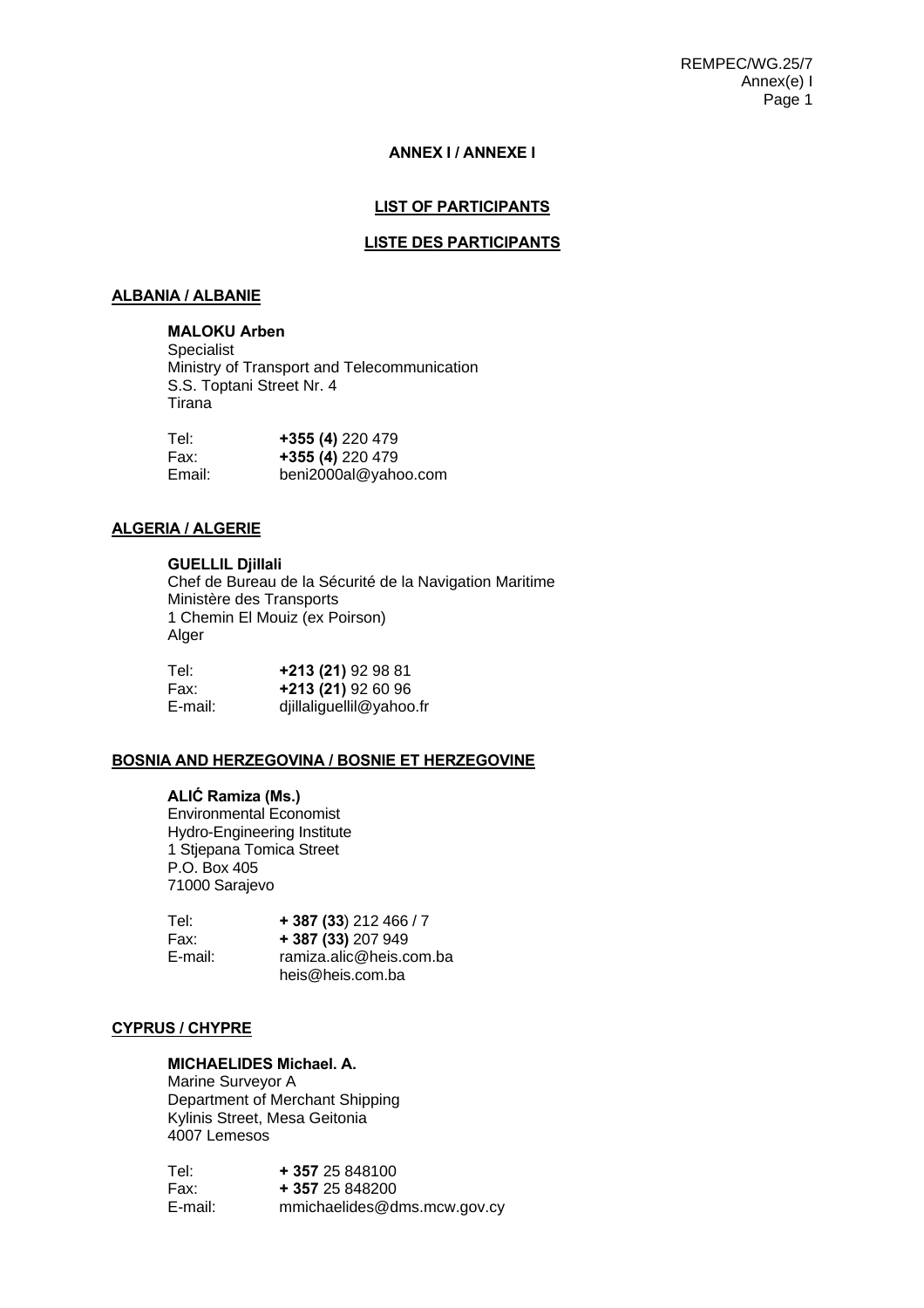**ANNEX I / ANNEXE I**

**LIST OF PARTICIPANTS**

**LISTE DES PARTICIPANTS**

**ALBANIA / ALBANIE**

**MALOKU Arben**
Specialist
Ministry of Transport and Telecommunication
S.S. Toptani Street Nr. 4
Tirana

Tel: **+355 (4)** 220 479
Fax: **+355 (4)** 220 479
Email: beni2000al@yahoo.com

**ALGERIA / ALGERIE**

**GUELLIL Djillali**
Chef de Bureau de la Sécurité de la Navigation Maritime
Ministère des Transports
1 Chemin El Mouiz (ex Poirson)
Alger

Tel: **+213 (21)** 92 98 81
Fax: **+213 (21)** 92 60 96
E-mail: djillaliguellil@yahoo.fr

**BOSNIA AND HERZEGOVINA / BOSNIE ET HERZEGOVINE**

**ALIĆ Ramiza (Ms.)**
Environmental Economist
Hydro-Engineering Institute
1 Stjepana Tomica Street
P.O. Box 405
71000 Sarajevo

Tel: **+ 387 (33**) 212 466 / 7
Fax: **+ 387 (33)** 207 949
E-mail: ramiza.alic@heis.com.ba
heis@heis.com.ba

**CYPRUS / CHYPRE**

**MICHAELIDES Michael. A.**
Marine Surveyor A
Department of Merchant Shipping
Kylinis Street, Mesa Geitonia
4007 Lemesos

Tel: **+ 357** 25 848100
Fax: **+ 357** 25 848200
E-mail: mmichaelides@dms.mcw.gov.cy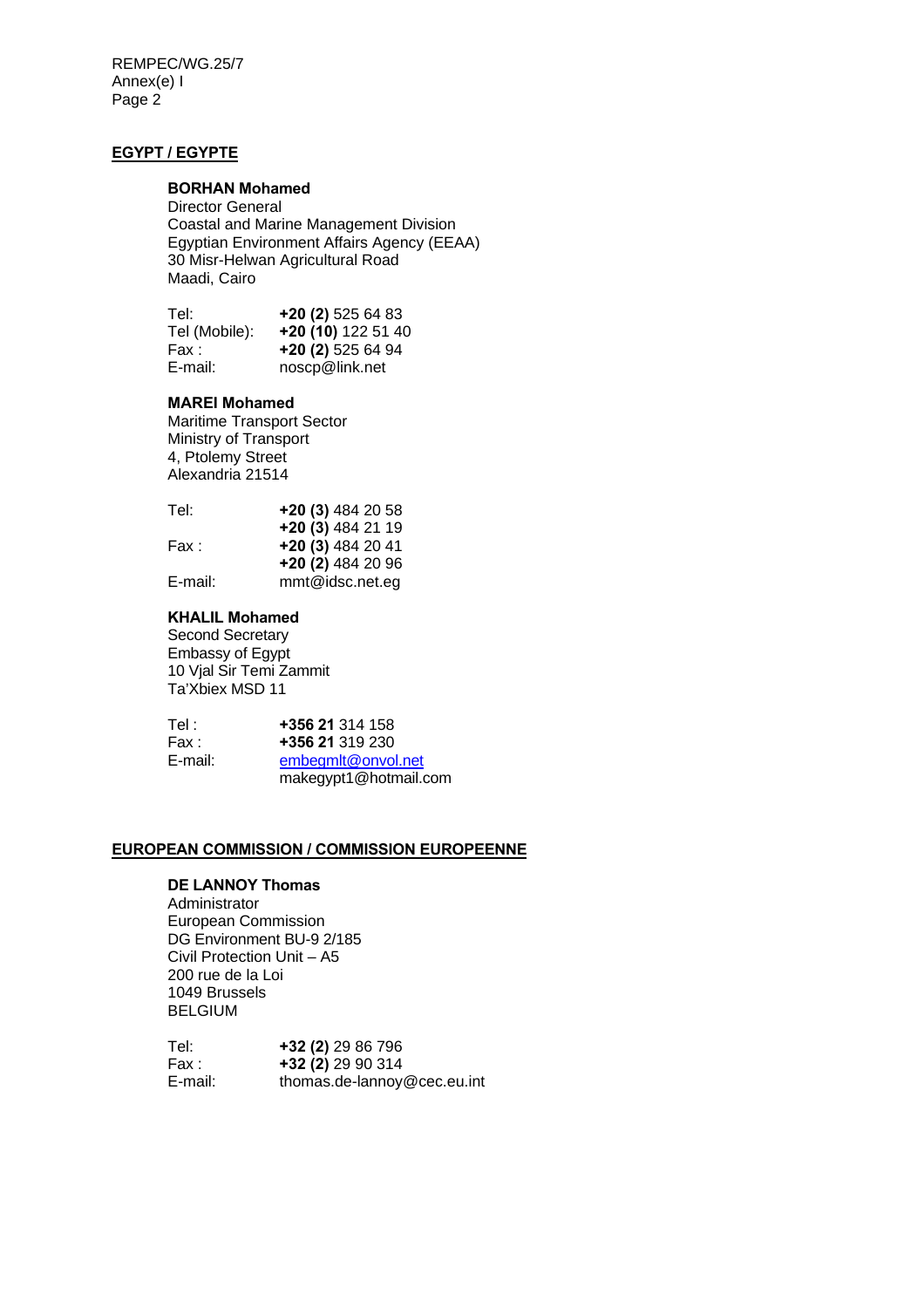## EGYPT / EGYPTE

**BORHAN Mohamed**
Director General
Coastal and Marine Management Division
Egyptian Environment Affairs Agency (EEAA)
30 Misr-Helwan Agricultural Road
Maadi, Cairo

| | |
|---|---|
| Tel: | **+20 (2)** 525 64 83 |
| Tel (Mobile): | **+20 (10)** 122 51 40 |
| Fax : | **+20 (2)** 525 64 94 |
| E-mail: | noscp@link.net |

**MAREI Mohamed**
Maritime Transport Sector
Ministry of Transport
4, Ptolemy Street
Alexandria 21514

| | |
|---|---|
| Tel: | **+20 (3)** 484 20 58 |
| | **+20 (3)** 484 21 19 |
| Fax : | **+20 (3)** 484 20 41 |
| | **+20 (2)** 484 20 96 |
| E-mail: | mmt@idsc.net.eg |

**KHALIL Mohamed**
Second Secretary
Embassy of Egypt
10 Vjal Sir Temi Zammit
Ta'Xbiex MSD 11

| | |
|---|---|
| Tel : | **+356 21** 314 158 |
| Fax : | **+356 21** 319 230 |
| E-mail: | embegmlt@onvol.net |
| | makegypt1@hotmail.com |

## EUROPEAN COMMISSION / COMMISSION EUROPEENNE

**DE LANNOY Thomas**
Administrator
European Commission
DG Environment BU-9 2/185
Civil Protection Unit – A5
200 rue de la Loi
1049 Brussels
BELGIUM

| | |
|---|---|
| Tel: | **+32 (2)** 29 86 796 |
| Fax : | **+32 (2)** 29 90 314 |
| E-mail: | thomas.de-lannoy@cec.eu.int |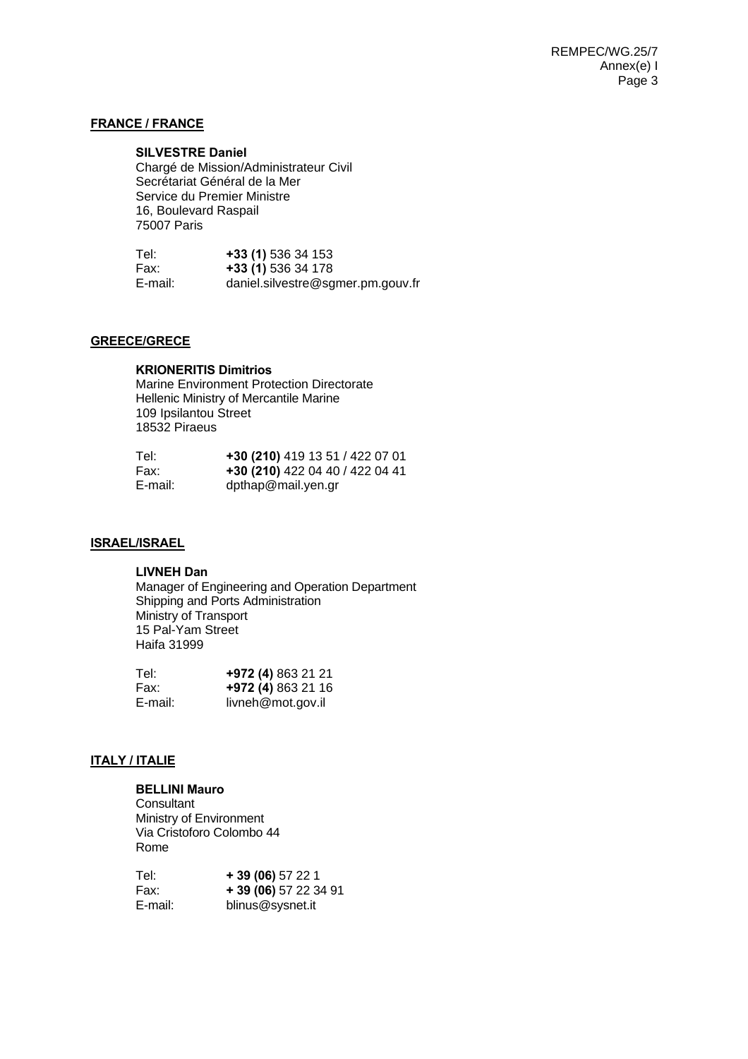**FRANCE / FRANCE**

**SILVESTRE Daniel**
Chargé de Mission/Administrateur Civil
Secrétariat Général de la Mer
Service du Premier Ministre
16, Boulevard Raspail
75007 Paris

| | |
|---|---|
| Tel: | **+33 (1)** 536 34 153 |
| Fax: | **+33 (1)** 536 34 178 |
| E-mail: | daniel.silvestre@sgmer.pm.gouv.fr |

**GREECE/GRECE**

**KRIONERITIS Dimitrios**
Marine Environment Protection Directorate
Hellenic Ministry of Mercantile Marine
109 Ipsilantou Street
18532 Piraeus

| | |
|---|---|
| Tel: | **+30 (210)** 419 13 51 / 422 07 01 |
| Fax: | **+30 (210)** 422 04 40 / 422 04 41 |
| E-mail: | dpthap@mail.yen.gr |

**ISRAEL/ISRAEL**

**LIVNEH Dan**
Manager of Engineering and Operation Department
Shipping and Ports Administration
Ministry of Transport
15 Pal-Yam Street
Haifa 31999

| | |
|---|---|
| Tel: | **+972 (4)** 863 21 21 |
| Fax: | **+972 (4)** 863 21 16 |
| E-mail: | livneh@mot.gov.il |

**ITALY / ITALIE**

**BELLINI Mauro**
Consultant
Ministry of Environment
Via Cristoforo Colombo 44
Rome

| | |
|---|---|
| Tel: | **+ 39 (06)** 57 22 1 |
| Fax: | **+ 39 (06)** 57 22 34 91 |
| E-mail: | blinus@sysnet.it |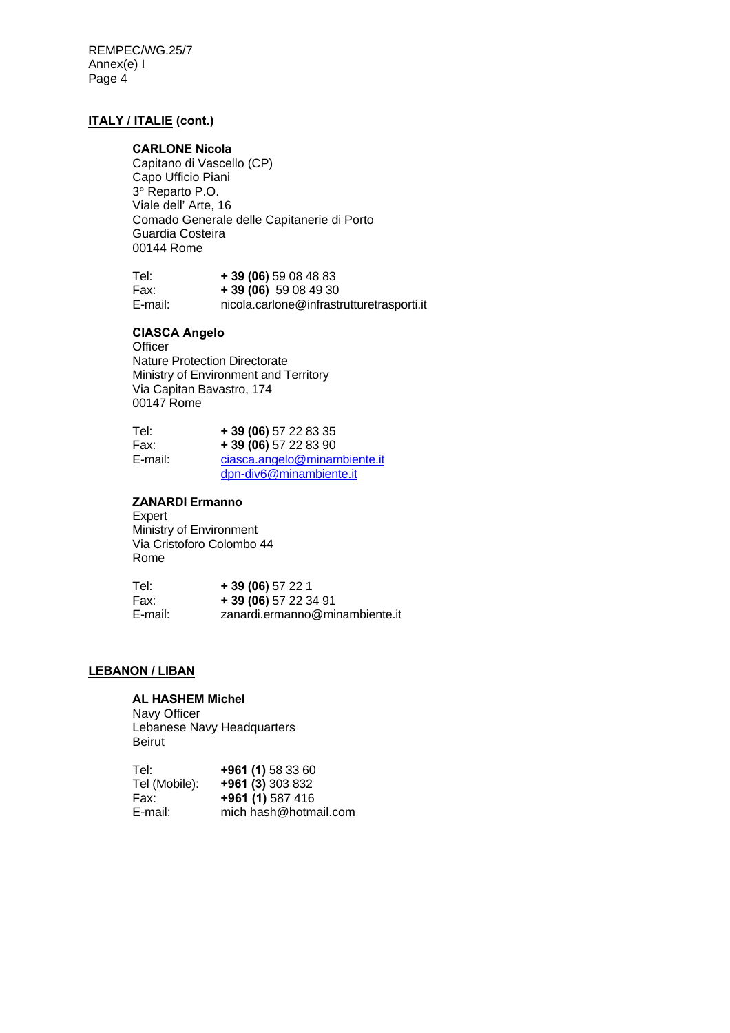**ITALY / ITALIE (cont.)**

**CARLONE Nicola**
Capitano di Vascello (CP)
Capo Ufficio Piani
3° Reparto P.O.
Viale dell' Arte, 16
Comado Generale delle Capitanerie di Porto
Guardia Costeira
00144 Rome

Tel: **+ 39 (06)** 59 08 48 83
Fax: **+ 39 (06)** 59 08 49 30
E-mail: nicola.carlone@infrastrutturetrasporti.it

**CIASCA Angelo**
Officer
Nature Protection Directorate
Ministry of Environment and Territory
Via Capitan Bavastro, 174
00147 Rome

Tel: **+ 39 (06)** 57 22 83 35
Fax: **+ 39 (06)** 57 22 83 90
E-mail: ciasca.angelo@minambiente.it
dpn-div6@minambiente.it

**ZANARDI Ermanno**
Expert
Ministry of Environment
Via Cristoforo Colombo 44
Rome

Tel: **+ 39 (06)** 57 22 1
Fax: **+ 39 (06)** 57 22 34 91
E-mail: zanardi.ermanno@minambiente.it

**LEBANON / LIBAN**

**AL HASHEM Michel**
Navy Officer
Lebanese Navy Headquarters
Beirut

Tel: **+961 (1)** 58 33 60
Tel (Mobile): **+961 (3)** 303 832
Fax: **+961 (1)** 587 416
E-mail: mich hash@hotmail.com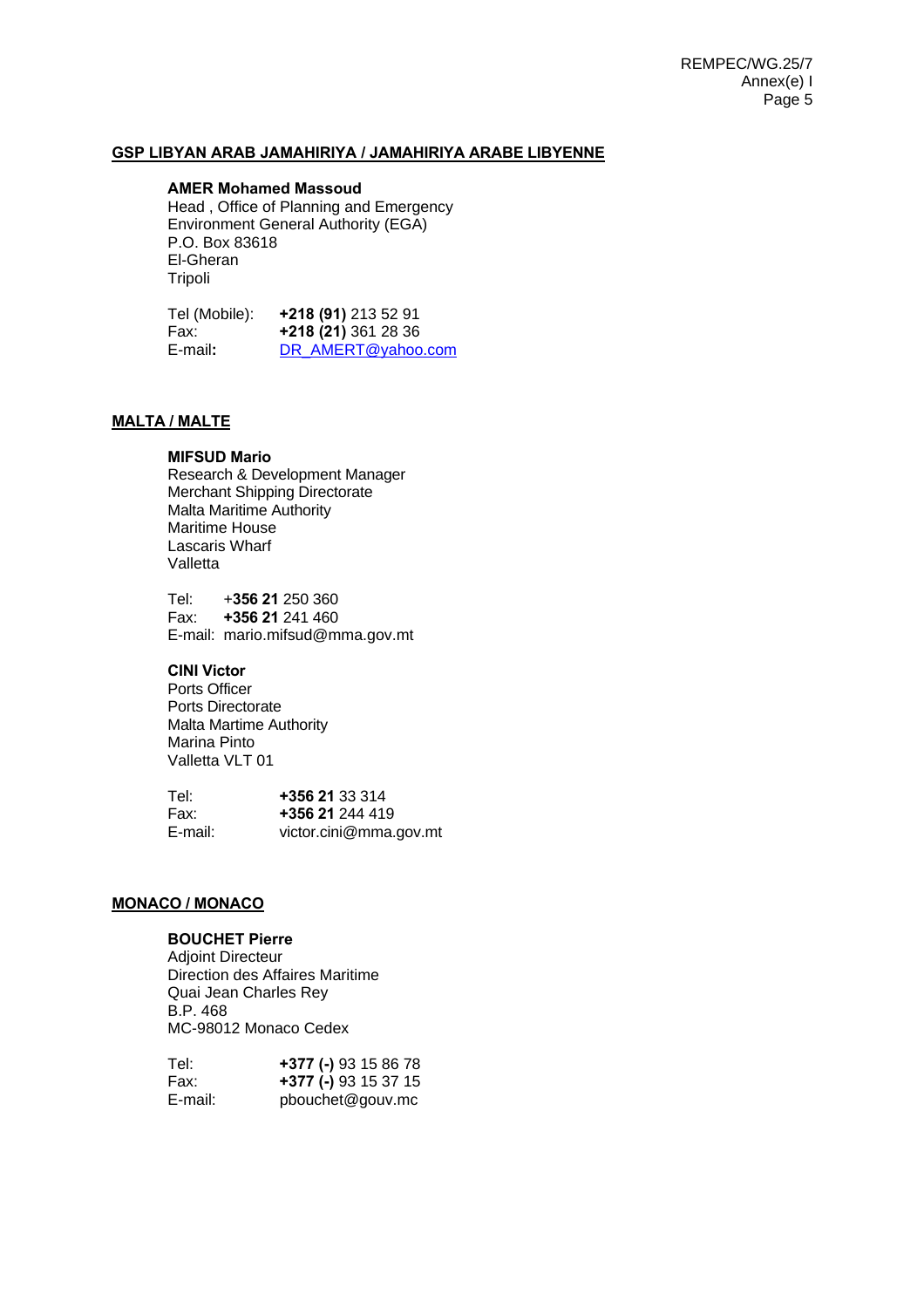**GSP LIBYAN ARAB JAMAHIRIYA / JAMAHIRIYA ARABE LIBYENNE**

**AMER Mohamed Massoud**
Head , Office of Planning and Emergency
Environment General Authority (EGA)
P.O. Box 83618
El-Gheran
Tripoli

Tel (Mobile): **+218 (91)** 213 52 91
Fax: **+218 (21)** 361 28 36
E-mail**:** DR_AMERT@yahoo.com

**MALTA / MALTE**

**MIFSUD Mario**
Research & Development Manager
Merchant Shipping Directorate
Malta Maritime Authority
Maritime House
Lascaris Wharf
Valletta

Tel: +**356 21** 250 360
Fax: **+356 21** 241 460
E-mail: mario.mifsud@mma.gov.mt

**CINI Victor**
Ports Officer
Ports Directorate
Malta Martime Authority
Marina Pinto
Valletta VLT 01

Tel: **+356 21** 33 314
Fax: **+356 21** 244 419
E-mail: victor.cini@mma.gov.mt

**MONACO / MONACO**

**BOUCHET Pierre**
Adjoint Directeur
Direction des Affaires Maritime
Quai Jean Charles Rey
B.P. 468
MC-98012 Monaco Cedex

Tel: **+377 (-)** 93 15 86 78
Fax: **+377 (-)** 93 15 37 15
E-mail: pbouchet@gouv.mc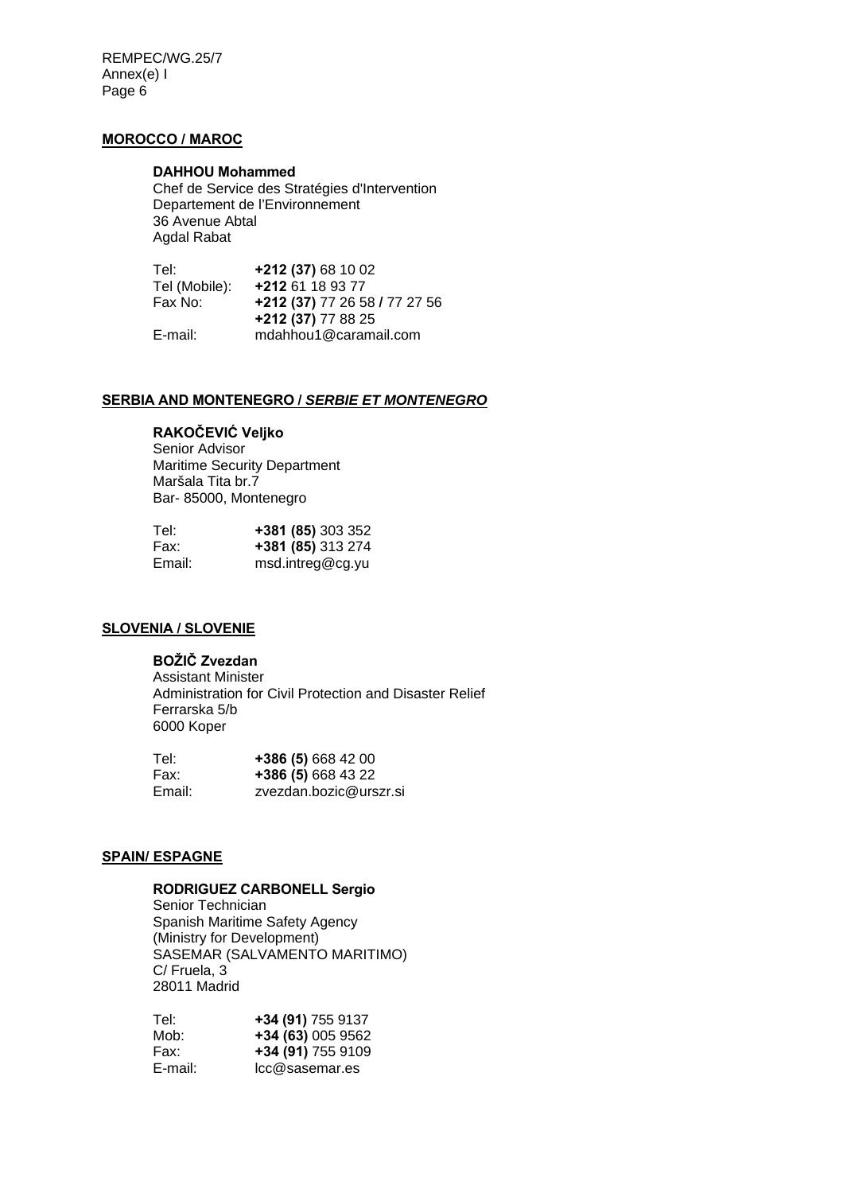## MOROCCO / MAROC

**DAHHOU Mohammed**
Chef de Service des Stratégies d'Intervention
Departement de l'Environnement
36 Avenue Abtal
Agdal Rabat

| | |
|---|---|
| Tel: | **+212 (37)** 68 10 02 |
| Tel (Mobile): | **+212** 61 18 93 77 |
| Fax No: | **+212 (37)** 77 26 58 **/** 77 27 56 |
| | **+212 (37)** 77 88 25 |
| E-mail: | mdahhou1@caramail.com |

## SERBIA AND MONTENEGRO / *SERBIE ET MONTENEGRO*

**RAKOČEVIĆ Veljko**
Senior Advisor
Maritime Security Department
Maršala Tita br.7
Bar- 85000, Montenegro

| | |
|---|---|
| Tel: | **+381 (85)** 303 352 |
| Fax: | **+381 (85)** 313 274 |
| Email: | msd.intreg@cg.yu |

## SLOVENIA / SLOVENIE

**BOŽIČ Zvezdan**
Assistant Minister
Administration for Civil Protection and Disaster Relief
Ferrarska 5/b
6000 Koper

| | |
|---|---|
| Tel: | **+386 (5)** 668 42 00 |
| Fax: | **+386 (5)** 668 43 22 |
| Email: | zvezdan.bozic@urszr.si |

## SPAIN/ ESPAGNE

**RODRIGUEZ CARBONELL Sergio**
Senior Technician
Spanish Maritime Safety Agency
(Ministry for Development)
SASEMAR (SALVAMENTO MARITIMO)
C/ Fruela, 3
28011 Madrid

| | |
|---|---|
| Tel: | **+34 (91)** 755 9137 |
| Mob: | **+34 (63)** 005 9562 |
| Fax: | **+34 (91)** 755 9109 |
| E-mail: | lcc@sasemar.es |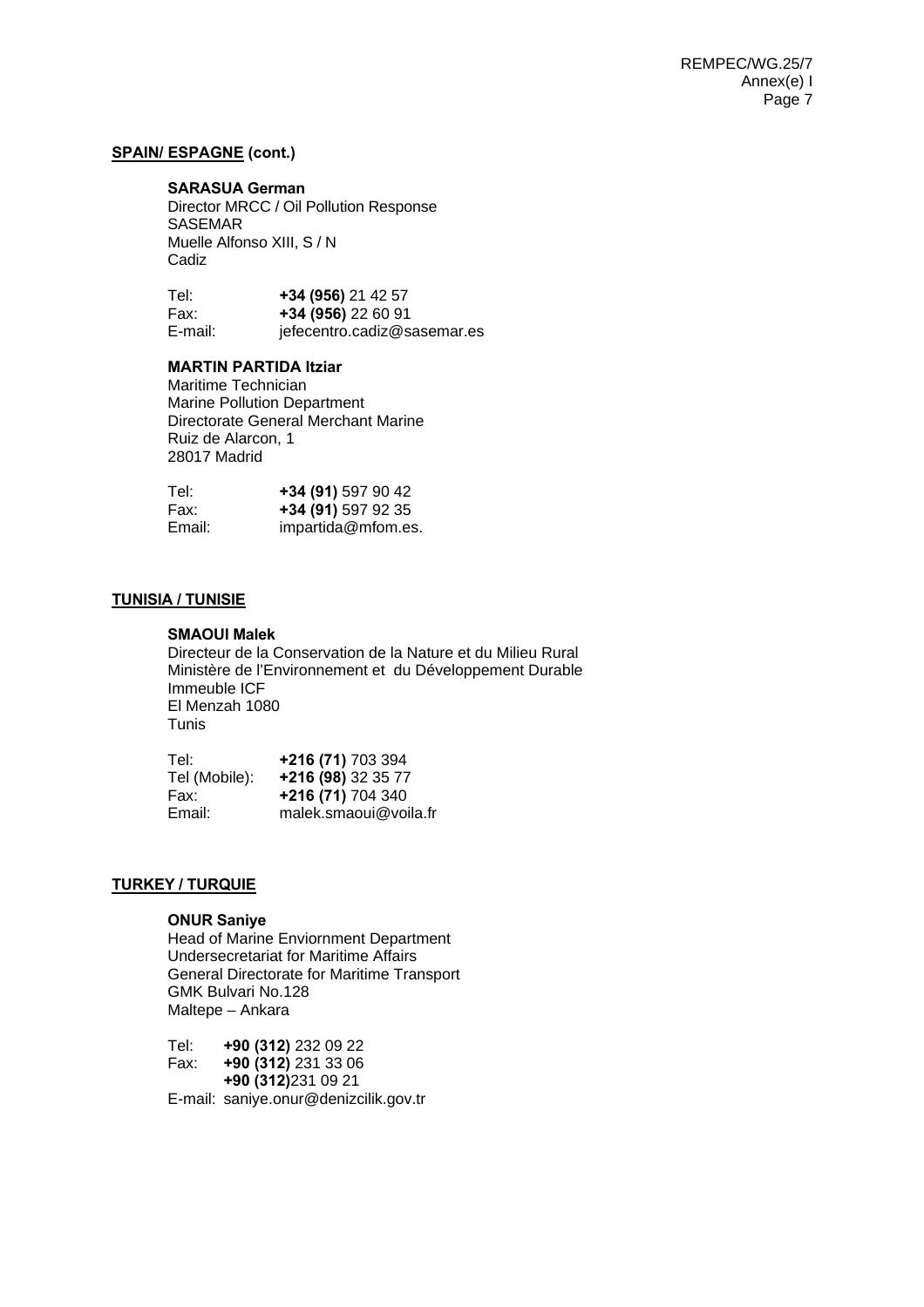**SPAIN/ ESPAGNE (cont.)**

**SARASUA German**
Director MRCC / Oil Pollution Response
SASEMAR
Muelle Alfonso XIII, S / N
Cadiz

Tel: **+34 (956)** 21 42 57
Fax: **+34 (956)** 22 60 91
E-mail: jefecentro.cadiz@sasemar.es

**MARTIN PARTIDA Itziar**
Maritime Technician
Marine Pollution Department
Directorate General Merchant Marine
Ruiz de Alarcon, 1
28017 Madrid

Tel: **+34 (91)** 597 90 42
Fax: **+34 (91)** 597 92 35
Email: impartida@mfom.es.

**TUNISIA / TUNISIE**

**SMAOUI Malek**
Directeur de la Conservation de la Nature et du Milieu Rural
Ministère de l'Environnement et du Développement Durable
Immeuble ICF
El Menzah 1080
Tunis

Tel: **+216 (71)** 703 394
Tel (Mobile): **+216 (98)** 32 35 77
Fax: **+216 (71)** 704 340
Email: malek.smaoui@voila.fr

**TURKEY / TURQUIE**

**ONUR Saniye**
Head of Marine Enviornment Department
Undersecretariat for Maritime Affairs
General Directorate for Maritime Transport
GMK Bulvari No.128
Maltepe – Ankara

Tel: **+90 (312)** 232 09 22
Fax: **+90 (312)** 231 33 06
**+90 (312)**231 09 21
E-mail: saniye.onur@denizcilik.gov.tr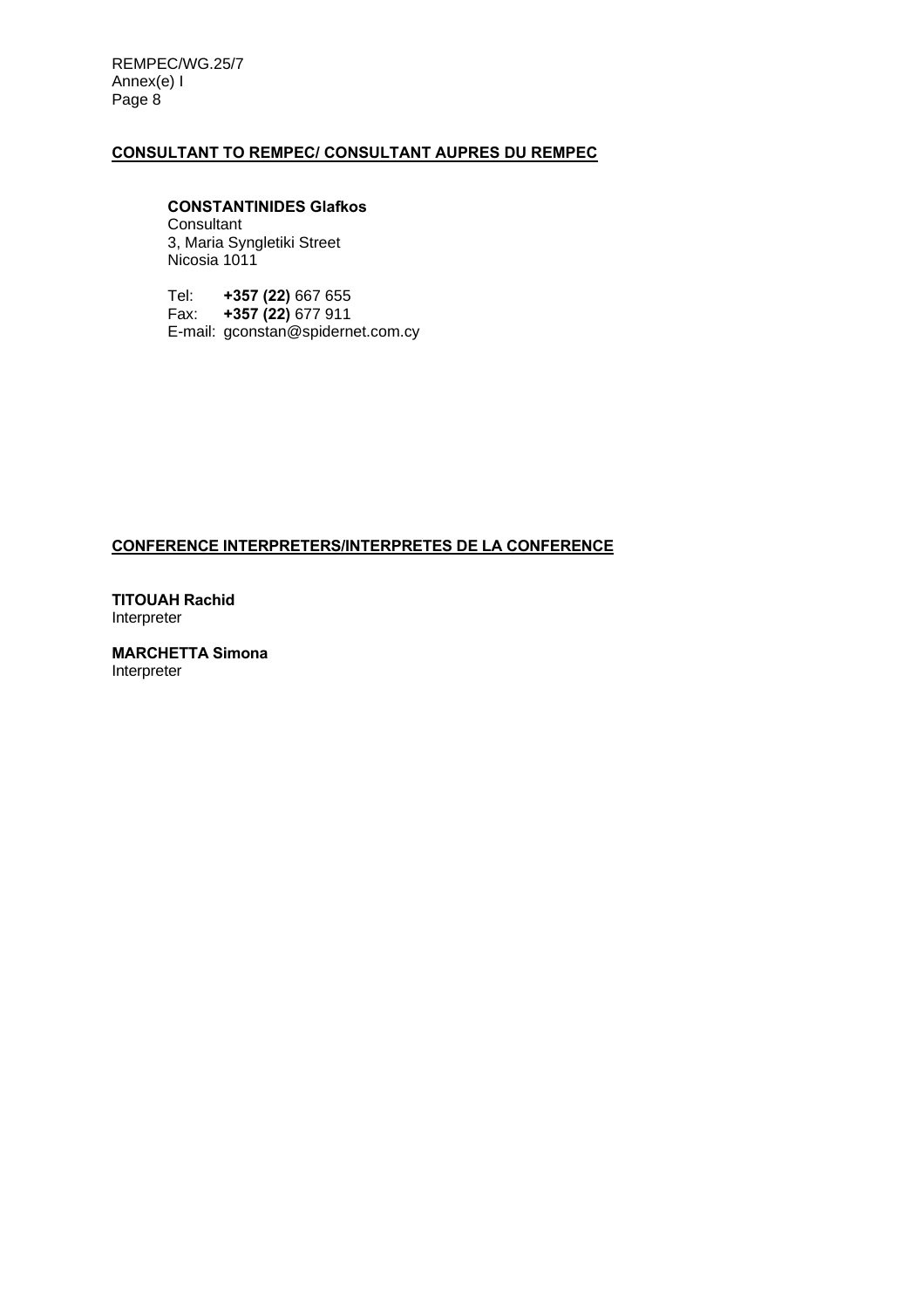## CONSULTANT TO REMPEC/ CONSULTANT AUPRES DU REMPEC

**CONSTANTINIDES Glafkos**
Consultant
3, Maria Syngletiki Street
Nicosia 1011

Tel: **+357 (22)** 667 655
Fax: **+357 (22)** 677 911
E-mail: gconstan@spidernet.com.cy

## CONFERENCE INTERPRETERS/INTERPRETES DE LA CONFERENCE

**TITOUAH Rachid**
Interpreter

**MARCHETTA Simona**
Interpreter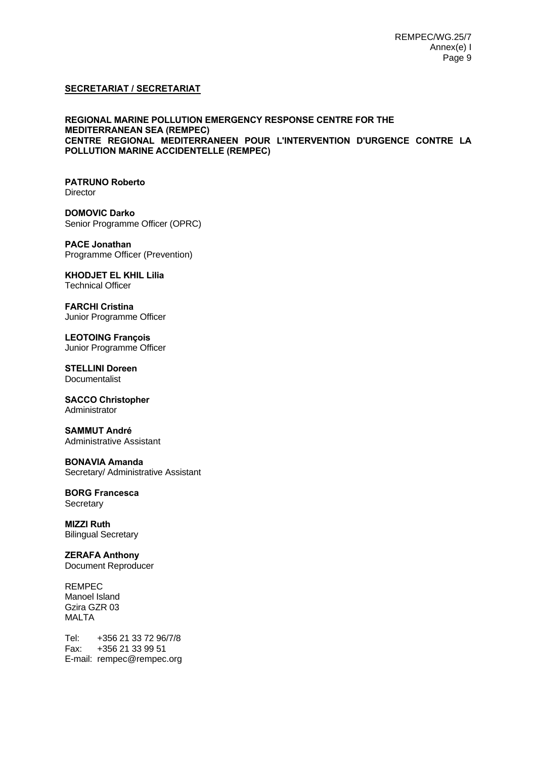**<u>SECRETARIAT / SECRETARIAT</u>**

**REGIONAL MARINE POLLUTION EMERGENCY RESPONSE CENTRE FOR THE MEDITERRANEAN SEA (REMPEC)**
**CENTRE REGIONAL MEDITERRANEEN POUR L'INTERVENTION D'URGENCE CONTRE LA POLLUTION MARINE ACCIDENTELLE (REMPEC)**

**PATRUNO Roberto**
Director

**DOMOVIC Darko**
Senior Programme Officer (OPRC)

**PACE Jonathan**
Programme Officer (Prevention)

**KHODJET EL KHIL Lilia**
Technical Officer

**FARCHI Cristina**
Junior Programme Officer

**LEOTOING François**
Junior Programme Officer

**STELLINI Doreen**
Documentalist

**SACCO Christopher**
Administrator

**SAMMUT André**
Administrative Assistant

**BONAVIA Amanda**
Secretary/ Administrative Assistant

**BORG Francesca**
Secretary

**MIZZI Ruth**
Bilingual Secretary

**ZERAFA Anthony**
Document Reproducer

REMPEC
Manoel Island
Gzira GZR 03
MALTA

Tel: +356 21 33 72 96/7/8
Fax: +356 21 33 99 51
E-mail: rempec@rempec.org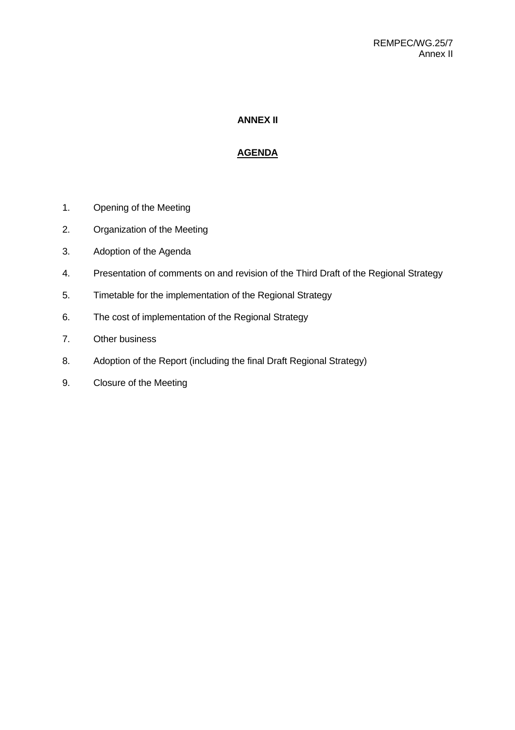# ANNEX II

## AGENDA

1. Opening of the Meeting
2. Organization of the Meeting
3. Adoption of the Agenda
4. Presentation of comments on and revision of the Third Draft of the Regional Strategy
5. Timetable for the implementation of the Regional Strategy
6. The cost of implementation of the Regional Strategy
7. Other business
8. Adoption of the Report (including the final Draft Regional Strategy)
9. Closure of the Meeting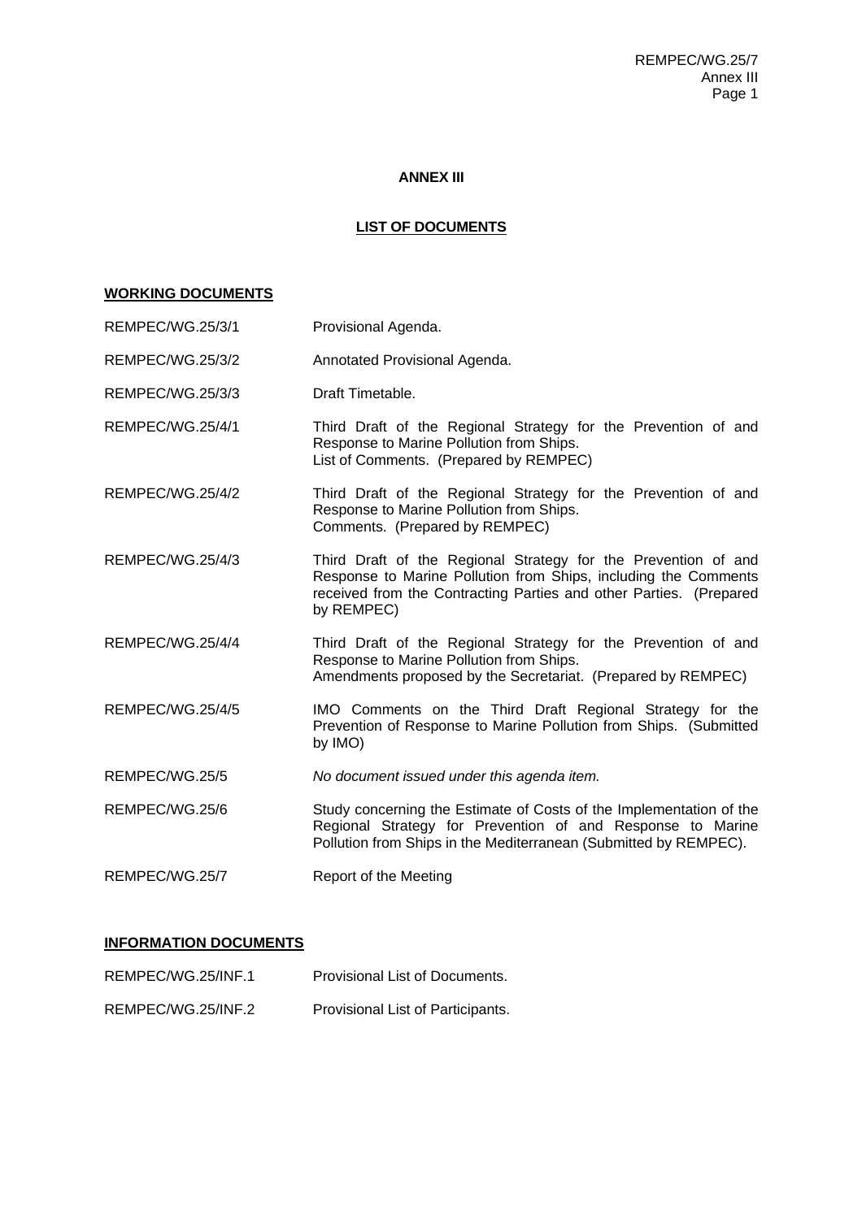# ANNEX III

## LIST OF DOCUMENTS

### WORKING DOCUMENTS

| | |
|---|---|
| REMPEC/WG.25/3/1 | Provisional Agenda. |
| REMPEC/WG.25/3/2 | Annotated Provisional Agenda. |
| REMPEC/WG.25/3/3 | Draft Timetable. |
| REMPEC/WG.25/4/1 | Third Draft of the Regional Strategy for the Prevention of and Response to Marine Pollution from Ships.<br>List of Comments. (Prepared by REMPEC) |
| REMPEC/WG.25/4/2 | Third Draft of the Regional Strategy for the Prevention of and Response to Marine Pollution from Ships.<br>Comments. (Prepared by REMPEC) |
| REMPEC/WG.25/4/3 | Third Draft of the Regional Strategy for the Prevention of and Response to Marine Pollution from Ships, including the Comments received from the Contracting Parties and other Parties. (Prepared by REMPEC) |
| REMPEC/WG.25/4/4 | Third Draft of the Regional Strategy for the Prevention of and Response to Marine Pollution from Ships.<br>Amendments proposed by the Secretariat. (Prepared by REMPEC) |
| REMPEC/WG.25/4/5 | IMO Comments on the Third Draft Regional Strategy for the Prevention of Response to Marine Pollution from Ships. (Submitted by IMO) |
| REMPEC/WG.25/5 | *No document issued under this agenda item.* |
| REMPEC/WG.25/6 | Study concerning the Estimate of Costs of the Implementation of the Regional Strategy for Prevention of and Response to Marine Pollution from Ships in the Mediterranean (Submitted by REMPEC). |
| REMPEC/WG.25/7 | Report of the Meeting |

### INFORMATION DOCUMENTS

| | |
|---|---|
| REMPEC/WG.25/INF.1 | Provisional List of Documents. |
| REMPEC/WG.25/INF.2 | Provisional List of Participants. |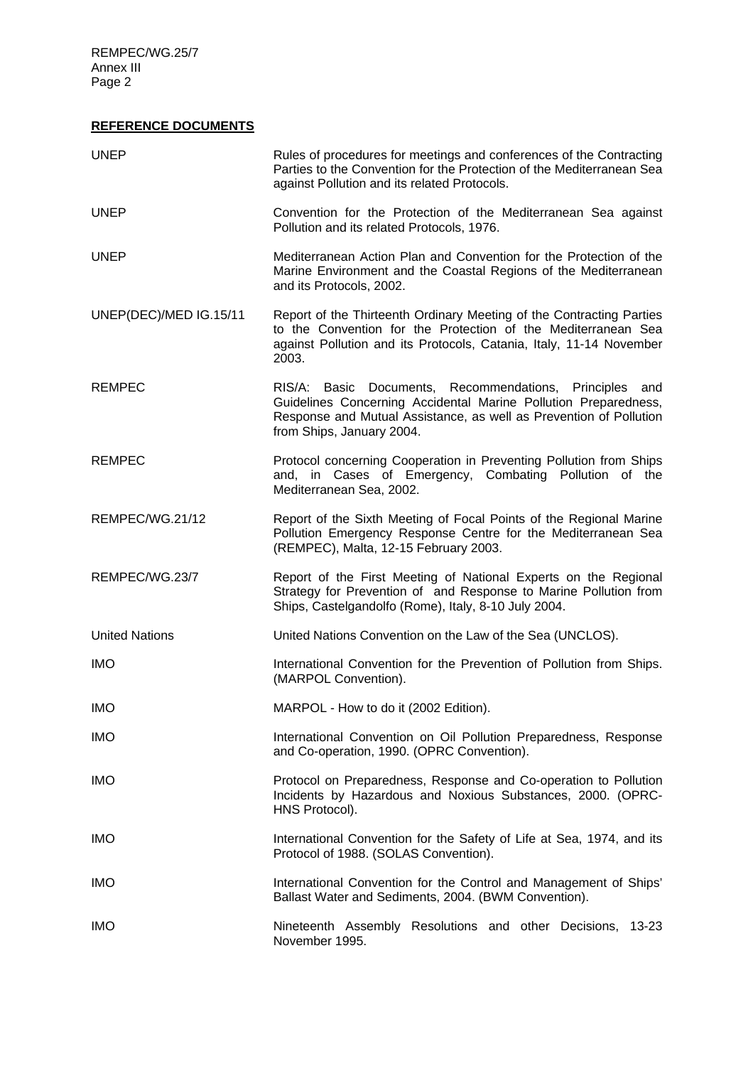## REFERENCE DOCUMENTS

| | |
|---|---|
| UNEP | Rules of procedures for meetings and conferences of the Contracting Parties to the Convention for the Protection of the Mediterranean Sea against Pollution and its related Protocols. |
| UNEP | Convention for the Protection of the Mediterranean Sea against Pollution and its related Protocols, 1976. |
| UNEP | Mediterranean Action Plan and Convention for the Protection of the Marine Environment and the Coastal Regions of the Mediterranean and its Protocols, 2002. |
| UNEP(DEC)/MED IG.15/11 | Report of the Thirteenth Ordinary Meeting of the Contracting Parties to the Convention for the Protection of the Mediterranean Sea against Pollution and its Protocols, Catania, Italy, 11-14 November 2003. |
| REMPEC | RIS/A: Basic Documents, Recommendations, Principles and Guidelines Concerning Accidental Marine Pollution Preparedness, Response and Mutual Assistance, as well as Prevention of Pollution from Ships, January 2004. |
| REMPEC | Protocol concerning Cooperation in Preventing Pollution from Ships and, in Cases of Emergency, Combating Pollution of the Mediterranean Sea, 2002. |
| REMPEC/WG.21/12 | Report of the Sixth Meeting of Focal Points of the Regional Marine Pollution Emergency Response Centre for the Mediterranean Sea (REMPEC), Malta, 12-15 February 2003. |
| REMPEC/WG.23/7 | Report of the First Meeting of National Experts on the Regional Strategy for Prevention of and Response to Marine Pollution from Ships, Castelgandolfo (Rome), Italy, 8-10 July 2004. |
| United Nations | United Nations Convention on the Law of the Sea (UNCLOS). |
| IMO | International Convention for the Prevention of Pollution from Ships. (MARPOL Convention). |
| IMO | MARPOL - How to do it (2002 Edition). |
| IMO | International Convention on Oil Pollution Preparedness, Response and Co-operation, 1990. (OPRC Convention). |
| IMO | Protocol on Preparedness, Response and Co-operation to Pollution Incidents by Hazardous and Noxious Substances, 2000. (OPRC-HNS Protocol). |
| IMO | International Convention for the Safety of Life at Sea, 1974, and its Protocol of 1988. (SOLAS Convention). |
| IMO | International Convention for the Control and Management of Ships' Ballast Water and Sediments, 2004. (BWM Convention). |
| IMO | Nineteenth Assembly Resolutions and other Decisions, 13-23 November 1995. |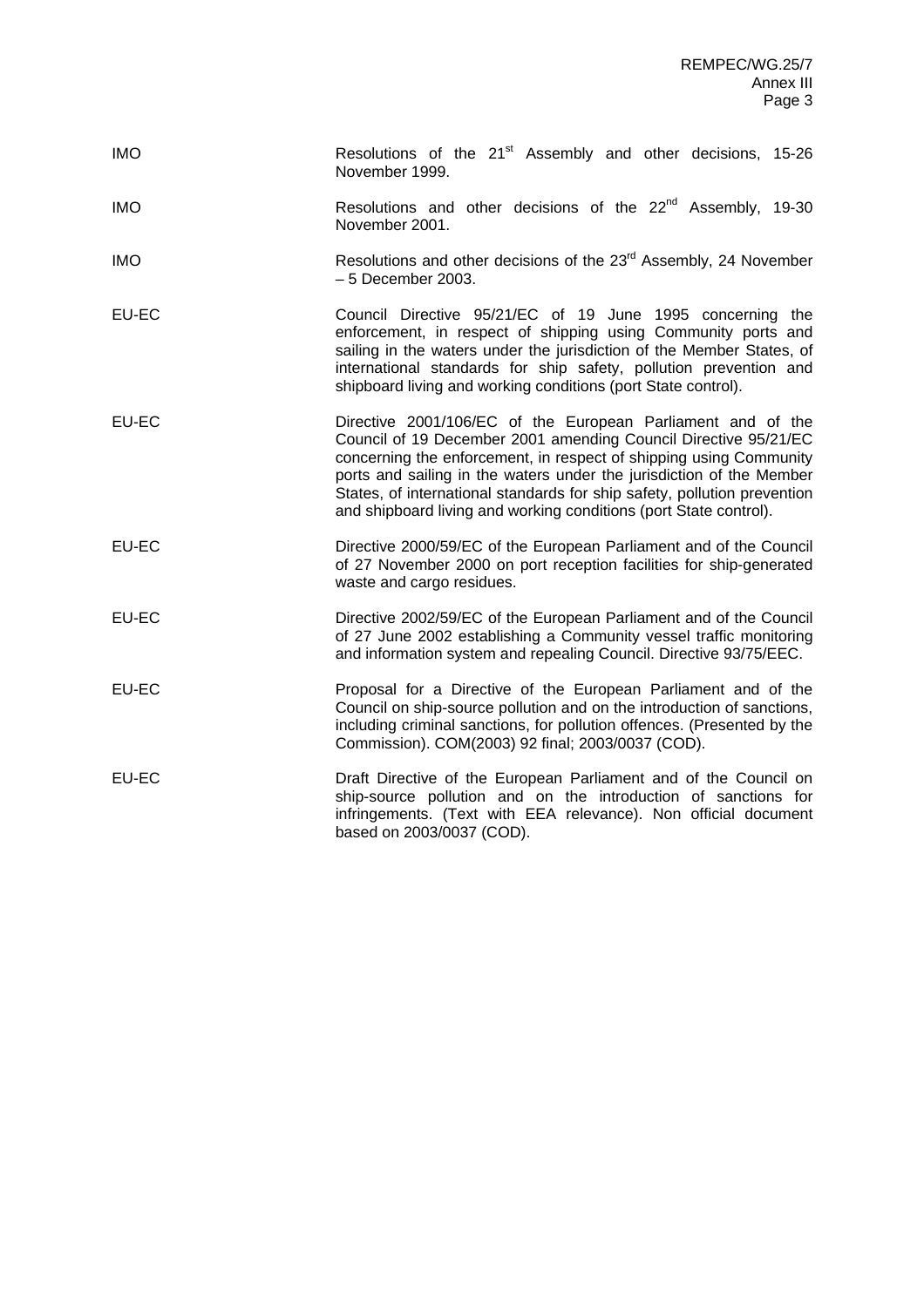| | |
|---|---|
| IMO | Resolutions of the 21st Assembly and other decisions, 15-26 November 1999. |
| IMO | Resolutions and other decisions of the 22nd Assembly, 19-30 November 2001. |
| IMO | Resolutions and other decisions of the 23rd Assembly, 24 November – 5 December 2003. |
| EU-EC | Council Directive 95/21/EC of 19 June 1995 concerning the enforcement, in respect of shipping using Community ports and sailing in the waters under the jurisdiction of the Member States, of international standards for ship safety, pollution prevention and shipboard living and working conditions (port State control). |
| EU-EC | Directive 2001/106/EC of the European Parliament and of the Council of 19 December 2001 amending Council Directive 95/21/EC concerning the enforcement, in respect of shipping using Community ports and sailing in the waters under the jurisdiction of the Member States, of international standards for ship safety, pollution prevention and shipboard living and working conditions (port State control). |
| EU-EC | Directive 2000/59/EC of the European Parliament and of the Council of 27 November 2000 on port reception facilities for ship-generated waste and cargo residues. |
| EU-EC | Directive 2002/59/EC of the European Parliament and of the Council of 27 June 2002 establishing a Community vessel traffic monitoring and information system and repealing Council. Directive 93/75/EEC. |
| EU-EC | Proposal for a Directive of the European Parliament and of the Council on ship-source pollution and on the introduction of sanctions, including criminal sanctions, for pollution offences. (Presented by the Commission). COM(2003) 92 final; 2003/0037 (COD). |
| EU-EC | Draft Directive of the European Parliament and of the Council on ship-source pollution and on the introduction of sanctions for infringements. (Text with EEA relevance). Non official document based on 2003/0037 (COD). |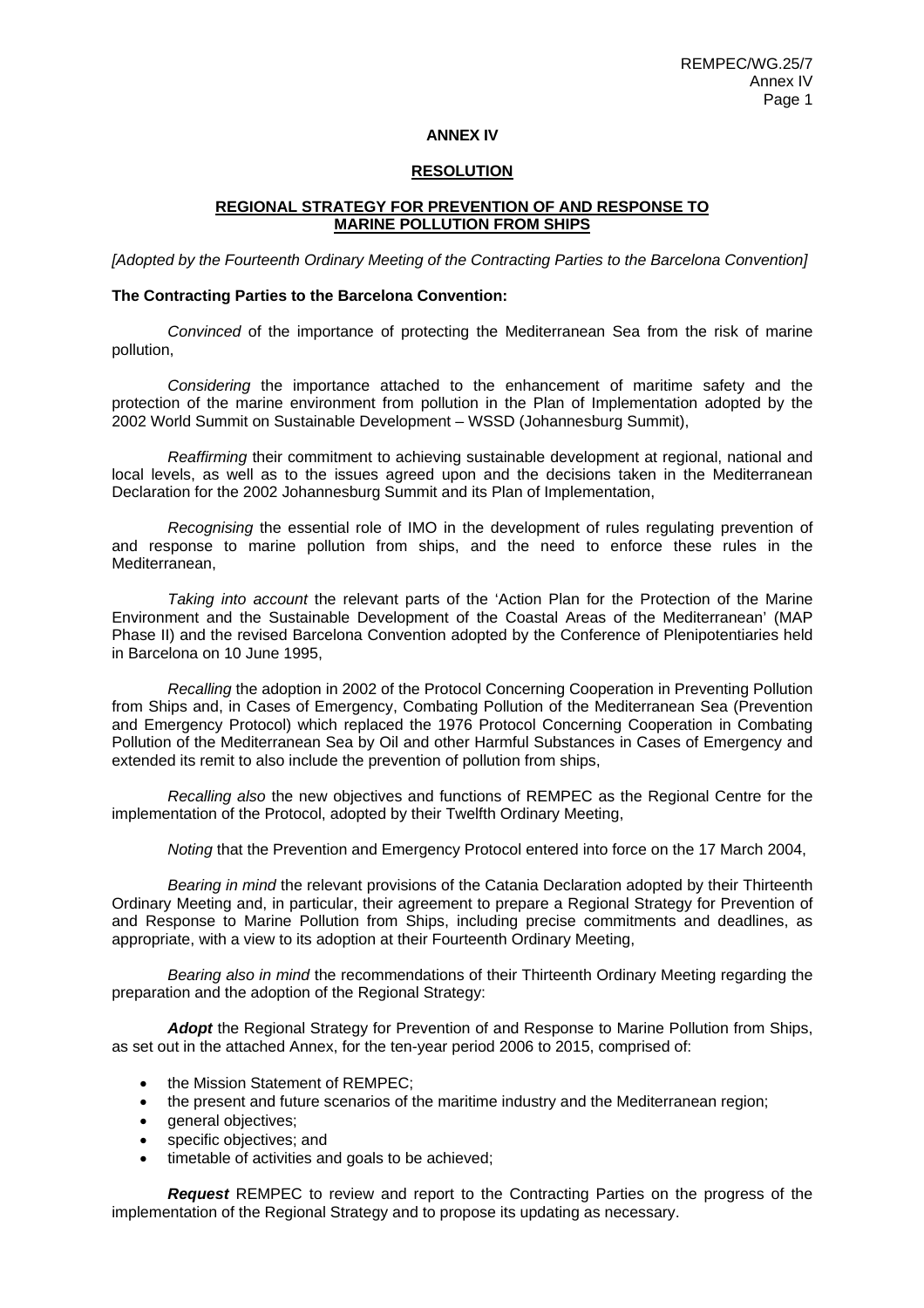## ANNEX IV

## RESOLUTION

### REGIONAL STRATEGY FOR PREVENTION OF AND RESPONSE TO MARINE POLLUTION FROM SHIPS

*[Adopted by the Fourteenth Ordinary Meeting of the Contracting Parties to the Barcelona Convention]*

**The Contracting Parties to the Barcelona Convention:**

*Convinced* of the importance of protecting the Mediterranean Sea from the risk of marine pollution,

*Considering* the importance attached to the enhancement of maritime safety and the protection of the marine environment from pollution in the Plan of Implementation adopted by the 2002 World Summit on Sustainable Development – WSSD (Johannesburg Summit),

*Reaffirming* their commitment to achieving sustainable development at regional, national and local levels, as well as to the issues agreed upon and the decisions taken in the Mediterranean Declaration for the 2002 Johannesburg Summit and its Plan of Implementation,

*Recognising* the essential role of IMO in the development of rules regulating prevention of and response to marine pollution from ships, and the need to enforce these rules in the Mediterranean,

*Taking into account* the relevant parts of the 'Action Plan for the Protection of the Marine Environment and the Sustainable Development of the Coastal Areas of the Mediterranean' (MAP Phase II) and the revised Barcelona Convention adopted by the Conference of Plenipotentiaries held in Barcelona on 10 June 1995,

*Recalling* the adoption in 2002 of the Protocol Concerning Cooperation in Preventing Pollution from Ships and, in Cases of Emergency, Combating Pollution of the Mediterranean Sea (Prevention and Emergency Protocol) which replaced the 1976 Protocol Concerning Cooperation in Combating Pollution of the Mediterranean Sea by Oil and other Harmful Substances in Cases of Emergency and extended its remit to also include the prevention of pollution from ships,

*Recalling also* the new objectives and functions of REMPEC as the Regional Centre for the implementation of the Protocol, adopted by their Twelfth Ordinary Meeting,

*Noting* that the Prevention and Emergency Protocol entered into force on the 17 March 2004,

*Bearing in mind* the relevant provisions of the Catania Declaration adopted by their Thirteenth Ordinary Meeting and, in particular, their agreement to prepare a Regional Strategy for Prevention of and Response to Marine Pollution from Ships, including precise commitments and deadlines, as appropriate, with a view to its adoption at their Fourteenth Ordinary Meeting,

*Bearing also in mind* the recommendations of their Thirteenth Ordinary Meeting regarding the preparation and the adoption of the Regional Strategy:

***Adopt*** the Regional Strategy for Prevention of and Response to Marine Pollution from Ships, as set out in the attached Annex, for the ten-year period 2006 to 2015, comprised of:

- the Mission Statement of REMPEC;
- the present and future scenarios of the maritime industry and the Mediterranean region;
- general objectives;
- specific objectives; and
- timetable of activities and goals to be achieved;

***Request*** REMPEC to review and report to the Contracting Parties on the progress of the implementation of the Regional Strategy and to propose its updating as necessary.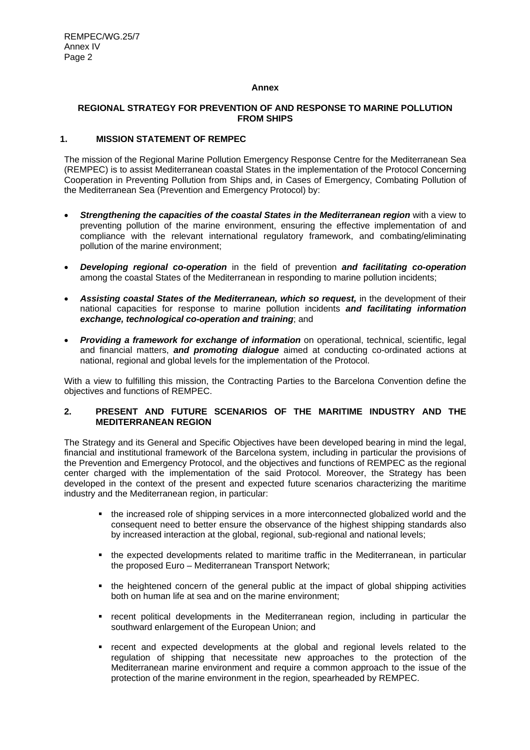**Annex**

## REGIONAL STRATEGY FOR PREVENTION OF AND RESPONSE TO MARINE POLLUTION FROM SHIPS

### 1. MISSION STATEMENT OF REMPEC

The mission of the Regional Marine Pollution Emergency Response Centre for the Mediterranean Sea (REMPEC) is to assist Mediterranean coastal States in the implementation of the Protocol Concerning Cooperation in Preventing Pollution from Ships and, in Cases of Emergency, Combating Pollution of the Mediterranean Sea (Prevention and Emergency Protocol) by:

- ***Strengthening the capacities of the coastal States in the Mediterranean region*** with a view to preventing pollution of the marine environment, ensuring the effective implementation of and compliance with the relevant international regulatory framework, and combating/eliminating pollution of the marine environment;
- ***Developing regional co-operation*** in the field of prevention ***and facilitating co-operation*** among the coastal States of the Mediterranean in responding to marine pollution incidents;
- ***Assisting coastal States of the Mediterranean, which so request,*** in the development of their national capacities for response to marine pollution incidents ***and facilitating information exchange, technological co-operation and training***; and
- ***Providing a framework for exchange of information*** on operational, technical, scientific, legal and financial matters, ***and promoting dialogue*** aimed at conducting co-ordinated actions at national, regional and global levels for the implementation of the Protocol.

With a view to fulfilling this mission, the Contracting Parties to the Barcelona Convention define the objectives and functions of REMPEC.

### 2. PRESENT AND FUTURE SCENARIOS OF THE MARITIME INDUSTRY AND THE MEDITERRANEAN REGION

The Strategy and its General and Specific Objectives have been developed bearing in mind the legal, financial and institutional framework of the Barcelona system, including in particular the provisions of the Prevention and Emergency Protocol, and the objectives and functions of REMPEC as the regional center charged with the implementation of the said Protocol. Moreover, the Strategy has been developed in the context of the present and expected future scenarios characterizing the maritime industry and the Mediterranean region, in particular:

- the increased role of shipping services in a more interconnected globalized world and the consequent need to better ensure the observance of the highest shipping standards also by increased interaction at the global, regional, sub-regional and national levels;
- the expected developments related to maritime traffic in the Mediterranean, in particular the proposed Euro – Mediterranean Transport Network;
- the heightened concern of the general public at the impact of global shipping activities both on human life at sea and on the marine environment;
- recent political developments in the Mediterranean region, including in particular the southward enlargement of the European Union; and
- recent and expected developments at the global and regional levels related to the regulation of shipping that necessitate new approaches to the protection of the Mediterranean marine environment and require a common approach to the issue of the protection of the marine environment in the region, spearheaded by REMPEC.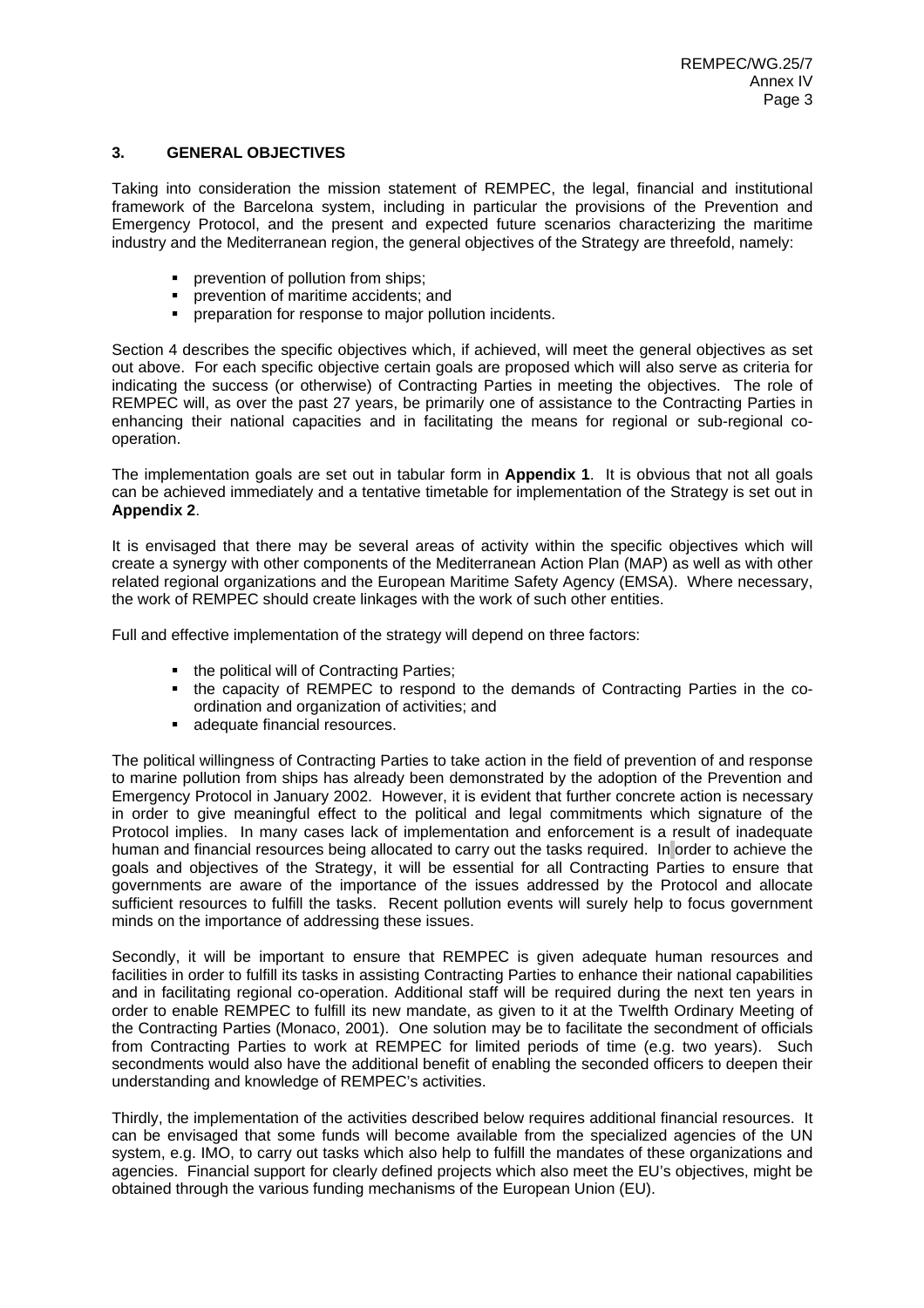### 3. GENERAL OBJECTIVES

Taking into consideration the mission statement of REMPEC, the legal, financial and institutional framework of the Barcelona system, including in particular the provisions of the Prevention and Emergency Protocol, and the present and expected future scenarios characterizing the maritime industry and the Mediterranean region, the general objectives of the Strategy are threefold, namely:

- prevention of pollution from ships;
- prevention of maritime accidents; and
- preparation for response to major pollution incidents.

Section 4 describes the specific objectives which, if achieved, will meet the general objectives as set out above. For each specific objective certain goals are proposed which will also serve as criteria for indicating the success (or otherwise) of Contracting Parties in meeting the objectives. The role of REMPEC will, as over the past 27 years, be primarily one of assistance to the Contracting Parties in enhancing their national capacities and in facilitating the means for regional or sub-regional co-operation.

The implementation goals are set out in tabular form in **Appendix 1**. It is obvious that not all goals can be achieved immediately and a tentative timetable for implementation of the Strategy is set out in **Appendix 2**.

It is envisaged that there may be several areas of activity within the specific objectives which will create a synergy with other components of the Mediterranean Action Plan (MAP) as well as with other related regional organizations and the European Maritime Safety Agency (EMSA). Where necessary, the work of REMPEC should create linkages with the work of such other entities.

Full and effective implementation of the strategy will depend on three factors:

- the political will of Contracting Parties;
- the capacity of REMPEC to respond to the demands of Contracting Parties in the co-ordination and organization of activities; and
- adequate financial resources.

The political willingness of Contracting Parties to take action in the field of prevention of and response to marine pollution from ships has already been demonstrated by the adoption of the Prevention and Emergency Protocol in January 2002. However, it is evident that further concrete action is necessary in order to give meaningful effect to the political and legal commitments which signature of the Protocol implies. In many cases lack of implementation and enforcement is a result of inadequate human and financial resources being allocated to carry out the tasks required. In order to achieve the goals and objectives of the Strategy, it will be essential for all Contracting Parties to ensure that governments are aware of the importance of the issues addressed by the Protocol and allocate sufficient resources to fulfill the tasks. Recent pollution events will surely help to focus government minds on the importance of addressing these issues.

Secondly, it will be important to ensure that REMPEC is given adequate human resources and facilities in order to fulfill its tasks in assisting Contracting Parties to enhance their national capabilities and in facilitating regional co-operation. Additional staff will be required during the next ten years in order to enable REMPEC to fulfill its new mandate, as given to it at the Twelfth Ordinary Meeting of the Contracting Parties (Monaco, 2001). One solution may be to facilitate the secondment of officials from Contracting Parties to work at REMPEC for limited periods of time (e.g. two years). Such secondments would also have the additional benefit of enabling the seconded officers to deepen their understanding and knowledge of REMPEC's activities.

Thirdly, the implementation of the activities described below requires additional financial resources. It can be envisaged that some funds will become available from the specialized agencies of the UN system, e.g. IMO, to carry out tasks which also help to fulfill the mandates of these organizations and agencies. Financial support for clearly defined projects which also meet the EU's objectives, might be obtained through the various funding mechanisms of the European Union (EU).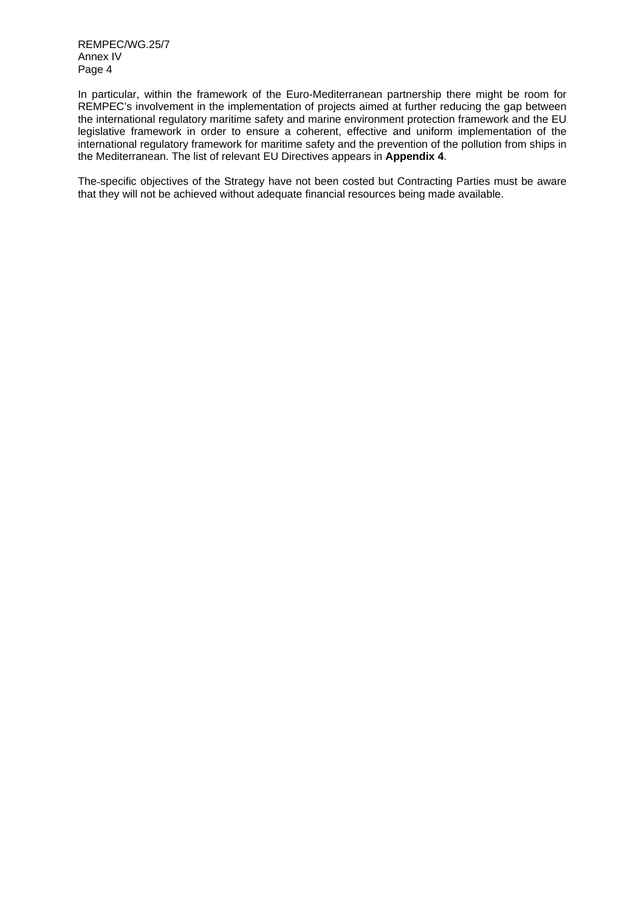In particular, within the framework of the Euro-Mediterranean partnership there might be room for REMPEC's involvement in the implementation of projects aimed at further reducing the gap between the international regulatory maritime safety and marine environment protection framework and the EU legislative framework in order to ensure a coherent, effective and uniform implementation of the international regulatory framework for maritime safety and the prevention of the pollution from ships in the Mediterranean. The list of relevant EU Directives appears in **Appendix 4**.

The specific objectives of the Strategy have not been costed but Contracting Parties must be aware that they will not be achieved without adequate financial resources being made available.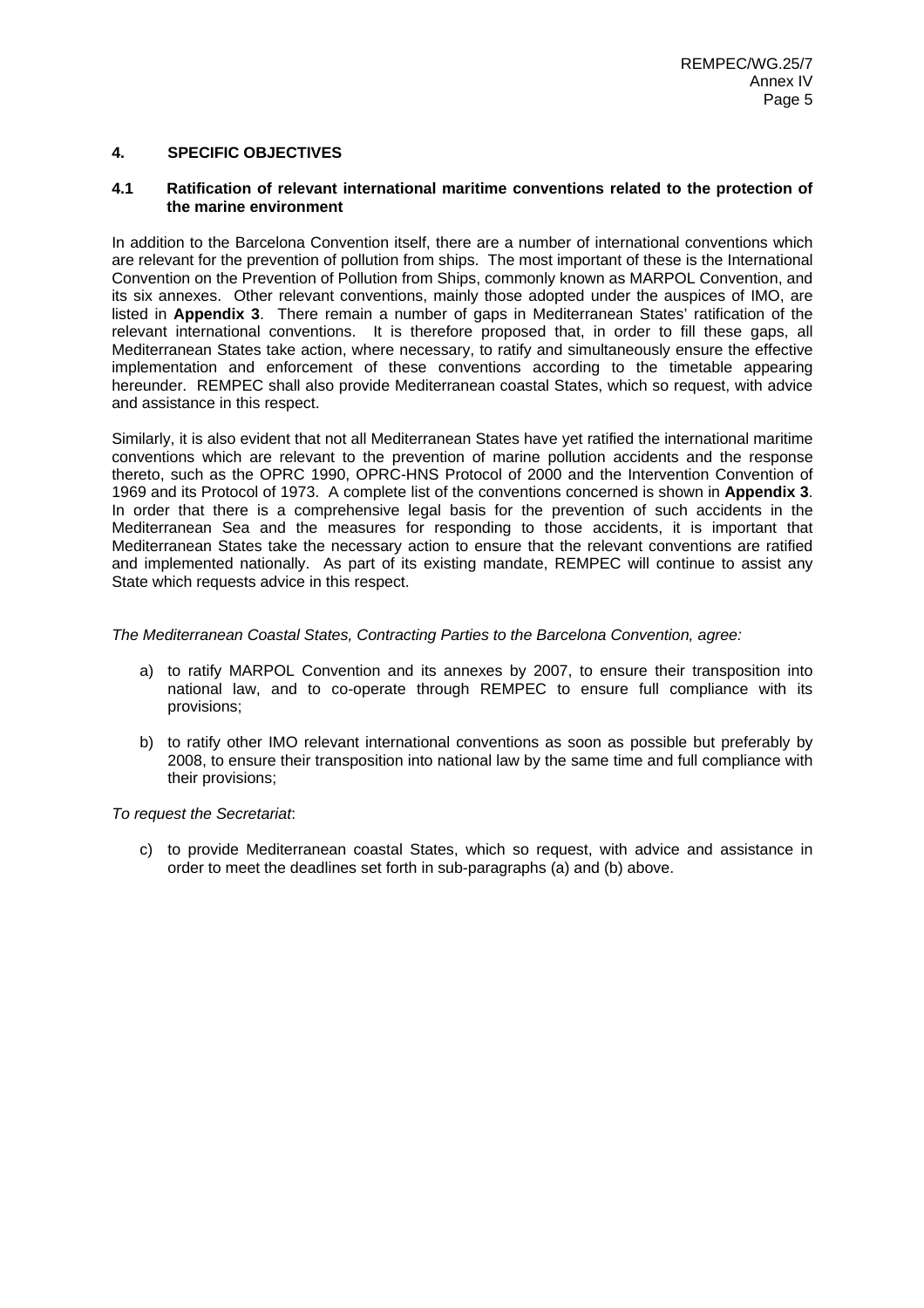## 4. SPECIFIC OBJECTIVES

### 4.1 Ratification of relevant international maritime conventions related to the protection of the marine environment

In addition to the Barcelona Convention itself, there are a number of international conventions which are relevant for the prevention of pollution from ships. The most important of these is the International Convention on the Prevention of Pollution from Ships, commonly known as MARPOL Convention, and its six annexes. Other relevant conventions, mainly those adopted under the auspices of IMO, are listed in **Appendix 3**. There remain a number of gaps in Mediterranean States' ratification of the relevant international conventions. It is therefore proposed that, in order to fill these gaps, all Mediterranean States take action, where necessary, to ratify and simultaneously ensure the effective implementation and enforcement of these conventions according to the timetable appearing hereunder. REMPEC shall also provide Mediterranean coastal States, which so request, with advice and assistance in this respect.

Similarly, it is also evident that not all Mediterranean States have yet ratified the international maritime conventions which are relevant to the prevention of marine pollution accidents and the response thereto, such as the OPRC 1990, OPRC-HNS Protocol of 2000 and the Intervention Convention of 1969 and its Protocol of 1973. A complete list of the conventions concerned is shown in **Appendix 3**. In order that there is a comprehensive legal basis for the prevention of such accidents in the Mediterranean Sea and the measures for responding to those accidents, it is important that Mediterranean States take the necessary action to ensure that the relevant conventions are ratified and implemented nationally. As part of its existing mandate, REMPEC will continue to assist any State which requests advice in this respect.

*The Mediterranean Coastal States, Contracting Parties to the Barcelona Convention, agree:*

a) to ratify MARPOL Convention and its annexes by 2007, to ensure their transposition into national law, and to co-operate through REMPEC to ensure full compliance with its provisions;

b) to ratify other IMO relevant international conventions as soon as possible but preferably by 2008, to ensure their transposition into national law by the same time and full compliance with their provisions;

*To request the Secretariat*:

c) to provide Mediterranean coastal States, which so request, with advice and assistance in order to meet the deadlines set forth in sub-paragraphs (a) and (b) above.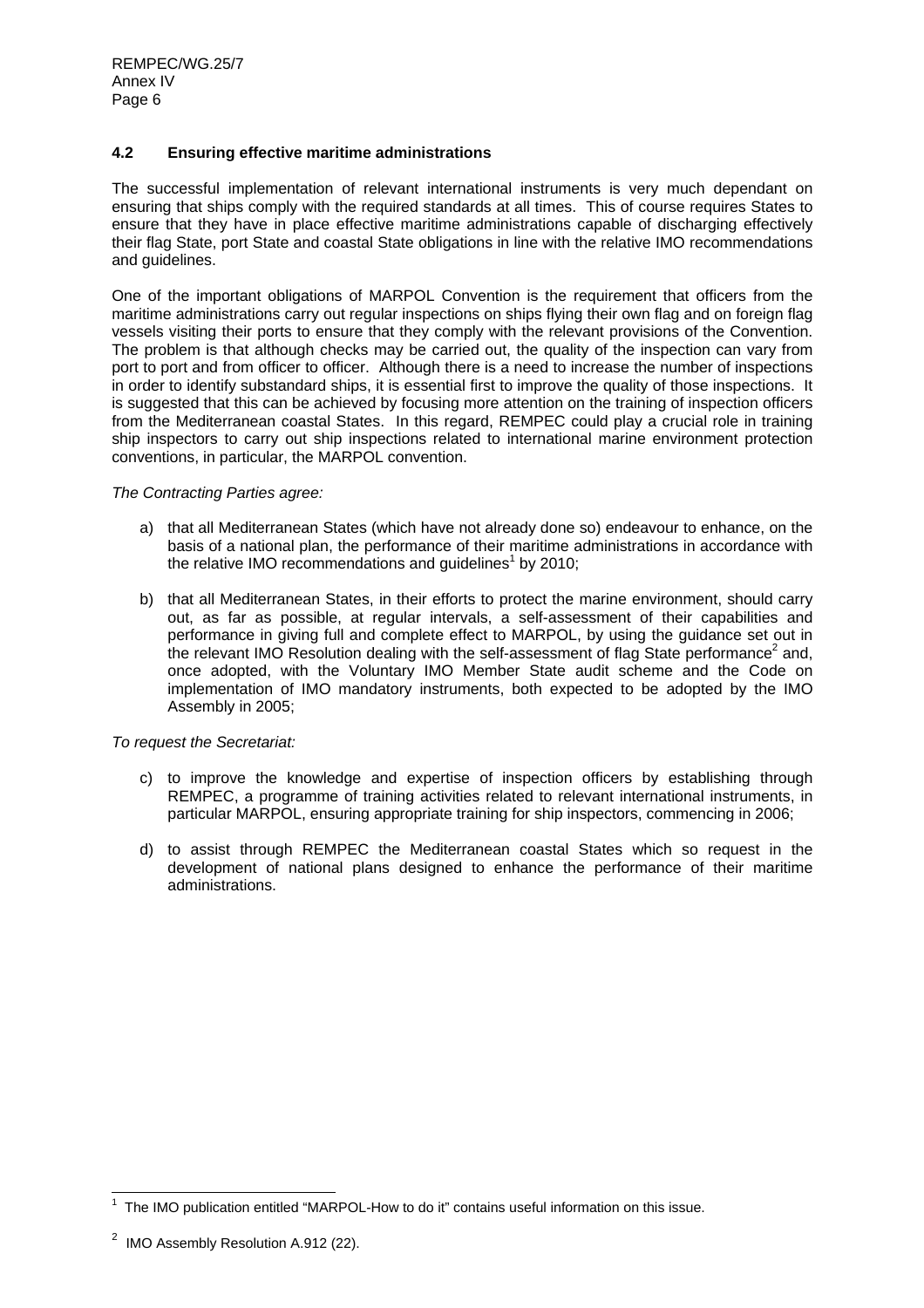### 4.2 Ensuring effective maritime administrations

The successful implementation of relevant international instruments is very much dependant on ensuring that ships comply with the required standards at all times. This of course requires States to ensure that they have in place effective maritime administrations capable of discharging effectively their flag State, port State and coastal State obligations in line with the relative IMO recommendations and guidelines.

One of the important obligations of MARPOL Convention is the requirement that officers from the maritime administrations carry out regular inspections on ships flying their own flag and on foreign flag vessels visiting their ports to ensure that they comply with the relevant provisions of the Convention. The problem is that although checks may be carried out, the quality of the inspection can vary from port to port and from officer to officer. Although there is a need to increase the number of inspections in order to identify substandard ships, it is essential first to improve the quality of those inspections. It is suggested that this can be achieved by focusing more attention on the training of inspection officers from the Mediterranean coastal States. In this regard, REMPEC could play a crucial role in training ship inspectors to carry out ship inspections related to international marine environment protection conventions, in particular, the MARPOL convention.

*The Contracting Parties agree:*

a) that all Mediterranean States (which have not already done so) endeavour to enhance, on the basis of a national plan, the performance of their maritime administrations in accordance with the relative IMO recommendations and guidelines[1] by 2010;

b) that all Mediterranean States, in their efforts to protect the marine environment, should carry out, as far as possible, at regular intervals, a self-assessment of their capabilities and performance in giving full and complete effect to MARPOL, by using the guidance set out in the relevant IMO Resolution dealing with the self-assessment of flag State performance[2] and, once adopted, with the Voluntary IMO Member State audit scheme and the Code on implementation of IMO mandatory instruments, both expected to be adopted by the IMO Assembly in 2005;

*To request the Secretariat:*

c) to improve the knowledge and expertise of inspection officers by establishing through REMPEC, a programme of training activities related to relevant international instruments, in particular MARPOL, ensuring appropriate training for ship inspectors, commencing in 2006;

d) to assist through REMPEC the Mediterranean coastal States which so request in the development of national plans designed to enhance the performance of their maritime administrations.

---

[1] The IMO publication entitled "MARPOL-How to do it" contains useful information on this issue.

[2] IMO Assembly Resolution A.912 (22).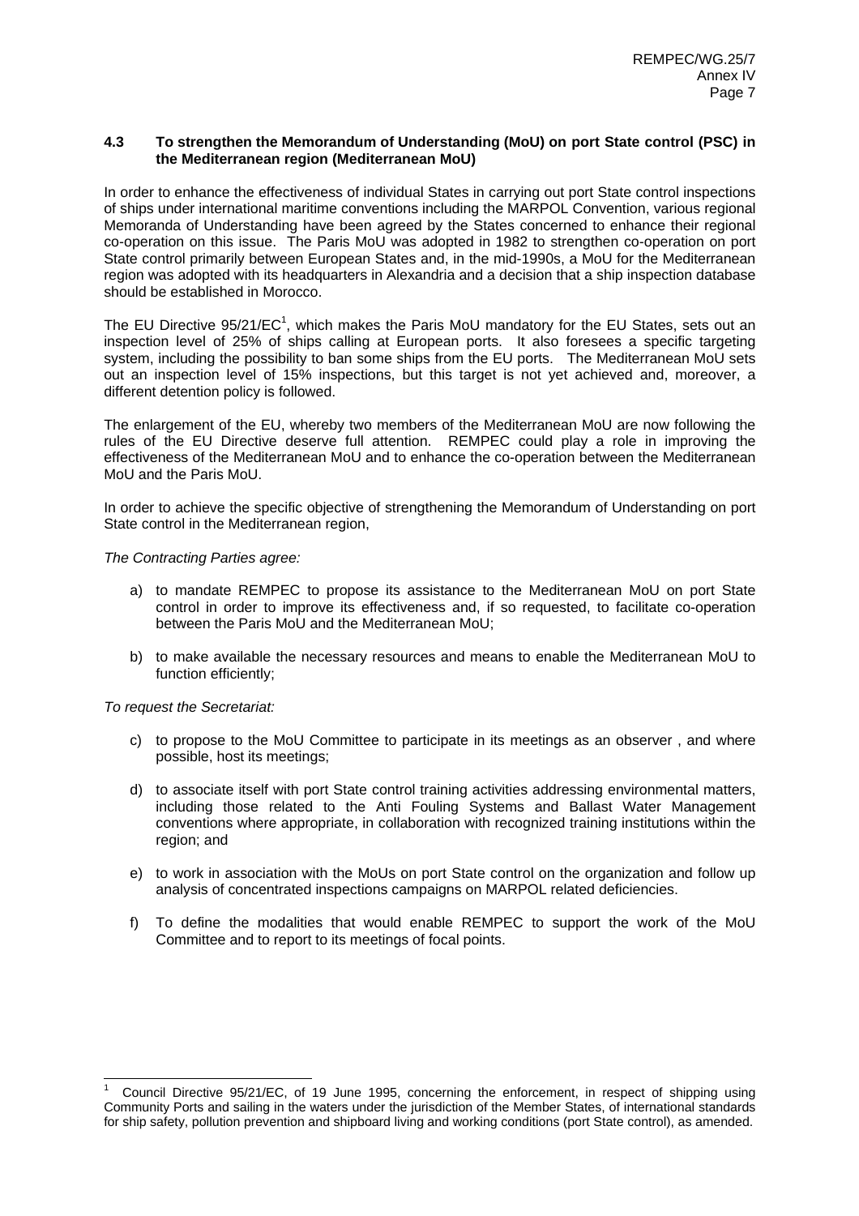### 4.3 To strengthen the Memorandum of Understanding (MoU) on port State control (PSC) in the Mediterranean region (Mediterranean MoU)

In order to enhance the effectiveness of individual States in carrying out port State control inspections of ships under international maritime conventions including the MARPOL Convention, various regional Memoranda of Understanding have been agreed by the States concerned to enhance their regional co-operation on this issue. The Paris MoU was adopted in 1982 to strengthen co-operation on port State control primarily between European States and, in the mid-1990s, a MoU for the Mediterranean region was adopted with its headquarters in Alexandria and a decision that a ship inspection database should be established in Morocco.

The EU Directive 95/21/EC[1], which makes the Paris MoU mandatory for the EU States, sets out an inspection level of 25% of ships calling at European ports. It also foresees a specific targeting system, including the possibility to ban some ships from the EU ports. The Mediterranean MoU sets out an inspection level of 15% inspections, but this target is not yet achieved and, moreover, a different detention policy is followed.

The enlargement of the EU, whereby two members of the Mediterranean MoU are now following the rules of the EU Directive deserve full attention. REMPEC could play a role in improving the effectiveness of the Mediterranean MoU and to enhance the co-operation between the Mediterranean MoU and the Paris MoU.

In order to achieve the specific objective of strengthening the Memorandum of Understanding on port State control in the Mediterranean region,

*The Contracting Parties agree:*

a) to mandate REMPEC to propose its assistance to the Mediterranean MoU on port State control in order to improve its effectiveness and, if so requested, to facilitate co-operation between the Paris MoU and the Mediterranean MoU;

b) to make available the necessary resources and means to enable the Mediterranean MoU to function efficiently;

*To request the Secretariat:*

c) to propose to the MoU Committee to participate in its meetings as an observer , and where possible, host its meetings;

d) to associate itself with port State control training activities addressing environmental matters, including those related to the Anti Fouling Systems and Ballast Water Management conventions where appropriate, in collaboration with recognized training institutions within the region; and

e) to work in association with the MoUs on port State control on the organization and follow up analysis of concentrated inspections campaigns on MARPOL related deficiencies.

f) To define the modalities that would enable REMPEC to support the work of the MoU Committee and to report to its meetings of focal points.

---

[1] Council Directive 95/21/EC, of 19 June 1995, concerning the enforcement, in respect of shipping using Community Ports and sailing in the waters under the jurisdiction of the Member States, of international standards for ship safety, pollution prevention and shipboard living and working conditions (port State control), as amended.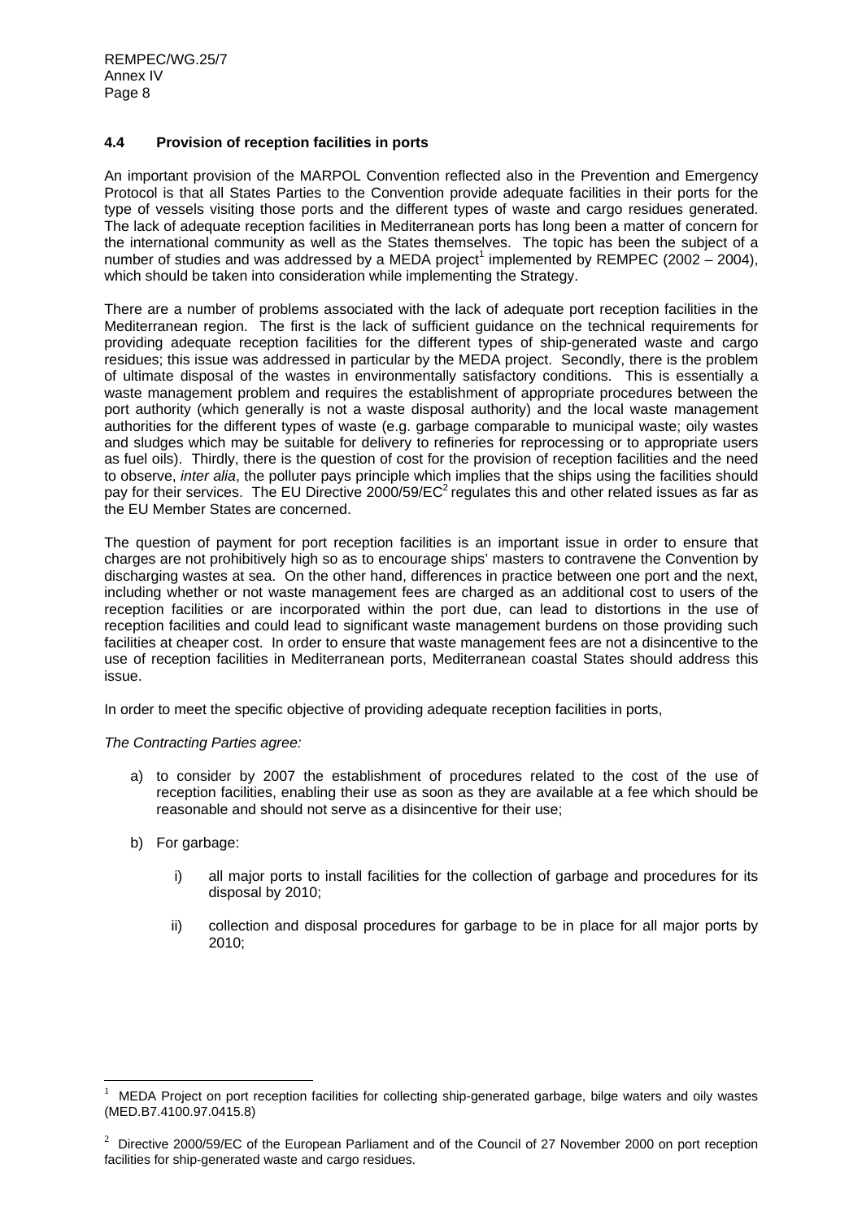### 4.4 Provision of reception facilities in ports

An important provision of the MARPOL Convention reflected also in the Prevention and Emergency Protocol is that all States Parties to the Convention provide adequate facilities in their ports for the type of vessels visiting those ports and the different types of waste and cargo residues generated. The lack of adequate reception facilities in Mediterranean ports has long been a matter of concern for the international community as well as the States themselves. The topic has been the subject of a number of studies and was addressed by a MEDA project[1] implemented by REMPEC (2002 – 2004), which should be taken into consideration while implementing the Strategy.

There are a number of problems associated with the lack of adequate port reception facilities in the Mediterranean region. The first is the lack of sufficient guidance on the technical requirements for providing adequate reception facilities for the different types of ship-generated waste and cargo residues; this issue was addressed in particular by the MEDA project. Secondly, there is the problem of ultimate disposal of the wastes in environmentally satisfactory conditions. This is essentially a waste management problem and requires the establishment of appropriate procedures between the port authority (which generally is not a waste disposal authority) and the local waste management authorities for the different types of waste (e.g. garbage comparable to municipal waste; oily wastes and sludges which may be suitable for delivery to refineries for reprocessing or to appropriate users as fuel oils). Thirdly, there is the question of cost for the provision of reception facilities and the need to observe, *inter alia*, the polluter pays principle which implies that the ships using the facilities should pay for their services. The EU Directive 2000/59/EC[2] regulates this and other related issues as far as the EU Member States are concerned.

The question of payment for port reception facilities is an important issue in order to ensure that charges are not prohibitively high so as to encourage ships' masters to contravene the Convention by discharging wastes at sea. On the other hand, differences in practice between one port and the next, including whether or not waste management fees are charged as an additional cost to users of the reception facilities or are incorporated within the port due, can lead to distortions in the use of reception facilities and could lead to significant waste management burdens on those providing such facilities at cheaper cost. In order to ensure that waste management fees are not a disincentive to the use of reception facilities in Mediterranean ports, Mediterranean coastal States should address this issue.

In order to meet the specific objective of providing adequate reception facilities in ports,

*The Contracting Parties agree:*

a) to consider by 2007 the establishment of procedures related to the cost of the use of reception facilities, enabling their use as soon as they are available at a fee which should be reasonable and should not serve as a disincentive for their use;

b) For garbage:

   i) all major ports to install facilities for the collection of garbage and procedures for its disposal by 2010;

   ii) collection and disposal procedures for garbage to be in place for all major ports by 2010;

---

[1] MEDA Project on port reception facilities for collecting ship-generated garbage, bilge waters and oily wastes (MED.B7.4100.97.0415.8)

[2] Directive 2000/59/EC of the European Parliament and of the Council of 27 November 2000 on port reception facilities for ship-generated waste and cargo residues.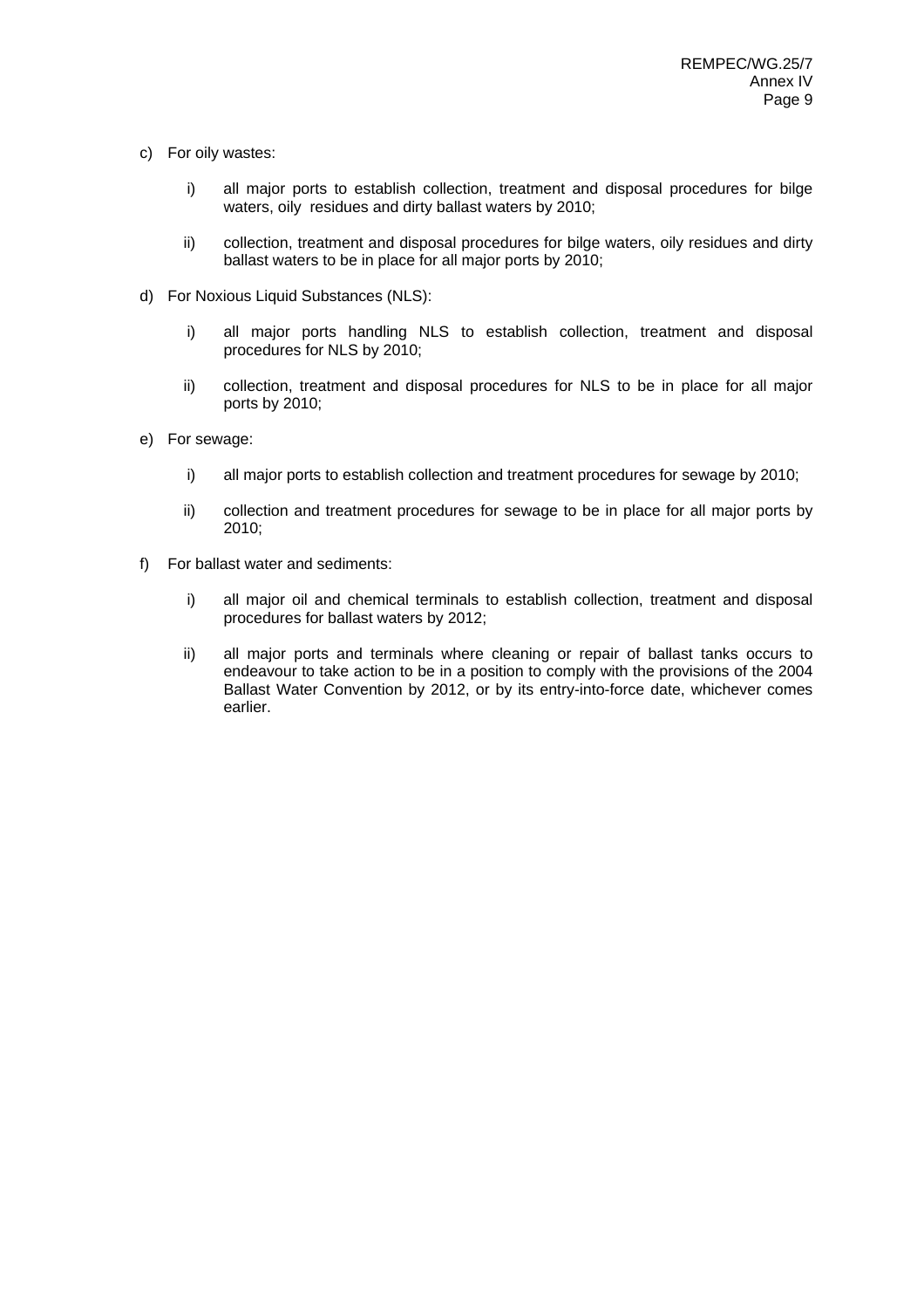c) For oily wastes:

   i) all major ports to establish collection, treatment and disposal procedures for bilge waters, oily residues and dirty ballast waters by 2010;

   ii) collection, treatment and disposal procedures for bilge waters, oily residues and dirty ballast waters to be in place for all major ports by 2010;

d) For Noxious Liquid Substances (NLS):

   i) all major ports handling NLS to establish collection, treatment and disposal procedures for NLS by 2010;

   ii) collection, treatment and disposal procedures for NLS to be in place for all major ports by 2010;

e) For sewage:

   i) all major ports to establish collection and treatment procedures for sewage by 2010;

   ii) collection and treatment procedures for sewage to be in place for all major ports by 2010;

f) For ballast water and sediments:

   i) all major oil and chemical terminals to establish collection, treatment and disposal procedures for ballast waters by 2012;

   ii) all major ports and terminals where cleaning or repair of ballast tanks occurs to endeavour to take action to be in a position to comply with the provisions of the 2004 Ballast Water Convention by 2012, or by its entry-into-force date, whichever comes earlier.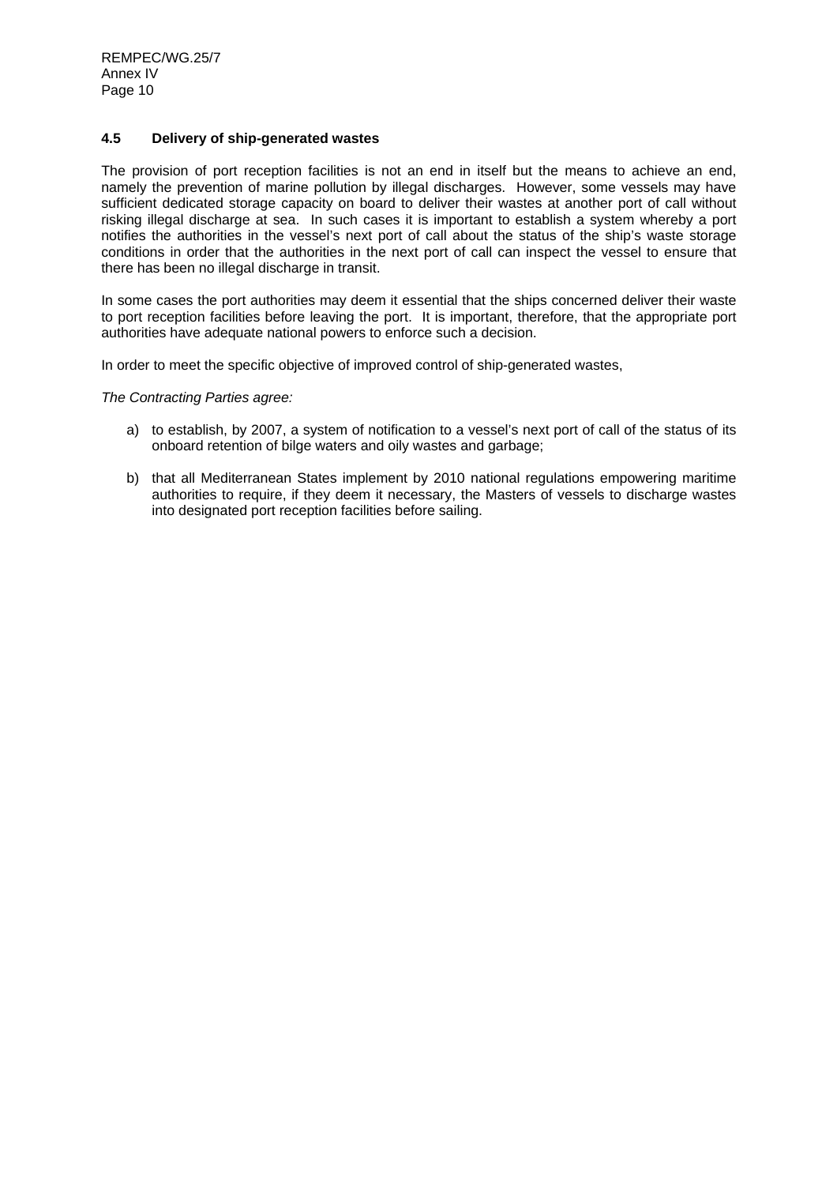### 4.5 Delivery of ship-generated wastes

The provision of port reception facilities is not an end in itself but the means to achieve an end, namely the prevention of marine pollution by illegal discharges. However, some vessels may have sufficient dedicated storage capacity on board to deliver their wastes at another port of call without risking illegal discharge at sea. In such cases it is important to establish a system whereby a port notifies the authorities in the vessel's next port of call about the status of the ship's waste storage conditions in order that the authorities in the next port of call can inspect the vessel to ensure that there has been no illegal discharge in transit.

In some cases the port authorities may deem it essential that the ships concerned deliver their waste to port reception facilities before leaving the port. It is important, therefore, that the appropriate port authorities have adequate national powers to enforce such a decision.

In order to meet the specific objective of improved control of ship-generated wastes,

*The Contracting Parties agree:*

a) to establish, by 2007, a system of notification to a vessel's next port of call of the status of its onboard retention of bilge waters and oily wastes and garbage;

b) that all Mediterranean States implement by 2010 national regulations empowering maritime authorities to require, if they deem it necessary, the Masters of vessels to discharge wastes into designated port reception facilities before sailing.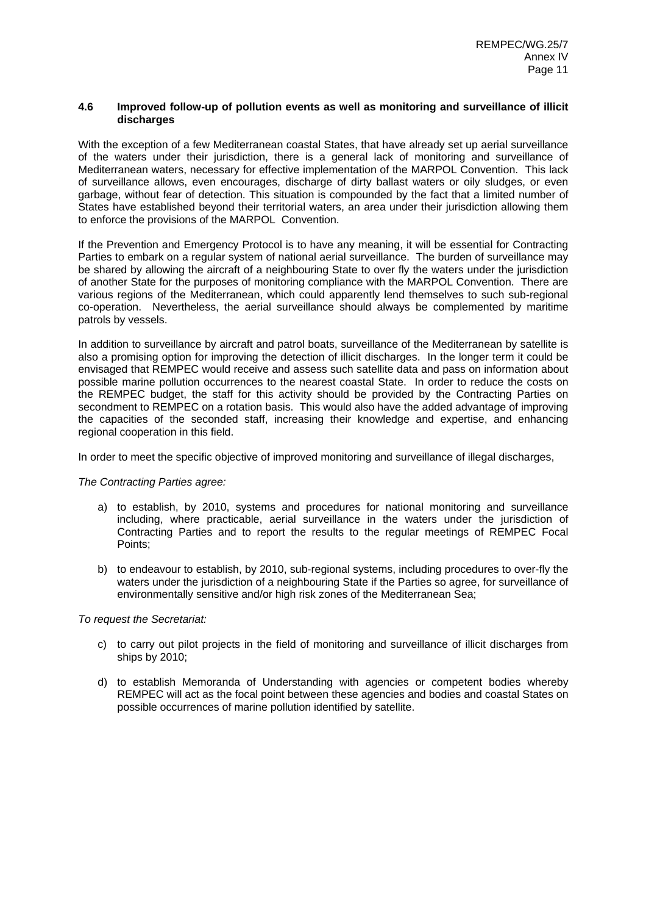### 4.6 Improved follow-up of pollution events as well as monitoring and surveillance of illicit discharges

With the exception of a few Mediterranean coastal States, that have already set up aerial surveillance of the waters under their jurisdiction, there is a general lack of monitoring and surveillance of Mediterranean waters, necessary for effective implementation of the MARPOL Convention. This lack of surveillance allows, even encourages, discharge of dirty ballast waters or oily sludges, or even garbage, without fear of detection. This situation is compounded by the fact that a limited number of States have established beyond their territorial waters, an area under their jurisdiction allowing them to enforce the provisions of the MARPOL Convention.

If the Prevention and Emergency Protocol is to have any meaning, it will be essential for Contracting Parties to embark on a regular system of national aerial surveillance. The burden of surveillance may be shared by allowing the aircraft of a neighbouring State to over fly the waters under the jurisdiction of another State for the purposes of monitoring compliance with the MARPOL Convention. There are various regions of the Mediterranean, which could apparently lend themselves to such sub-regional co-operation. Nevertheless, the aerial surveillance should always be complemented by maritime patrols by vessels.

In addition to surveillance by aircraft and patrol boats, surveillance of the Mediterranean by satellite is also a promising option for improving the detection of illicit discharges. In the longer term it could be envisaged that REMPEC would receive and assess such satellite data and pass on information about possible marine pollution occurrences to the nearest coastal State. In order to reduce the costs on the REMPEC budget, the staff for this activity should be provided by the Contracting Parties on secondment to REMPEC on a rotation basis. This would also have the added advantage of improving the capacities of the seconded staff, increasing their knowledge and expertise, and enhancing regional cooperation in this field.

In order to meet the specific objective of improved monitoring and surveillance of illegal discharges,

*The Contracting Parties agree:*

a) to establish, by 2010, systems and procedures for national monitoring and surveillance including, where practicable, aerial surveillance in the waters under the jurisdiction of Contracting Parties and to report the results to the regular meetings of REMPEC Focal Points;

b) to endeavour to establish, by 2010, sub-regional systems, including procedures to over-fly the waters under the jurisdiction of a neighbouring State if the Parties so agree, for surveillance of environmentally sensitive and/or high risk zones of the Mediterranean Sea;

*To request the Secretariat:*

c) to carry out pilot projects in the field of monitoring and surveillance of illicit discharges from ships by 2010;

d) to establish Memoranda of Understanding with agencies or competent bodies whereby REMPEC will act as the focal point between these agencies and bodies and coastal States on possible occurrences of marine pollution identified by satellite.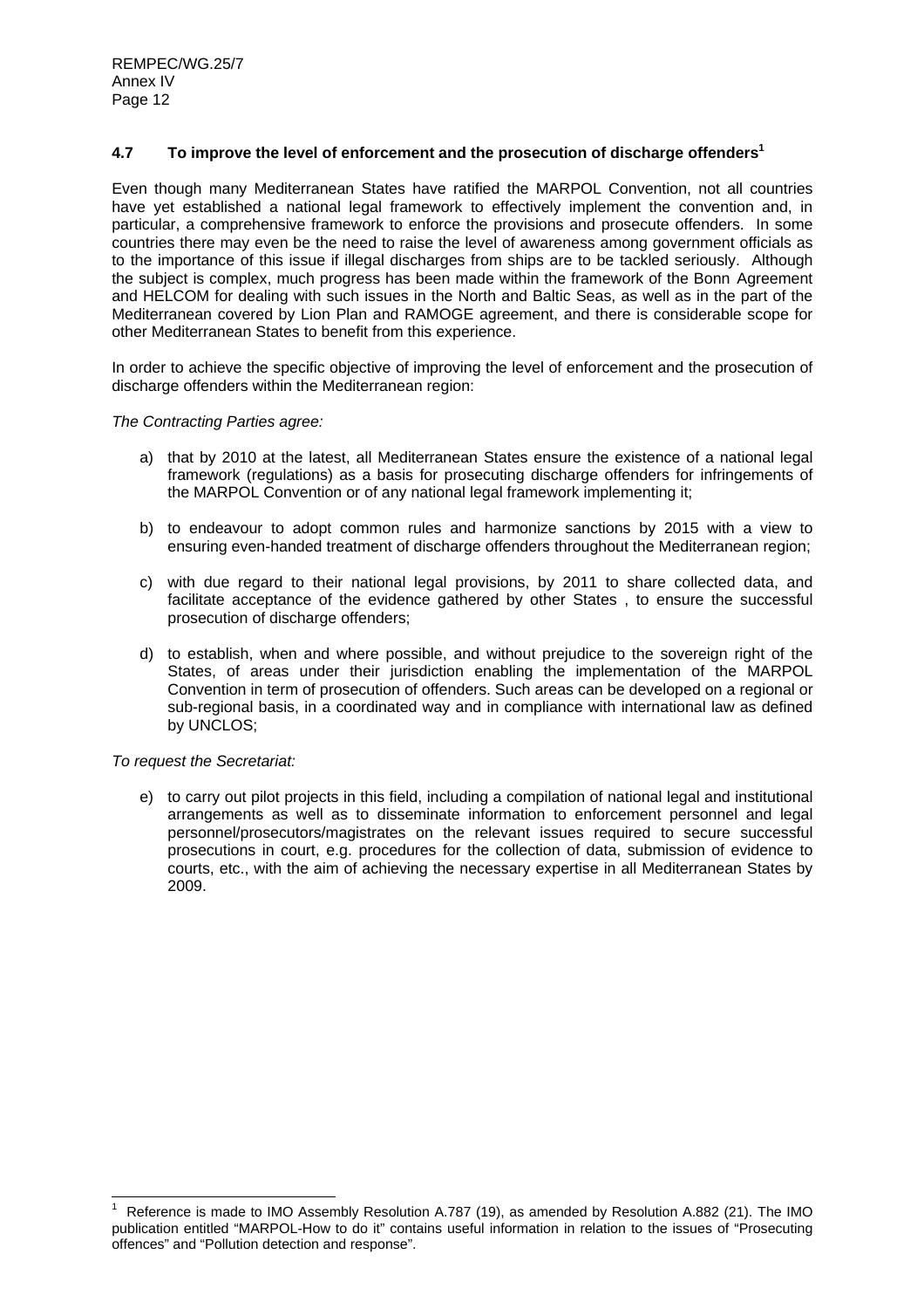### 4.7 To improve the level of enforcement and the prosecution of discharge offenders[1]

Even though many Mediterranean States have ratified the MARPOL Convention, not all countries have yet established a national legal framework to effectively implement the convention and, in particular, a comprehensive framework to enforce the provisions and prosecute offenders. In some countries there may even be the need to raise the level of awareness among government officials as to the importance of this issue if illegal discharges from ships are to be tackled seriously. Although the subject is complex, much progress has been made within the framework of the Bonn Agreement and HELCOM for dealing with such issues in the North and Baltic Seas, as well as in the part of the Mediterranean covered by Lion Plan and RAMOGE agreement, and there is considerable scope for other Mediterranean States to benefit from this experience.

In order to achieve the specific objective of improving the level of enforcement and the prosecution of discharge offenders within the Mediterranean region:

*The Contracting Parties agree:*

a) that by 2010 at the latest, all Mediterranean States ensure the existence of a national legal framework (regulations) as a basis for prosecuting discharge offenders for infringements of the MARPOL Convention or of any national legal framework implementing it;

b) to endeavour to adopt common rules and harmonize sanctions by 2015 with a view to ensuring even-handed treatment of discharge offenders throughout the Mediterranean region;

c) with due regard to their national legal provisions, by 2011 to share collected data, and facilitate acceptance of the evidence gathered by other States , to ensure the successful prosecution of discharge offenders;

d) to establish, when and where possible, and without prejudice to the sovereign right of the States, of areas under their jurisdiction enabling the implementation of the MARPOL Convention in term of prosecution of offenders. Such areas can be developed on a regional or sub-regional basis, in a coordinated way and in compliance with international law as defined by UNCLOS;

*To request the Secretariat:*

e) to carry out pilot projects in this field, including a compilation of national legal and institutional arrangements as well as to disseminate information to enforcement personnel and legal personnel/prosecutors/magistrates on the relevant issues required to secure successful prosecutions in court, e.g. procedures for the collection of data, submission of evidence to courts, etc., with the aim of achieving the necessary expertise in all Mediterranean States by 2009.

---

[1] Reference is made to IMO Assembly Resolution A.787 (19), as amended by Resolution A.882 (21). The IMO publication entitled "MARPOL-How to do it" contains useful information in relation to the issues of "Prosecuting offences" and "Pollution detection and response".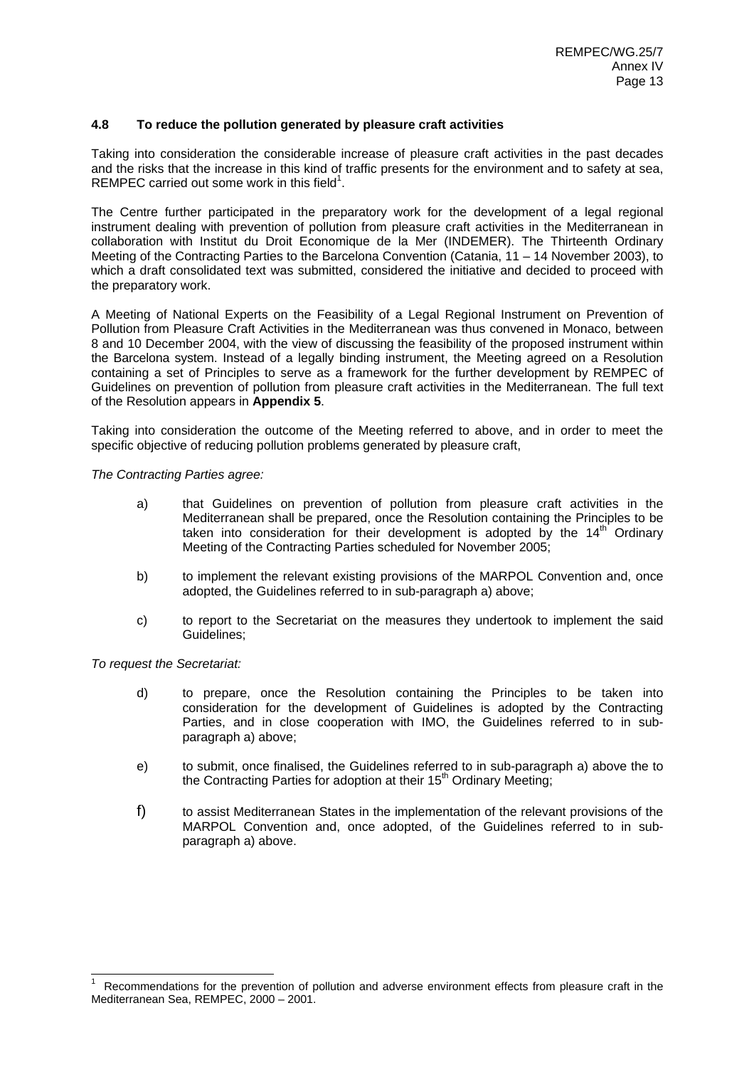### 4.8 To reduce the pollution generated by pleasure craft activities

Taking into consideration the considerable increase of pleasure craft activities in the past decades and the risks that the increase in this kind of traffic presents for the environment and to safety at sea, REMPEC carried out some work in this field[1].

The Centre further participated in the preparatory work for the development of a legal regional instrument dealing with prevention of pollution from pleasure craft activities in the Mediterranean in collaboration with Institut du Droit Economique de la Mer (INDEMER). The Thirteenth Ordinary Meeting of the Contracting Parties to the Barcelona Convention (Catania, 11 – 14 November 2003), to which a draft consolidated text was submitted, considered the initiative and decided to proceed with the preparatory work.

A Meeting of National Experts on the Feasibility of a Legal Regional Instrument on Prevention of Pollution from Pleasure Craft Activities in the Mediterranean was thus convened in Monaco, between 8 and 10 December 2004, with the view of discussing the feasibility of the proposed instrument within the Barcelona system. Instead of a legally binding instrument, the Meeting agreed on a Resolution containing a set of Principles to serve as a framework for the further development by REMPEC of Guidelines on prevention of pollution from pleasure craft activities in the Mediterranean. The full text of the Resolution appears in **Appendix 5**.

Taking into consideration the outcome of the Meeting referred to above, and in order to meet the specific objective of reducing pollution problems generated by pleasure craft,

*The Contracting Parties agree:*

a) that Guidelines on prevention of pollution from pleasure craft activities in the Mediterranean shall be prepared, once the Resolution containing the Principles to be taken into consideration for their development is adopted by the 14th Ordinary Meeting of the Contracting Parties scheduled for November 2005;

b) to implement the relevant existing provisions of the MARPOL Convention and, once adopted, the Guidelines referred to in sub-paragraph a) above;

c) to report to the Secretariat on the measures they undertook to implement the said Guidelines;

*To request the Secretariat:*

d) to prepare, once the Resolution containing the Principles to be taken into consideration for the development of Guidelines is adopted by the Contracting Parties, and in close cooperation with IMO, the Guidelines referred to in sub-paragraph a) above;

e) to submit, once finalised, the Guidelines referred to in sub-paragraph a) above the to the Contracting Parties for adoption at their 15th Ordinary Meeting;

f) to assist Mediterranean States in the implementation of the relevant provisions of the MARPOL Convention and, once adopted, of the Guidelines referred to in sub-paragraph a) above.

---

[1] Recommendations for the prevention of pollution and adverse environment effects from pleasure craft in the Mediterranean Sea, REMPEC, 2000 – 2001.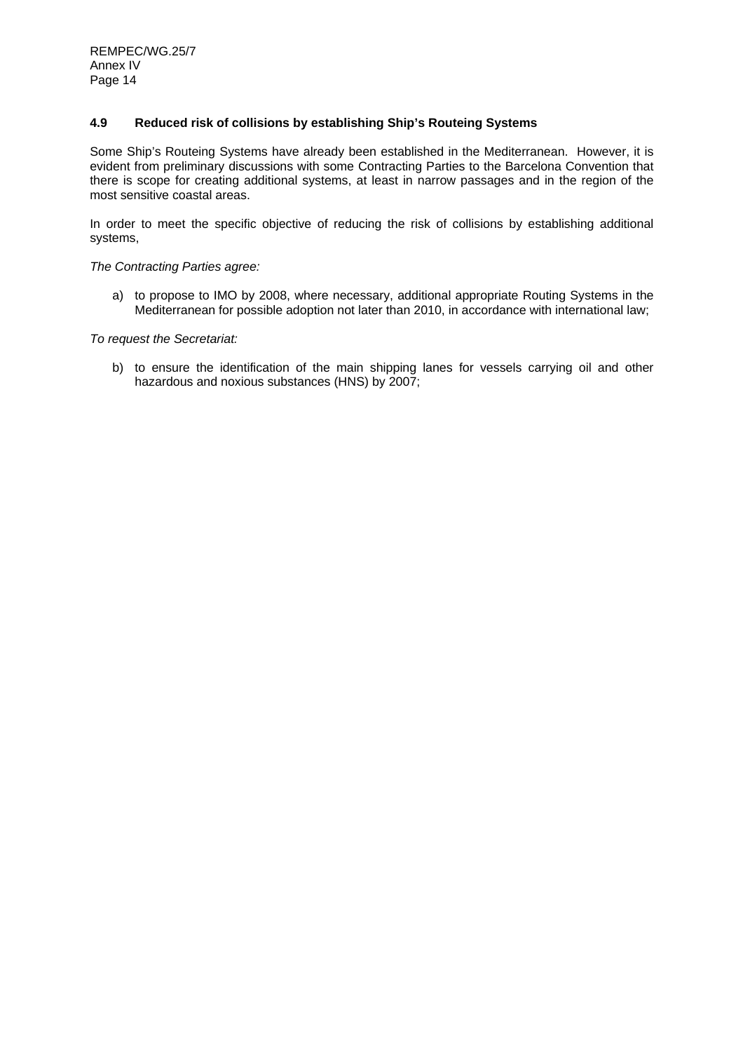### 4.9 Reduced risk of collisions by establishing Ship's Routeing Systems

Some Ship's Routeing Systems have already been established in the Mediterranean. However, it is evident from preliminary discussions with some Contracting Parties to the Barcelona Convention that there is scope for creating additional systems, at least in narrow passages and in the region of the most sensitive coastal areas.

In order to meet the specific objective of reducing the risk of collisions by establishing additional systems,

*The Contracting Parties agree:*

a) to propose to IMO by 2008, where necessary, additional appropriate Routing Systems in the Mediterranean for possible adoption not later than 2010, in accordance with international law;

*To request the Secretariat:*

b) to ensure the identification of the main shipping lanes for vessels carrying oil and other hazardous and noxious substances (HNS) by 2007;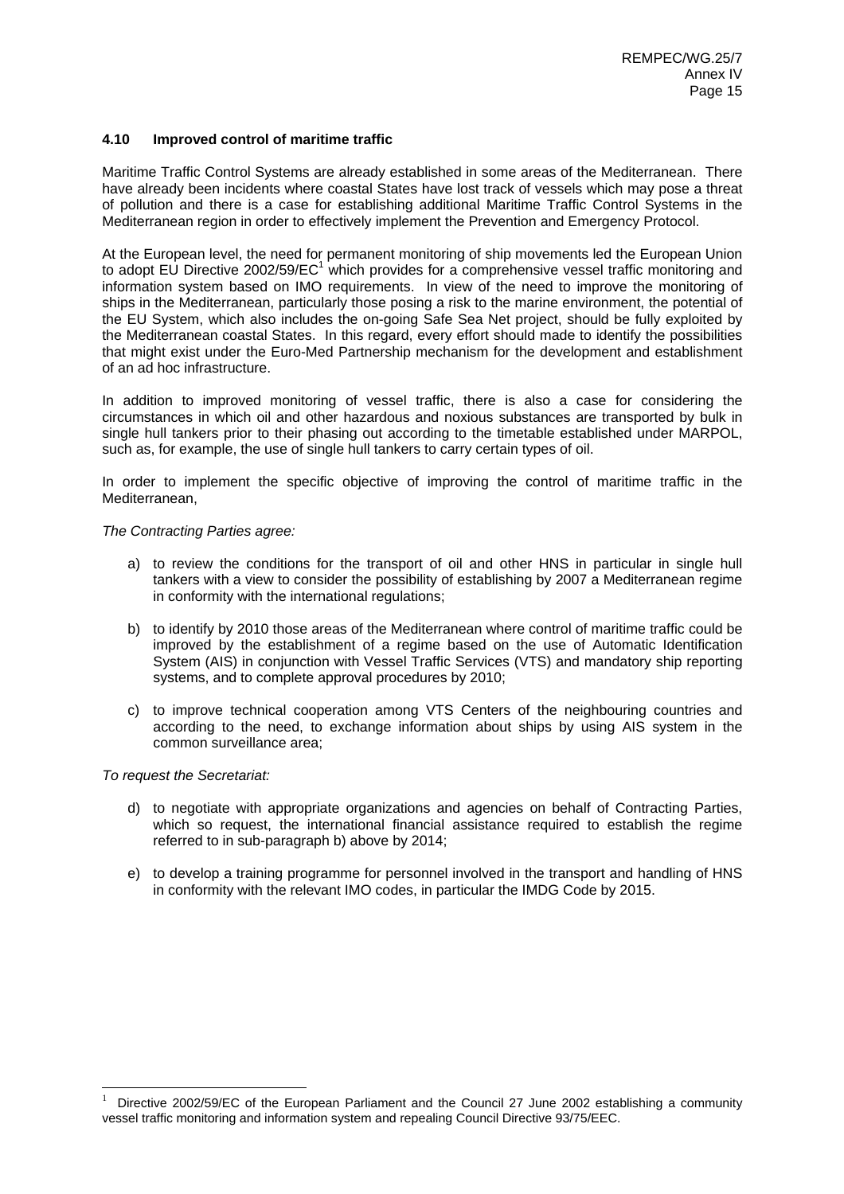### 4.10 Improved control of maritime traffic

Maritime Traffic Control Systems are already established in some areas of the Mediterranean. There have already been incidents where coastal States have lost track of vessels which may pose a threat of pollution and there is a case for establishing additional Maritime Traffic Control Systems in the Mediterranean region in order to effectively implement the Prevention and Emergency Protocol.

At the European level, the need for permanent monitoring of ship movements led the European Union to adopt EU Directive 2002/59/EC[1] which provides for a comprehensive vessel traffic monitoring and information system based on IMO requirements. In view of the need to improve the monitoring of ships in the Mediterranean, particularly those posing a risk to the marine environment, the potential of the EU System, which also includes the on-going Safe Sea Net project, should be fully exploited by the Mediterranean coastal States. In this regard, every effort should made to identify the possibilities that might exist under the Euro-Med Partnership mechanism for the development and establishment of an ad hoc infrastructure.

In addition to improved monitoring of vessel traffic, there is also a case for considering the circumstances in which oil and other hazardous and noxious substances are transported by bulk in single hull tankers prior to their phasing out according to the timetable established under MARPOL, such as, for example, the use of single hull tankers to carry certain types of oil.

In order to implement the specific objective of improving the control of maritime traffic in the Mediterranean,

*The Contracting Parties agree:*

a) to review the conditions for the transport of oil and other HNS in particular in single hull tankers with a view to consider the possibility of establishing by 2007 a Mediterranean regime in conformity with the international regulations;

b) to identify by 2010 those areas of the Mediterranean where control of maritime traffic could be improved by the establishment of a regime based on the use of Automatic Identification System (AIS) in conjunction with Vessel Traffic Services (VTS) and mandatory ship reporting systems, and to complete approval procedures by 2010;

c) to improve technical cooperation among VTS Centers of the neighbouring countries and according to the need, to exchange information about ships by using AIS system in the common surveillance area;

*To request the Secretariat:*

d) to negotiate with appropriate organizations and agencies on behalf of Contracting Parties, which so request, the international financial assistance required to establish the regime referred to in sub-paragraph b) above by 2014;

e) to develop a training programme for personnel involved in the transport and handling of HNS in conformity with the relevant IMO codes, in particular the IMDG Code by 2015.

---

[1] Directive 2002/59/EC of the European Parliament and the Council 27 June 2002 establishing a community vessel traffic monitoring and information system and repealing Council Directive 93/75/EEC.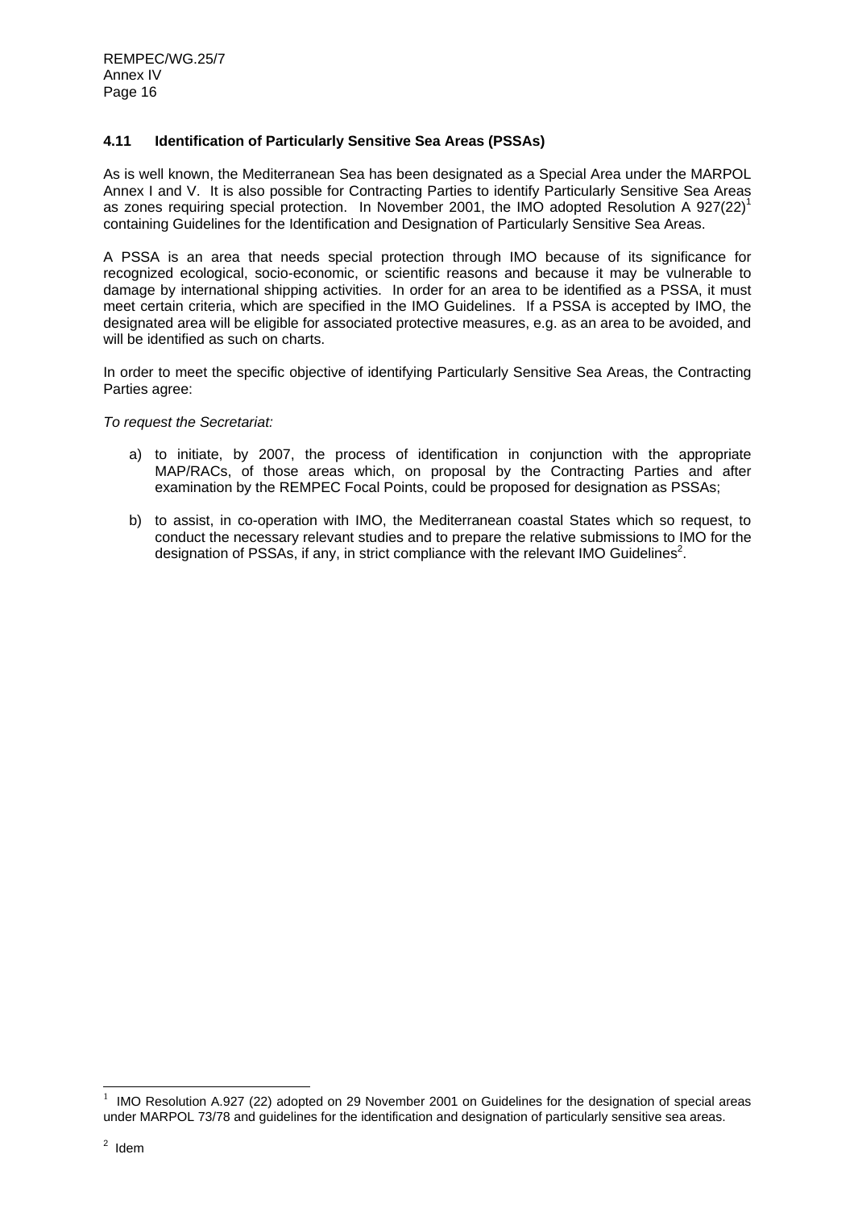### 4.11 Identification of Particularly Sensitive Sea Areas (PSSAs)

As is well known, the Mediterranean Sea has been designated as a Special Area under the MARPOL Annex I and V. It is also possible for Contracting Parties to identify Particularly Sensitive Sea Areas as zones requiring special protection. In November 2001, the IMO adopted Resolution A 927(22)[1] containing Guidelines for the Identification and Designation of Particularly Sensitive Sea Areas.

A PSSA is an area that needs special protection through IMO because of its significance for recognized ecological, socio-economic, or scientific reasons and because it may be vulnerable to damage by international shipping activities. In order for an area to be identified as a PSSA, it must meet certain criteria, which are specified in the IMO Guidelines. If a PSSA is accepted by IMO, the designated area will be eligible for associated protective measures, e.g. as an area to be avoided, and will be identified as such on charts.

In order to meet the specific objective of identifying Particularly Sensitive Sea Areas, the Contracting Parties agree:

*To request the Secretariat:*

a) to initiate, by 2007, the process of identification in conjunction with the appropriate MAP/RACs, of those areas which, on proposal by the Contracting Parties and after examination by the REMPEC Focal Points, could be proposed for designation as PSSAs;

b) to assist, in co-operation with IMO, the Mediterranean coastal States which so request, to conduct the necessary relevant studies and to prepare the relative submissions to IMO for the designation of PSSAs, if any, in strict compliance with the relevant IMO Guidelines[2].

---

[1] IMO Resolution A.927 (22) adopted on 29 November 2001 on Guidelines for the designation of special areas under MARPOL 73/78 and guidelines for the identification and designation of particularly sensitive sea areas.

[2] Idem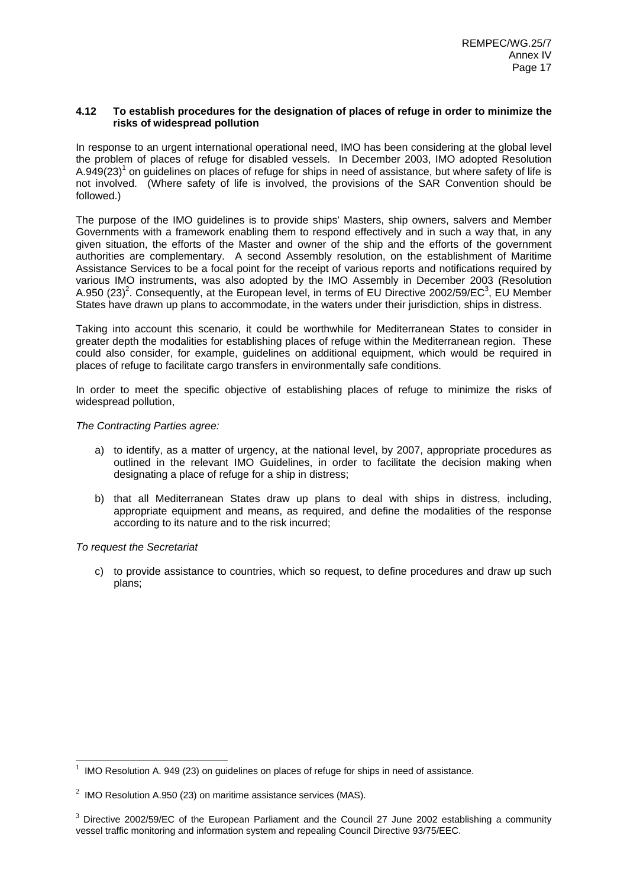### 4.12 To establish procedures for the designation of places of refuge in order to minimize the risks of widespread pollution

In response to an urgent international operational need, IMO has been considering at the global level the problem of places of refuge for disabled vessels. In December 2003, IMO adopted Resolution A.949(23)[1] on guidelines on places of refuge for ships in need of assistance, but where safety of life is not involved. (Where safety of life is involved, the provisions of the SAR Convention should be followed.)

The purpose of the IMO guidelines is to provide ships' Masters, ship owners, salvers and Member Governments with a framework enabling them to respond effectively and in such a way that, in any given situation, the efforts of the Master and owner of the ship and the efforts of the government authorities are complementary. A second Assembly resolution, on the establishment of Maritime Assistance Services to be a focal point for the receipt of various reports and notifications required by various IMO instruments, was also adopted by the IMO Assembly in December 2003 (Resolution A.950 (23)[2]. Consequently, at the European level, in terms of EU Directive 2002/59/EC[3], EU Member States have drawn up plans to accommodate, in the waters under their jurisdiction, ships in distress.

Taking into account this scenario, it could be worthwhile for Mediterranean States to consider in greater depth the modalities for establishing places of refuge within the Mediterranean region. These could also consider, for example, guidelines on additional equipment, which would be required in places of refuge to facilitate cargo transfers in environmentally safe conditions.

In order to meet the specific objective of establishing places of refuge to minimize the risks of widespread pollution,

*The Contracting Parties agree:*

a) to identify, as a matter of urgency, at the national level, by 2007, appropriate procedures as outlined in the relevant IMO Guidelines, in order to facilitate the decision making when designating a place of refuge for a ship in distress;

b) that all Mediterranean States draw up plans to deal with ships in distress, including, appropriate equipment and means, as required, and define the modalities of the response according to its nature and to the risk incurred;

*To request the Secretariat*

c) to provide assistance to countries, which so request, to define procedures and draw up such plans;

---

[1] IMO Resolution A. 949 (23) on guidelines on places of refuge for ships in need of assistance.

[2] IMO Resolution A.950 (23) on maritime assistance services (MAS).

[3] Directive 2002/59/EC of the European Parliament and the Council 27 June 2002 establishing a community vessel traffic monitoring and information system and repealing Council Directive 93/75/EEC.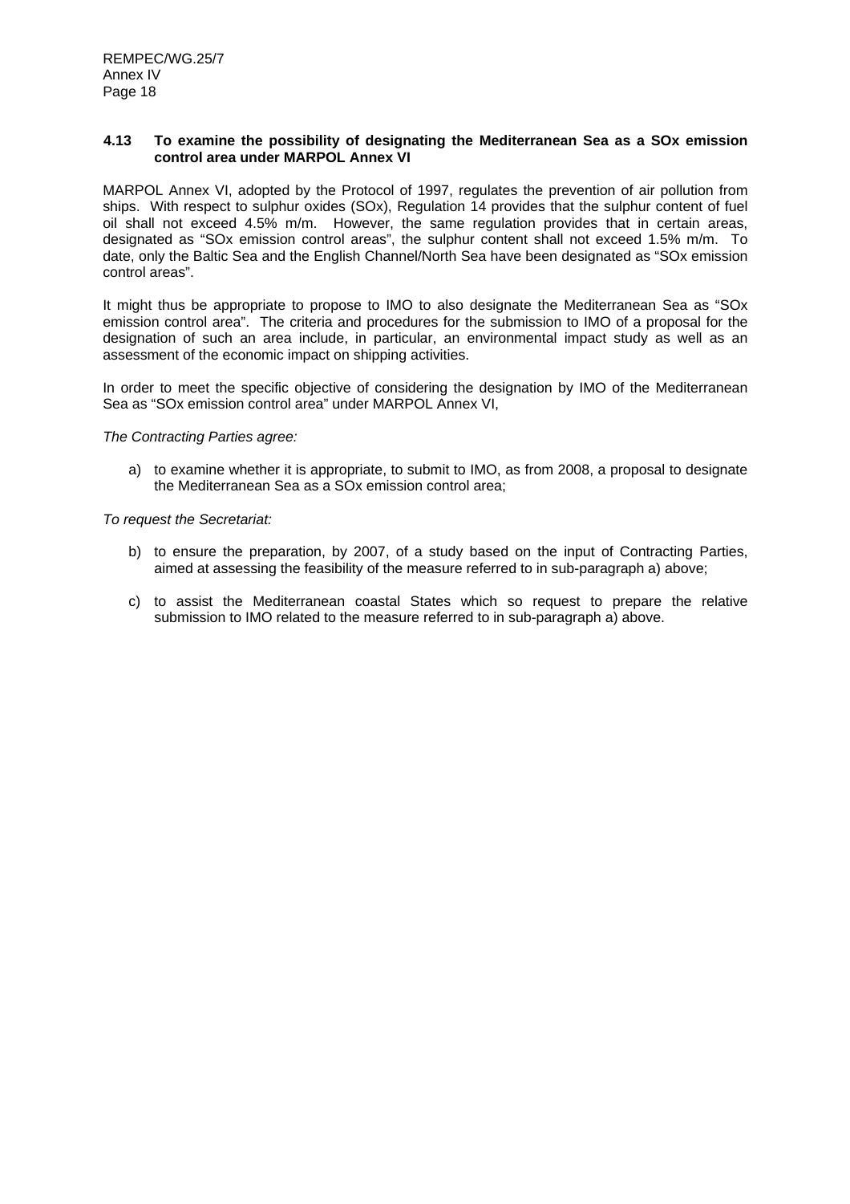### 4.13 To examine the possibility of designating the Mediterranean Sea as a SOx emission control area under MARPOL Annex VI

MARPOL Annex VI, adopted by the Protocol of 1997, regulates the prevention of air pollution from ships. With respect to sulphur oxides (SOx), Regulation 14 provides that the sulphur content of fuel oil shall not exceed 4.5% m/m. However, the same regulation provides that in certain areas, designated as "SOx emission control areas", the sulphur content shall not exceed 1.5% m/m. To date, only the Baltic Sea and the English Channel/North Sea have been designated as "SOx emission control areas".

It might thus be appropriate to propose to IMO to also designate the Mediterranean Sea as "SOx emission control area". The criteria and procedures for the submission to IMO of a proposal for the designation of such an area include, in particular, an environmental impact study as well as an assessment of the economic impact on shipping activities.

In order to meet the specific objective of considering the designation by IMO of the Mediterranean Sea as "SOx emission control area" under MARPOL Annex VI,

*The Contracting Parties agree:*

a) to examine whether it is appropriate, to submit to IMO, as from 2008, a proposal to designate the Mediterranean Sea as a SOx emission control area;

*To request the Secretariat:*

b) to ensure the preparation, by 2007, of a study based on the input of Contracting Parties, aimed at assessing the feasibility of the measure referred to in sub-paragraph a) above;

c) to assist the Mediterranean coastal States which so request to prepare the relative submission to IMO related to the measure referred to in sub-paragraph a) above.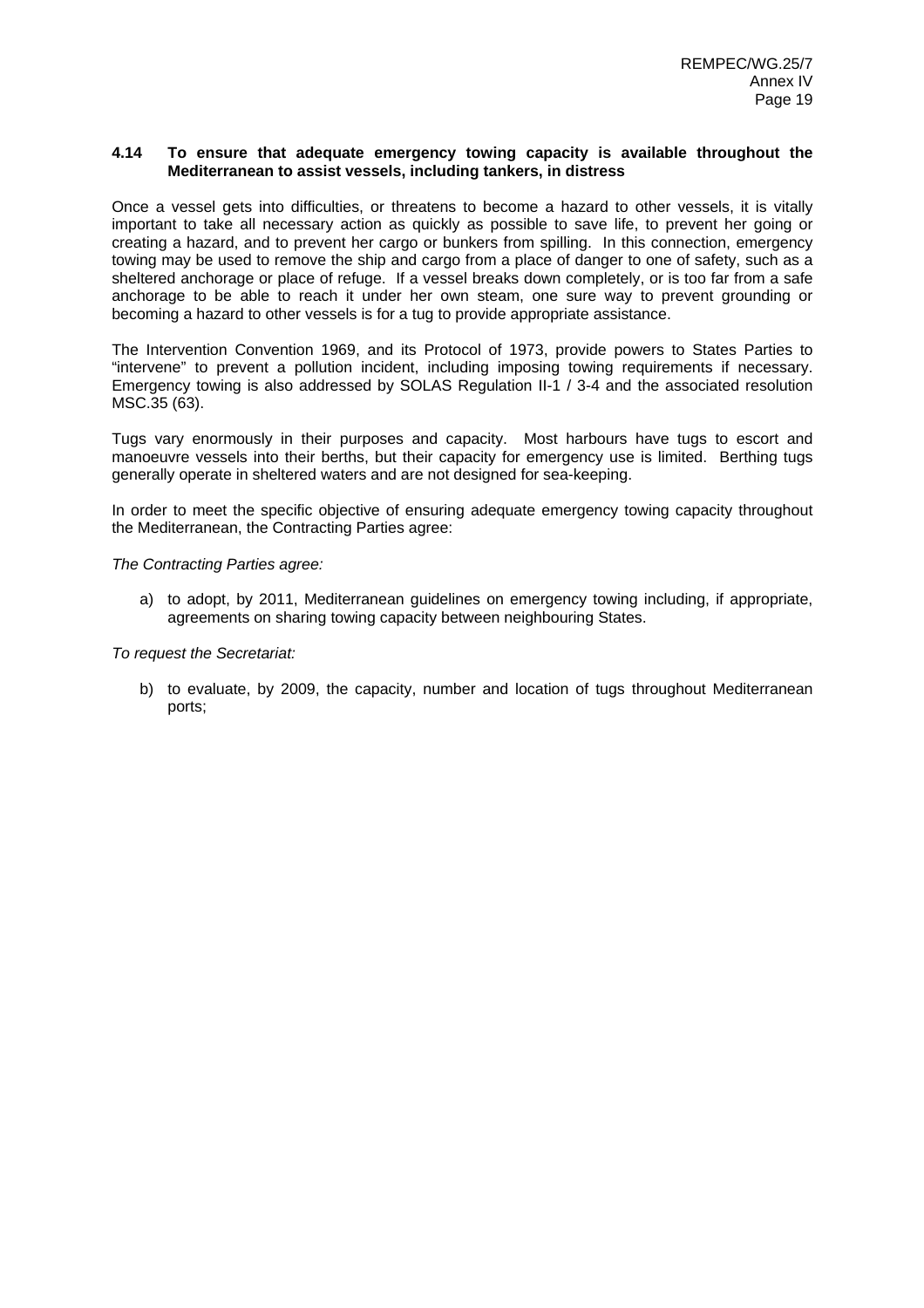### 4.14 To ensure that adequate emergency towing capacity is available throughout the Mediterranean to assist vessels, including tankers, in distress

Once a vessel gets into difficulties, or threatens to become a hazard to other vessels, it is vitally important to take all necessary action as quickly as possible to save life, to prevent her going or creating a hazard, and to prevent her cargo or bunkers from spilling. In this connection, emergency towing may be used to remove the ship and cargo from a place of danger to one of safety, such as a sheltered anchorage or place of refuge. If a vessel breaks down completely, or is too far from a safe anchorage to be able to reach it under her own steam, one sure way to prevent grounding or becoming a hazard to other vessels is for a tug to provide appropriate assistance.

The Intervention Convention 1969, and its Protocol of 1973, provide powers to States Parties to "intervene" to prevent a pollution incident, including imposing towing requirements if necessary. Emergency towing is also addressed by SOLAS Regulation II-1 / 3-4 and the associated resolution MSC.35 (63).

Tugs vary enormously in their purposes and capacity. Most harbours have tugs to escort and manoeuvre vessels into their berths, but their capacity for emergency use is limited. Berthing tugs generally operate in sheltered waters and are not designed for sea-keeping.

In order to meet the specific objective of ensuring adequate emergency towing capacity throughout the Mediterranean, the Contracting Parties agree:

*The Contracting Parties agree:*

a) to adopt, by 2011, Mediterranean guidelines on emergency towing including, if appropriate, agreements on sharing towing capacity between neighbouring States.

*To request the Secretariat:*

b) to evaluate, by 2009, the capacity, number and location of tugs throughout Mediterranean ports;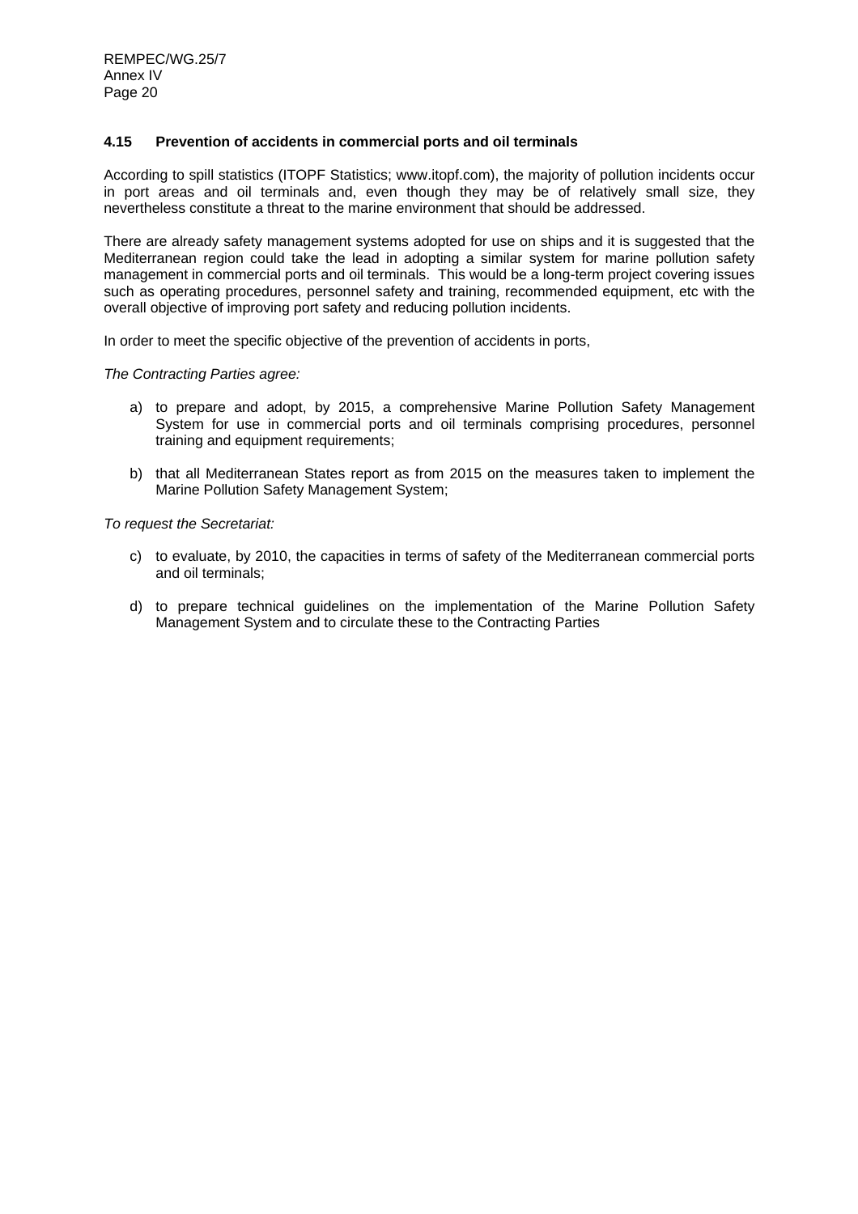### 4.15 Prevention of accidents in commercial ports and oil terminals

According to spill statistics (ITOPF Statistics; www.itopf.com), the majority of pollution incidents occur in port areas and oil terminals and, even though they may be of relatively small size, they nevertheless constitute a threat to the marine environment that should be addressed.

There are already safety management systems adopted for use on ships and it is suggested that the Mediterranean region could take the lead in adopting a similar system for marine pollution safety management in commercial ports and oil terminals. This would be a long-term project covering issues such as operating procedures, personnel safety and training, recommended equipment, etc with the overall objective of improving port safety and reducing pollution incidents.

In order to meet the specific objective of the prevention of accidents in ports,

*The Contracting Parties agree:*

a) to prepare and adopt, by 2015, a comprehensive Marine Pollution Safety Management System for use in commercial ports and oil terminals comprising procedures, personnel training and equipment requirements;

b) that all Mediterranean States report as from 2015 on the measures taken to implement the Marine Pollution Safety Management System;

*To request the Secretariat:*

c) to evaluate, by 2010, the capacities in terms of safety of the Mediterranean commercial ports and oil terminals;

d) to prepare technical guidelines on the implementation of the Marine Pollution Safety Management System and to circulate these to the Contracting Parties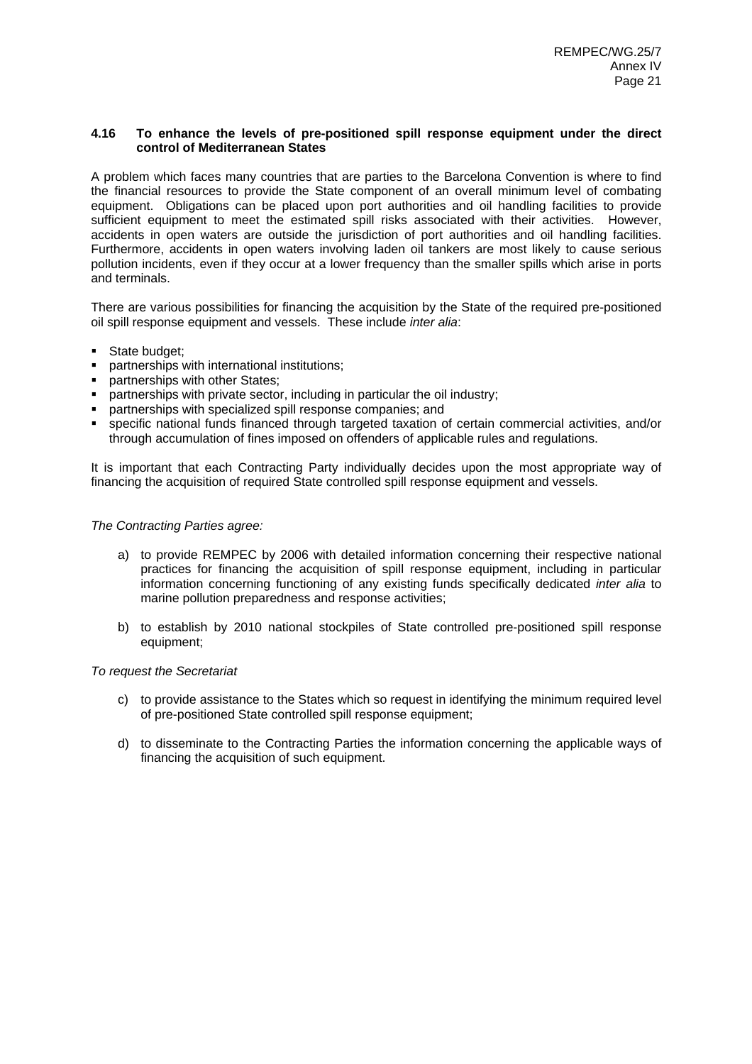### 4.16 To enhance the levels of pre-positioned spill response equipment under the direct control of Mediterranean States

A problem which faces many countries that are parties to the Barcelona Convention is where to find the financial resources to provide the State component of an overall minimum level of combating equipment. Obligations can be placed upon port authorities and oil handling facilities to provide sufficient equipment to meet the estimated spill risks associated with their activities. However, accidents in open waters are outside the jurisdiction of port authorities and oil handling facilities. Furthermore, accidents in open waters involving laden oil tankers are most likely to cause serious pollution incidents, even if they occur at a lower frequency than the smaller spills which arise in ports and terminals.

There are various possibilities for financing the acquisition by the State of the required pre-positioned oil spill response equipment and vessels. These include *inter alia*:

- State budget;
- partnerships with international institutions;
- partnerships with other States;
- partnerships with private sector, including in particular the oil industry;
- partnerships with specialized spill response companies; and
- specific national funds financed through targeted taxation of certain commercial activities, and/or through accumulation of fines imposed on offenders of applicable rules and regulations.

It is important that each Contracting Party individually decides upon the most appropriate way of financing the acquisition of required State controlled spill response equipment and vessels.

*The Contracting Parties agree:*

a) to provide REMPEC by 2006 with detailed information concerning their respective national practices for financing the acquisition of spill response equipment, including in particular information concerning functioning of any existing funds specifically dedicated *inter alia* to marine pollution preparedness and response activities;

b) to establish by 2010 national stockpiles of State controlled pre-positioned spill response equipment;

*To request the Secretariat*

c) to provide assistance to the States which so request in identifying the minimum required level of pre-positioned State controlled spill response equipment;

d) to disseminate to the Contracting Parties the information concerning the applicable ways of financing the acquisition of such equipment.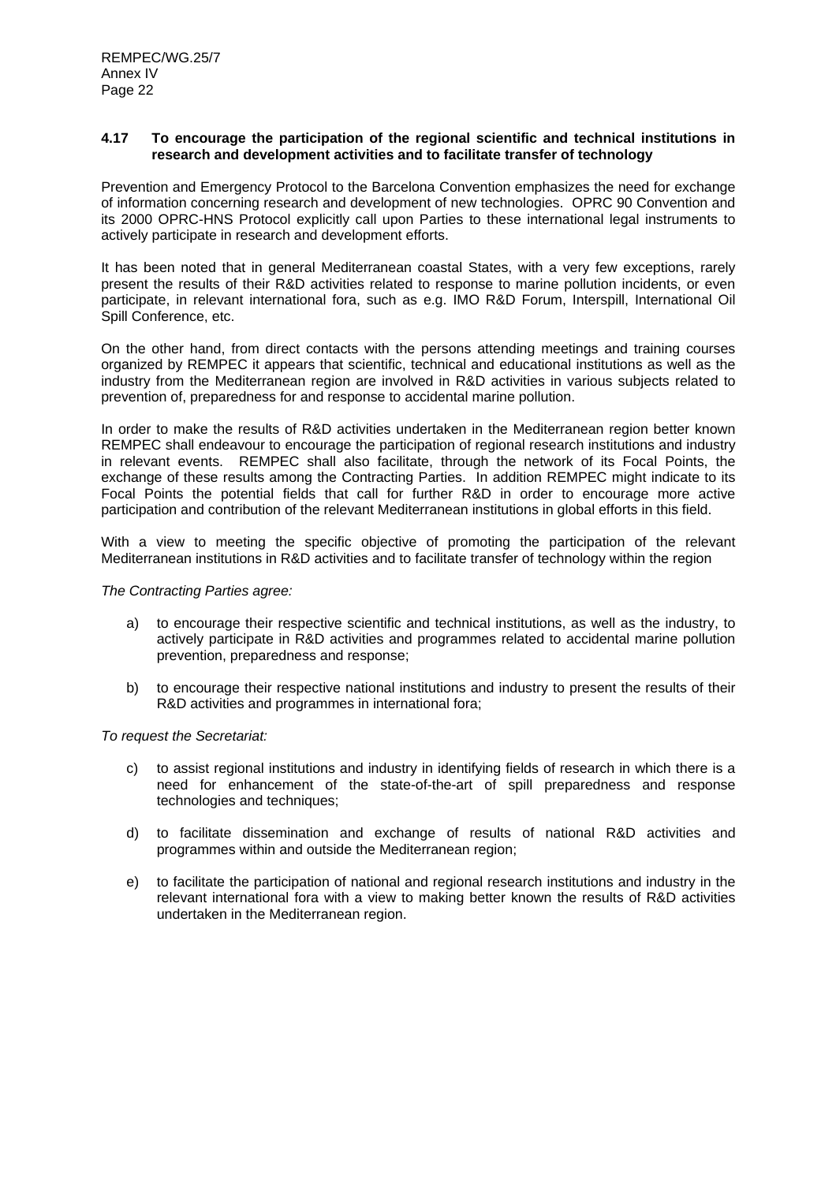### 4.17 To encourage the participation of the regional scientific and technical institutions in research and development activities and to facilitate transfer of technology

Prevention and Emergency Protocol to the Barcelona Convention emphasizes the need for exchange of information concerning research and development of new technologies. OPRC 90 Convention and its 2000 OPRC-HNS Protocol explicitly call upon Parties to these international legal instruments to actively participate in research and development efforts.

It has been noted that in general Mediterranean coastal States, with a very few exceptions, rarely present the results of their R&D activities related to response to marine pollution incidents, or even participate, in relevant international fora, such as e.g. IMO R&D Forum, Interspill, International Oil Spill Conference, etc.

On the other hand, from direct contacts with the persons attending meetings and training courses organized by REMPEC it appears that scientific, technical and educational institutions as well as the industry from the Mediterranean region are involved in R&D activities in various subjects related to prevention of, preparedness for and response to accidental marine pollution.

In order to make the results of R&D activities undertaken in the Mediterranean region better known REMPEC shall endeavour to encourage the participation of regional research institutions and industry in relevant events. REMPEC shall also facilitate, through the network of its Focal Points, the exchange of these results among the Contracting Parties. In addition REMPEC might indicate to its Focal Points the potential fields that call for further R&D in order to encourage more active participation and contribution of the relevant Mediterranean institutions in global efforts in this field.

With a view to meeting the specific objective of promoting the participation of the relevant Mediterranean institutions in R&D activities and to facilitate transfer of technology within the region

*The Contracting Parties agree:*

a) to encourage their respective scientific and technical institutions, as well as the industry, to actively participate in R&D activities and programmes related to accidental marine pollution prevention, preparedness and response;

b) to encourage their respective national institutions and industry to present the results of their R&D activities and programmes in international fora;

*To request the Secretariat:*

c) to assist regional institutions and industry in identifying fields of research in which there is a need for enhancement of the state-of-the-art of spill preparedness and response technologies and techniques;

d) to facilitate dissemination and exchange of results of national R&D activities and programmes within and outside the Mediterranean region;

e) to facilitate the participation of national and regional research institutions and industry in the relevant international fora with a view to making better known the results of R&D activities undertaken in the Mediterranean region.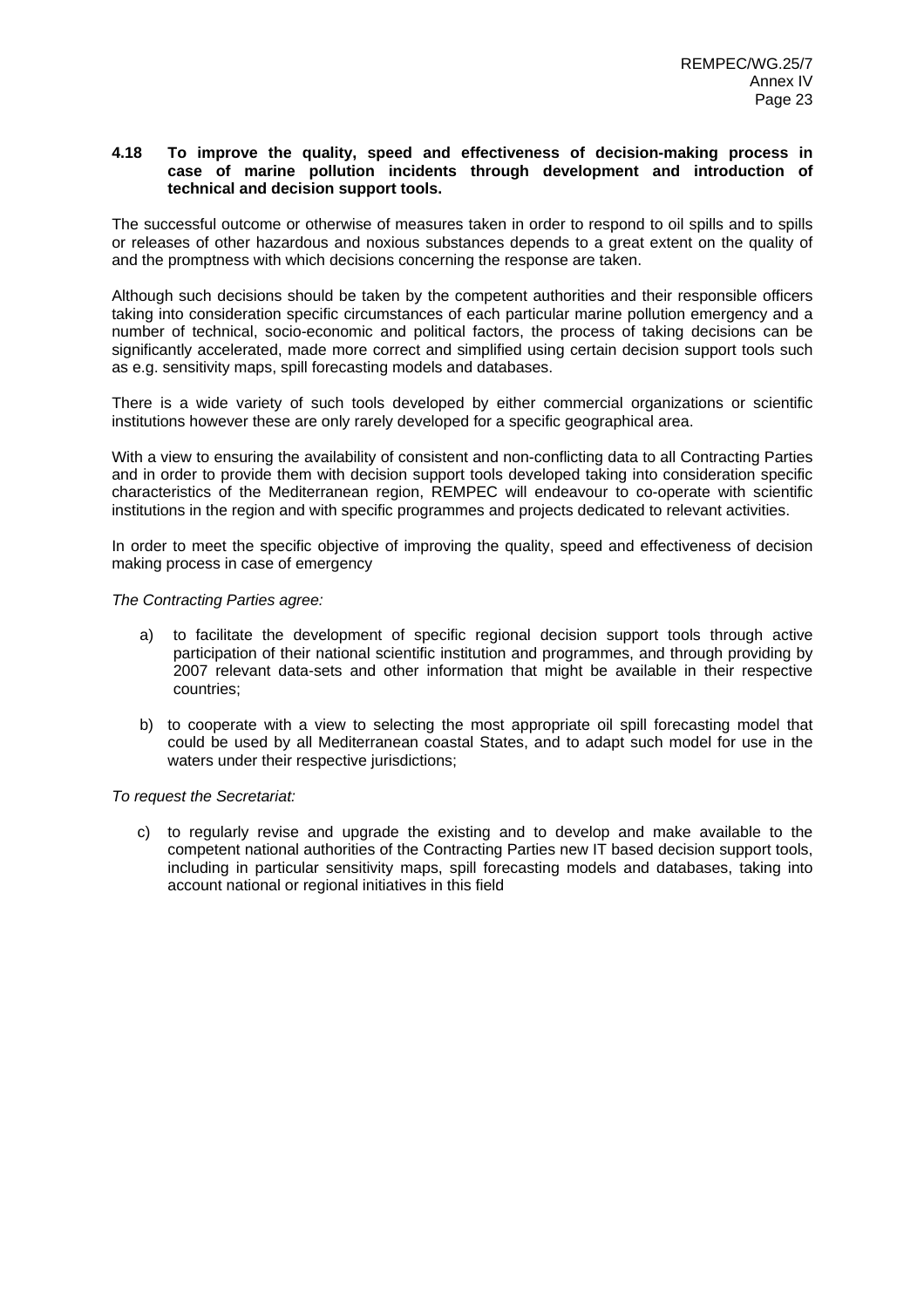**4.18 To improve the quality, speed and effectiveness of decision-making process in case of marine pollution incidents through development and introduction of technical and decision support tools.**

The successful outcome or otherwise of measures taken in order to respond to oil spills and to spills or releases of other hazardous and noxious substances depends to a great extent on the quality of and the promptness with which decisions concerning the response are taken.

Although such decisions should be taken by the competent authorities and their responsible officers taking into consideration specific circumstances of each particular marine pollution emergency and a number of technical, socio-economic and political factors, the process of taking decisions can be significantly accelerated, made more correct and simplified using certain decision support tools such as e.g. sensitivity maps, spill forecasting models and databases.

There is a wide variety of such tools developed by either commercial organizations or scientific institutions however these are only rarely developed for a specific geographical area.

With a view to ensuring the availability of consistent and non-conflicting data to all Contracting Parties and in order to provide them with decision support tools developed taking into consideration specific characteristics of the Mediterranean region, REMPEC will endeavour to co-operate with scientific institutions in the region and with specific programmes and projects dedicated to relevant activities.

In order to meet the specific objective of improving the quality, speed and effectiveness of decision making process in case of emergency

*The Contracting Parties agree:*

a) to facilitate the development of specific regional decision support tools through active participation of their national scientific institution and programmes, and through providing by 2007 relevant data-sets and other information that might be available in their respective countries;

b) to cooperate with a view to selecting the most appropriate oil spill forecasting model that could be used by all Mediterranean coastal States, and to adapt such model for use in the waters under their respective jurisdictions;

*To request the Secretariat:*

c) to regularly revise and upgrade the existing and to develop and make available to the competent national authorities of the Contracting Parties new IT based decision support tools, including in particular sensitivity maps, spill forecasting models and databases, taking into account national or regional initiatives in this field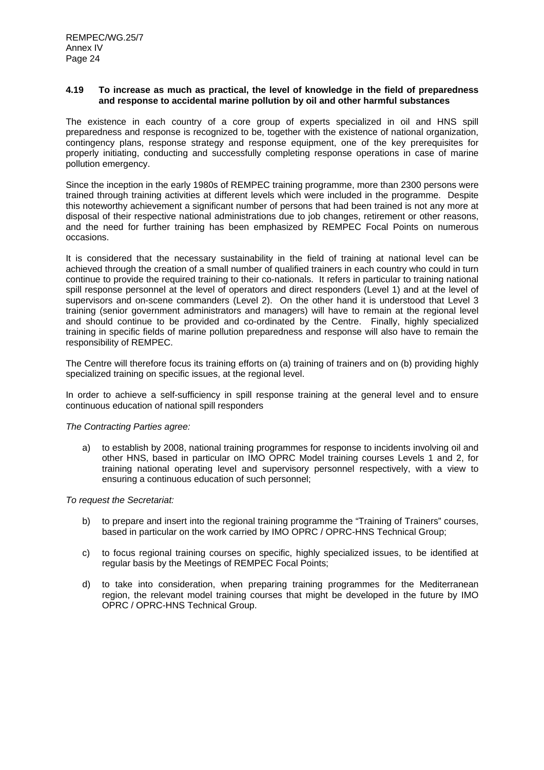### 4.19 To increase as much as practical, the level of knowledge in the field of preparedness and response to accidental marine pollution by oil and other harmful substances

The existence in each country of a core group of experts specialized in oil and HNS spill preparedness and response is recognized to be, together with the existence of national organization, contingency plans, response strategy and response equipment, one of the key prerequisites for properly initiating, conducting and successfully completing response operations in case of marine pollution emergency.

Since the inception in the early 1980s of REMPEC training programme, more than 2300 persons were trained through training activities at different levels which were included in the programme. Despite this noteworthy achievement a significant number of persons that had been trained is not any more at disposal of their respective national administrations due to job changes, retirement or other reasons, and the need for further training has been emphasized by REMPEC Focal Points on numerous occasions.

It is considered that the necessary sustainability in the field of training at national level can be achieved through the creation of a small number of qualified trainers in each country who could in turn continue to provide the required training to their co-nationals. It refers in particular to training national spill response personnel at the level of operators and direct responders (Level 1) and at the level of supervisors and on-scene commanders (Level 2). On the other hand it is understood that Level 3 training (senior government administrators and managers) will have to remain at the regional level and should continue to be provided and co-ordinated by the Centre. Finally, highly specialized training in specific fields of marine pollution preparedness and response will also have to remain the responsibility of REMPEC.

The Centre will therefore focus its training efforts on (a) training of trainers and on (b) providing highly specialized training on specific issues, at the regional level.

In order to achieve a self-sufficiency in spill response training at the general level and to ensure continuous education of national spill responders

*The Contracting Parties agree:*

a) to establish by 2008, national training programmes for response to incidents involving oil and other HNS, based in particular on IMO OPRC Model training courses Levels 1 and 2, for training national operating level and supervisory personnel respectively, with a view to ensuring a continuous education of such personnel;

*To request the Secretariat:*

b) to prepare and insert into the regional training programme the "Training of Trainers" courses, based in particular on the work carried by IMO OPRC / OPRC-HNS Technical Group;

c) to focus regional training courses on specific, highly specialized issues, to be identified at regular basis by the Meetings of REMPEC Focal Points;

d) to take into consideration, when preparing training programmes for the Mediterranean region, the relevant model training courses that might be developed in the future by IMO OPRC / OPRC-HNS Technical Group.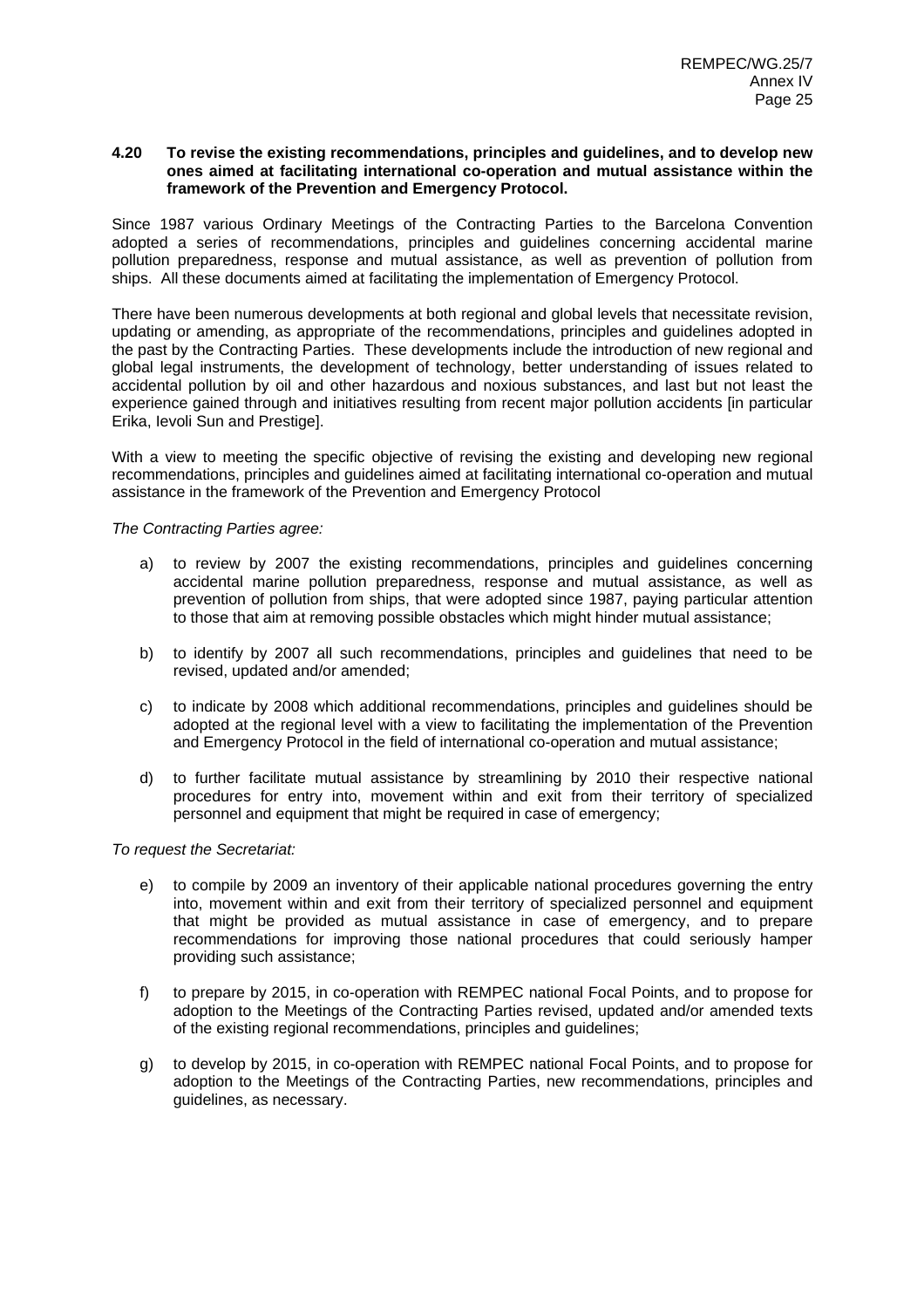**4.20 To revise the existing recommendations, principles and guidelines, and to develop new ones aimed at facilitating international co-operation and mutual assistance within the framework of the Prevention and Emergency Protocol.**

Since 1987 various Ordinary Meetings of the Contracting Parties to the Barcelona Convention adopted a series of recommendations, principles and guidelines concerning accidental marine pollution preparedness, response and mutual assistance, as well as prevention of pollution from ships. All these documents aimed at facilitating the implementation of Emergency Protocol.

There have been numerous developments at both regional and global levels that necessitate revision, updating or amending, as appropriate of the recommendations, principles and guidelines adopted in the past by the Contracting Parties. These developments include the introduction of new regional and global legal instruments, the development of technology, better understanding of issues related to accidental pollution by oil and other hazardous and noxious substances, and last but not least the experience gained through and initiatives resulting from recent major pollution accidents [in particular Erika, Ievoli Sun and Prestige].

With a view to meeting the specific objective of revising the existing and developing new regional recommendations, principles and guidelines aimed at facilitating international co-operation and mutual assistance in the framework of the Prevention and Emergency Protocol

*The Contracting Parties agree:*

a) to review by 2007 the existing recommendations, principles and guidelines concerning accidental marine pollution preparedness, response and mutual assistance, as well as prevention of pollution from ships, that were adopted since 1987, paying particular attention to those that aim at removing possible obstacles which might hinder mutual assistance;

b) to identify by 2007 all such recommendations, principles and guidelines that need to be revised, updated and/or amended;

c) to indicate by 2008 which additional recommendations, principles and guidelines should be adopted at the regional level with a view to facilitating the implementation of the Prevention and Emergency Protocol in the field of international co-operation and mutual assistance;

d) to further facilitate mutual assistance by streamlining by 2010 their respective national procedures for entry into, movement within and exit from their territory of specialized personnel and equipment that might be required in case of emergency;

*To request the Secretariat:*

e) to compile by 2009 an inventory of their applicable national procedures governing the entry into, movement within and exit from their territory of specialized personnel and equipment that might be provided as mutual assistance in case of emergency, and to prepare recommendations for improving those national procedures that could seriously hamper providing such assistance;

f) to prepare by 2015, in co-operation with REMPEC national Focal Points, and to propose for adoption to the Meetings of the Contracting Parties revised, updated and/or amended texts of the existing regional recommendations, principles and guidelines;

g) to develop by 2015, in co-operation with REMPEC national Focal Points, and to propose for adoption to the Meetings of the Contracting Parties, new recommendations, principles and guidelines, as necessary.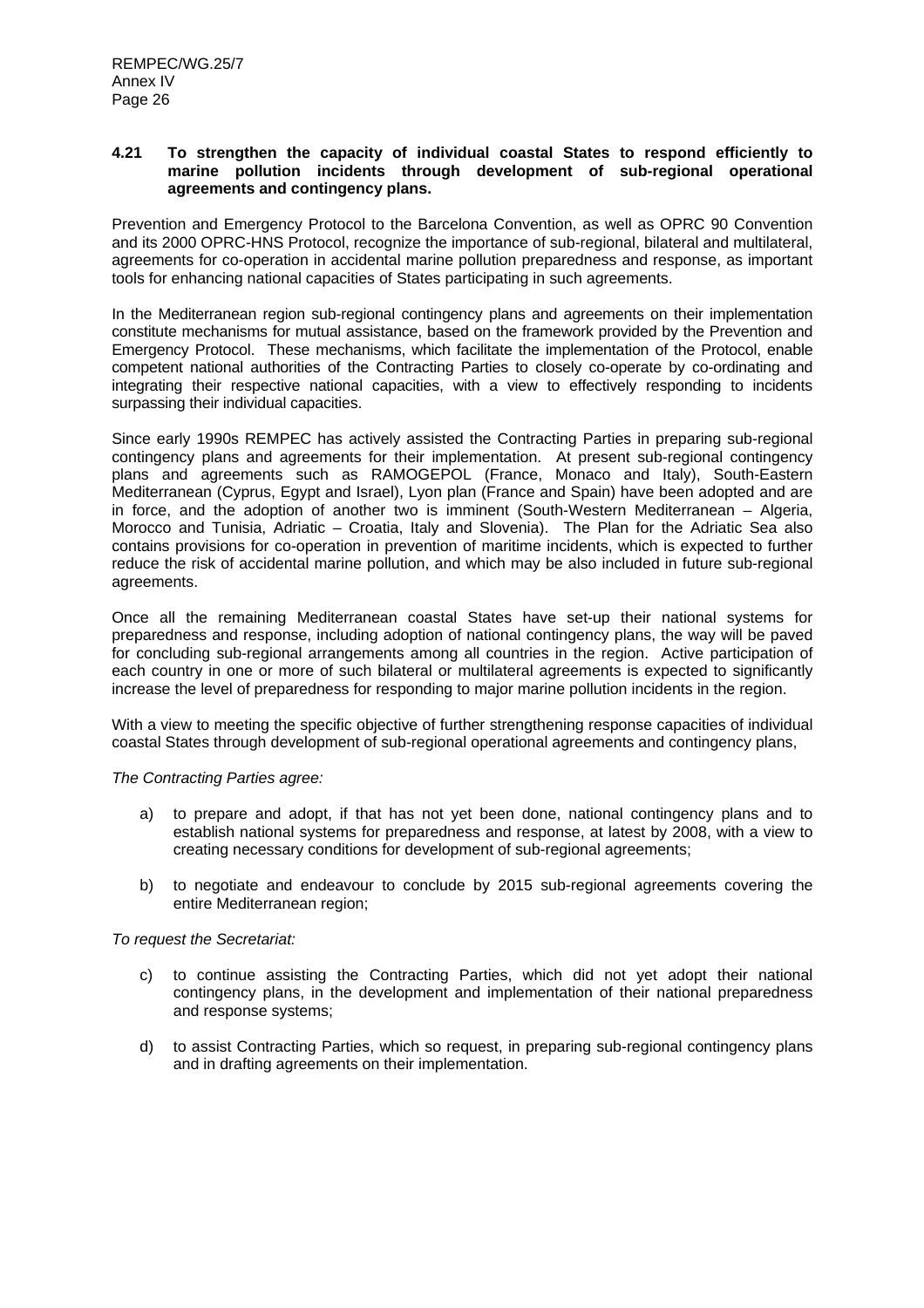### 4.21 To strengthen the capacity of individual coastal States to respond efficiently to marine pollution incidents through development of sub-regional operational agreements and contingency plans.

Prevention and Emergency Protocol to the Barcelona Convention, as well as OPRC 90 Convention and its 2000 OPRC-HNS Protocol, recognize the importance of sub-regional, bilateral and multilateral, agreements for co-operation in accidental marine pollution preparedness and response, as important tools for enhancing national capacities of States participating in such agreements.

In the Mediterranean region sub-regional contingency plans and agreements on their implementation constitute mechanisms for mutual assistance, based on the framework provided by the Prevention and Emergency Protocol. These mechanisms, which facilitate the implementation of the Protocol, enable competent national authorities of the Contracting Parties to closely co-operate by co-ordinating and integrating their respective national capacities, with a view to effectively responding to incidents surpassing their individual capacities.

Since early 1990s REMPEC has actively assisted the Contracting Parties in preparing sub-regional contingency plans and agreements for their implementation. At present sub-regional contingency plans and agreements such as RAMOGEPOL (France, Monaco and Italy), South-Eastern Mediterranean (Cyprus, Egypt and Israel), Lyon plan (France and Spain) have been adopted and are in force, and the adoption of another two is imminent (South-Western Mediterranean – Algeria, Morocco and Tunisia, Adriatic – Croatia, Italy and Slovenia). The Plan for the Adriatic Sea also contains provisions for co-operation in prevention of maritime incidents, which is expected to further reduce the risk of accidental marine pollution, and which may be also included in future sub-regional agreements.

Once all the remaining Mediterranean coastal States have set-up their national systems for preparedness and response, including adoption of national contingency plans, the way will be paved for concluding sub-regional arrangements among all countries in the region. Active participation of each country in one or more of such bilateral or multilateral agreements is expected to significantly increase the level of preparedness for responding to major marine pollution incidents in the region.

With a view to meeting the specific objective of further strengthening response capacities of individual coastal States through development of sub-regional operational agreements and contingency plans,

*The Contracting Parties agree:*

a) to prepare and adopt, if that has not yet been done, national contingency plans and to establish national systems for preparedness and response, at latest by 2008, with a view to creating necessary conditions for development of sub-regional agreements;

b) to negotiate and endeavour to conclude by 2015 sub-regional agreements covering the entire Mediterranean region;

*To request the Secretariat:*

c) to continue assisting the Contracting Parties, which did not yet adopt their national contingency plans, in the development and implementation of their national preparedness and response systems;

d) to assist Contracting Parties, which so request, in preparing sub-regional contingency plans and in drafting agreements on their implementation.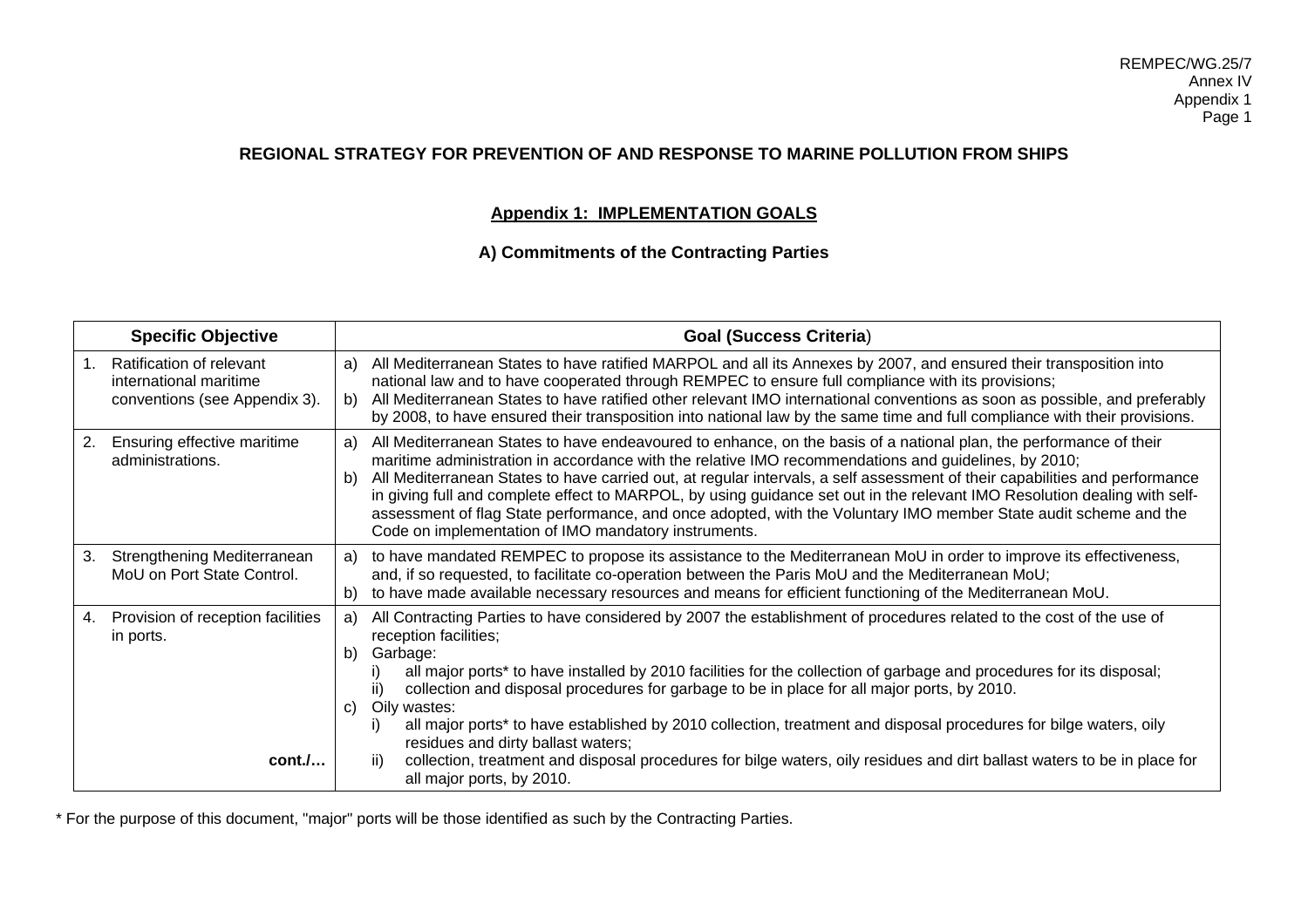## REGIONAL STRATEGY FOR PREVENTION OF AND RESPONSE TO MARINE POLLUTION FROM SHIPS

### Appendix 1: IMPLEMENTATION GOALS

### A) Commitments of the Contracting Parties

| Specific Objective | Goal (Success Criteria) |
|---|---|
| 1. Ratification of relevant international maritime conventions (see Appendix 3). | a) All Mediterranean States to have ratified MARPOL and all its Annexes by 2007, and ensured their transposition into national law and to have cooperated through REMPEC to ensure full compliance with its provisions;<br>b) All Mediterranean States to have ratified other relevant IMO international conventions as soon as possible, and preferably by 2008, to have ensured their transposition into national law by the same time and full compliance with their provisions. |
| 2. Ensuring effective maritime administrations. | a) All Mediterranean States to have endeavoured to enhance, on the basis of a national plan, the performance of their maritime administration in accordance with the relative IMO recommendations and guidelines, by 2010;<br>b) All Mediterranean States to have carried out, at regular intervals, a self assessment of their capabilities and performance in giving full and complete effect to MARPOL, by using guidance set out in the relevant IMO Resolution dealing with self-assessment of flag State performance, and once adopted, with the Voluntary IMO member State audit scheme and the Code on implementation of IMO mandatory instruments. |
| 3. Strengthening Mediterranean MoU on Port State Control. | a) to have mandated REMPEC to propose its assistance to the Mediterranean MoU in order to improve its effectiveness, and, if so requested, to facilitate co-operation between the Paris MoU and the Mediterranean MoU;<br>b) to have made available necessary resources and means for efficient functioning of the Mediterranean MoU. |
| 4. Provision of reception facilities in ports.<br><br>**cont./…** | a) All Contracting Parties to have considered by 2007 the establishment of procedures related to the cost of the use of reception facilities;<br>b) Garbage:<br>i) all major ports* to have installed by 2010 facilities for the collection of garbage and procedures for its disposal;<br>ii) collection and disposal procedures for garbage to be in place for all major ports, by 2010.<br>c) Oily wastes:<br>i) all major ports* to have established by 2010 collection, treatment and disposal procedures for bilge waters, oily residues and dirty ballast waters;<br>ii) collection, treatment and disposal procedures for bilge waters, oily residues and dirt ballast waters to be in place for all major ports, by 2010. |

* For the purpose of this document, "major" ports will be those identified as such by the Contracting Parties.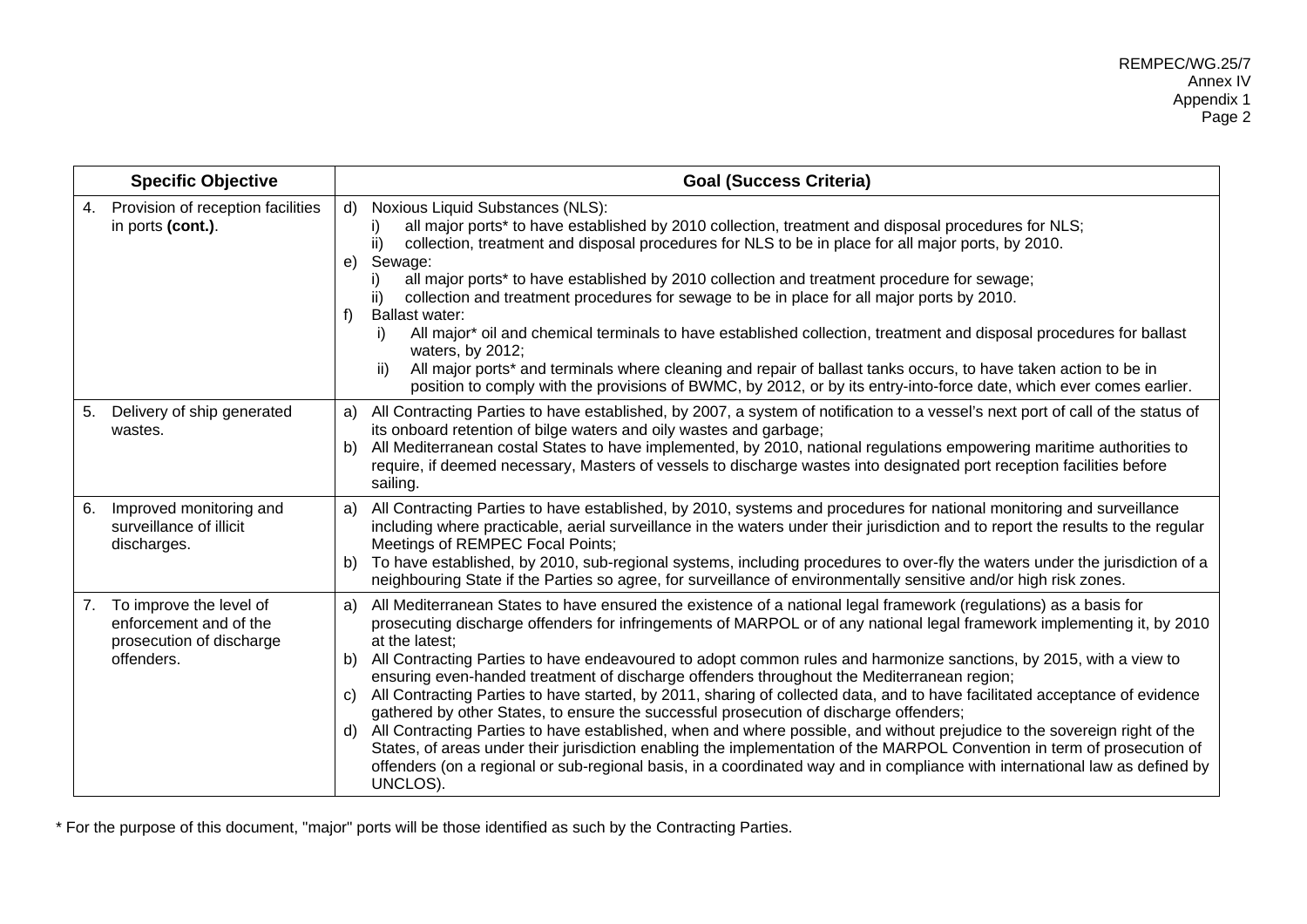| Specific Objective | Goal (Success Criteria) |
|---|---|
| 4. Provision of reception facilities in ports **(cont.)**. | d) Noxious Liquid Substances (NLS):<br>i) all major ports* to have established by 2010 collection, treatment and disposal procedures for NLS;<br>ii) collection, treatment and disposal procedures for NLS to be in place for all major ports, by 2010.<br>e) Sewage:<br>i) all major ports* to have established by 2010 collection and treatment procedure for sewage;<br>ii) collection and treatment procedures for sewage to be in place for all major ports by 2010.<br>f) Ballast water:<br>i) All major* oil and chemical terminals to have established collection, treatment and disposal procedures for ballast waters, by 2012;<br>ii) All major ports* and terminals where cleaning and repair of ballast tanks occurs, to have taken action to be in position to comply with the provisions of BWMC, by 2012, or by its entry-into-force date, which ever comes earlier. |
| 5. Delivery of ship generated wastes. | a) All Contracting Parties to have established, by 2007, a system of notification to a vessel's next port of call of the status of its onboard retention of bilge waters and oily wastes and garbage;<br>b) All Mediterranean costal States to have implemented, by 2010, national regulations empowering maritime authorities to require, if deemed necessary, Masters of vessels to discharge wastes into designated port reception facilities before sailing. |
| 6. Improved monitoring and surveillance of illicit discharges. | a) All Contracting Parties to have established, by 2010, systems and procedures for national monitoring and surveillance including where practicable, aerial surveillance in the waters under their jurisdiction and to report the results to the regular Meetings of REMPEC Focal Points;<br>b) To have established, by 2010, sub-regional systems, including procedures to over-fly the waters under the jurisdiction of a neighbouring State if the Parties so agree, for surveillance of environmentally sensitive and/or high risk zones. |
| 7. To improve the level of enforcement and of the prosecution of discharge offenders. | a) All Mediterranean States to have ensured the existence of a national legal framework (regulations) as a basis for prosecuting discharge offenders for infringements of MARPOL or of any national legal framework implementing it, by 2010 at the latest;<br>b) All Contracting Parties to have endeavoured to adopt common rules and harmonize sanctions, by 2015, with a view to ensuring even-handed treatment of discharge offenders throughout the Mediterranean region;<br>c) All Contracting Parties to have started, by 2011, sharing of collected data, and to have facilitated acceptance of evidence gathered by other States, to ensure the successful prosecution of discharge offenders;<br>d) All Contracting Parties to have established, when and where possible, and without prejudice to the sovereign right of the States, of areas under their jurisdiction enabling the implementation of the MARPOL Convention in term of prosecution of offenders (on a regional or sub-regional basis, in a coordinated way and in compliance with international law as defined by UNCLOS). |

* For the purpose of this document, "major" ports will be those identified as such by the Contracting Parties.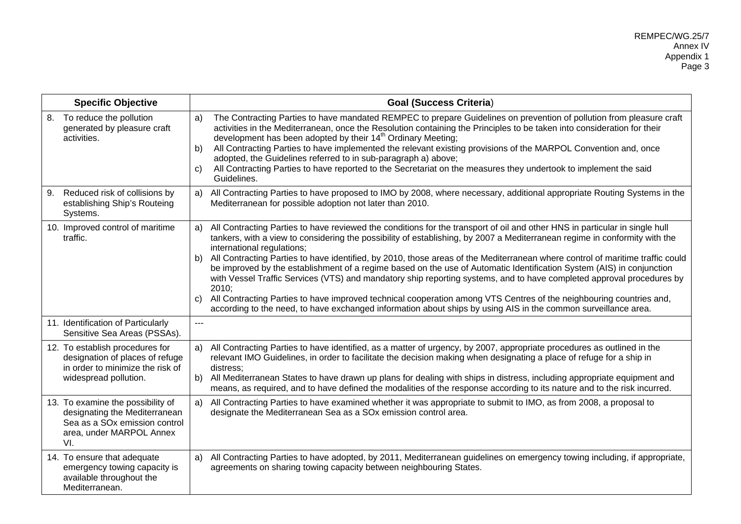| Specific Objective | Goal (Success Criteria) |
|---|---|
| 8. To reduce the pollution generated by pleasure craft activities. | a) The Contracting Parties to have mandated REMPEC to prepare Guidelines on prevention of pollution from pleasure craft activities in the Mediterranean, once the Resolution containing the Principles to be taken into consideration for their development has been adopted by their 14th Ordinary Meeting;<br>b) All Contracting Parties to have implemented the relevant existing provisions of the MARPOL Convention and, once adopted, the Guidelines referred to in sub-paragraph a) above;<br>c) All Contracting Parties to have reported to the Secretariat on the measures they undertook to implement the said Guidelines. |
| 9. Reduced risk of collisions by establishing Ship's Routeing Systems. | a) All Contracting Parties to have proposed to IMO by 2008, where necessary, additional appropriate Routing Systems in the Mediterranean for possible adoption not later than 2010. |
| 10. Improved control of maritime traffic. | a) All Contracting Parties to have reviewed the conditions for the transport of oil and other HNS in particular in single hull tankers, with a view to considering the possibility of establishing, by 2007 a Mediterranean regime in conformity with the international regulations;<br>b) All Contracting Parties to have identified, by 2010, those areas of the Mediterranean where control of maritime traffic could be improved by the establishment of a regime based on the use of Automatic Identification System (AIS) in conjunction with Vessel Traffic Services (VTS) and mandatory ship reporting systems, and to have completed approval procedures by 2010;<br>c) All Contracting Parties to have improved technical cooperation among VTS Centres of the neighbouring countries and, according to the need, to have exchanged information about ships by using AIS in the common surveillance area. |
| 11. Identification of Particularly Sensitive Sea Areas (PSSAs). | --- |
| 12. To establish procedures for designation of places of refuge in order to minimize the risk of widespread pollution. | a) All Contracting Parties to have identified, as a matter of urgency, by 2007, appropriate procedures as outlined in the relevant IMO Guidelines, in order to facilitate the decision making when designating a place of refuge for a ship in distress;<br>b) All Mediterranean States to have drawn up plans for dealing with ships in distress, including appropriate equipment and means, as required, and to have defined the modalities of the response according to its nature and to the risk incurred. |
| 13. To examine the possibility of designating the Mediterranean Sea as a SOx emission control area, under MARPOL Annex VI. | a) All Contracting Parties to have examined whether it was appropriate to submit to IMO, as from 2008, a proposal to designate the Mediterranean Sea as a SOx emission control area. |
| 14. To ensure that adequate emergency towing capacity is available throughout the Mediterranean. | a) All Contracting Parties to have adopted, by 2011, Mediterranean guidelines on emergency towing including, if appropriate, agreements on sharing towing capacity between neighbouring States. |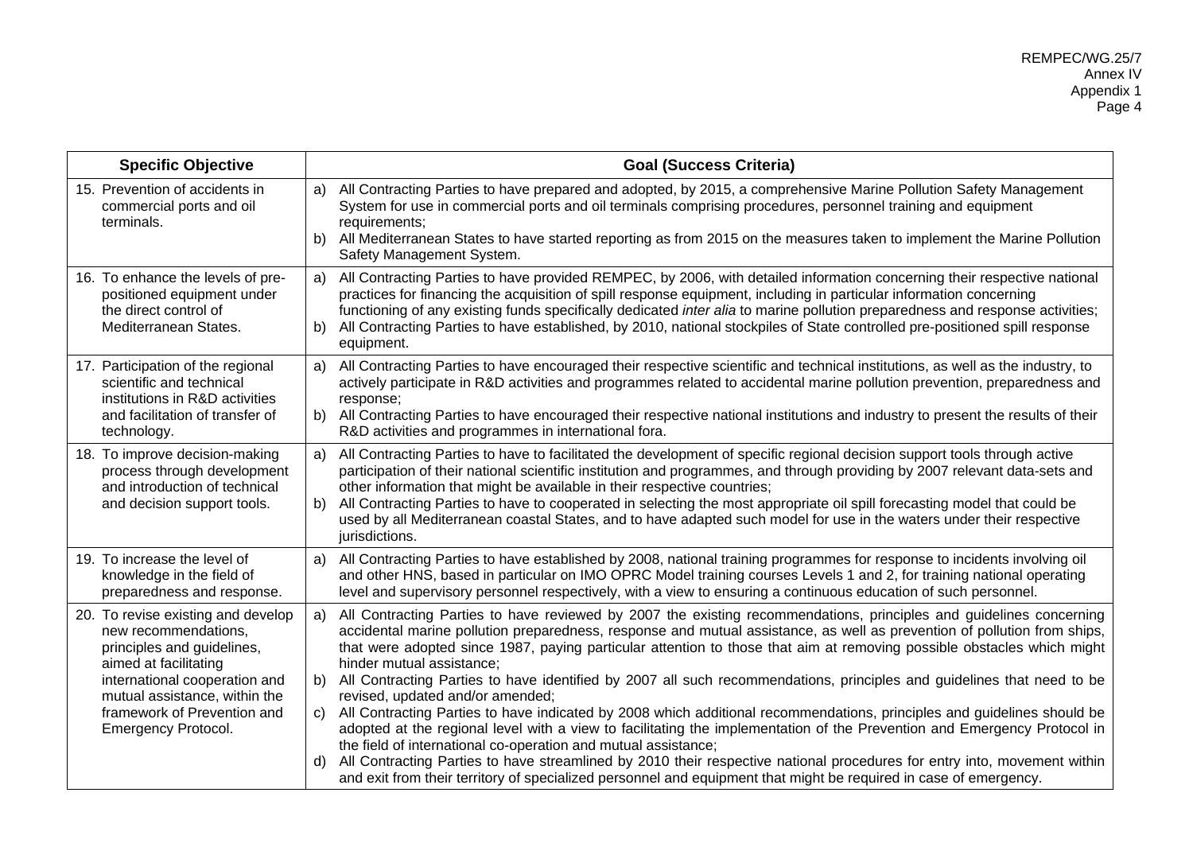| Specific Objective | Goal (Success Criteria) |
|---|---|
| 15. Prevention of accidents in commercial ports and oil terminals. | a) All Contracting Parties to have prepared and adopted, by 2015, a comprehensive Marine Pollution Safety Management System for use in commercial ports and oil terminals comprising procedures, personnel training and equipment requirements;<br>b) All Mediterranean States to have started reporting as from 2015 on the measures taken to implement the Marine Pollution Safety Management System. |
| 16. To enhance the levels of pre-positioned equipment under the direct control of Mediterranean States. | a) All Contracting Parties to have provided REMPEC, by 2006, with detailed information concerning their respective national practices for financing the acquisition of spill response equipment, including in particular information concerning functioning of any existing funds specifically dedicated *inter alia* to marine pollution preparedness and response activities;<br>b) All Contracting Parties to have established, by 2010, national stockpiles of State controlled pre-positioned spill response equipment. |
| 17. Participation of the regional scientific and technical institutions in R&D activities and facilitation of transfer of technology. | a) All Contracting Parties to have encouraged their respective scientific and technical institutions, as well as the industry, to actively participate in R&D activities and programmes related to accidental marine pollution prevention, preparedness and response;<br>b) All Contracting Parties to have encouraged their respective national institutions and industry to present the results of their R&D activities and programmes in international fora. |
| 18. To improve decision-making process through development and introduction of technical and decision support tools. | a) All Contracting Parties to have to facilitated the development of specific regional decision support tools through active participation of their national scientific institution and programmes, and through providing by 2007 relevant data-sets and other information that might be available in their respective countries;<br>b) All Contracting Parties to have to cooperated in selecting the most appropriate oil spill forecasting model that could be used by all Mediterranean coastal States, and to have adapted such model for use in the waters under their respective jurisdictions. |
| 19. To increase the level of knowledge in the field of preparedness and response. | a) All Contracting Parties to have established by 2008, national training programmes for response to incidents involving oil and other HNS, based in particular on IMO OPRC Model training courses Levels 1 and 2, for training national operating level and supervisory personnel respectively, with a view to ensuring a continuous education of such personnel. |
| 20. To revise existing and develop new recommendations, principles and guidelines, aimed at facilitating international cooperation and mutual assistance, within the framework of Prevention and Emergency Protocol. | a) All Contracting Parties to have reviewed by 2007 the existing recommendations, principles and guidelines concerning accidental marine pollution preparedness, response and mutual assistance, as well as prevention of pollution from ships, that were adopted since 1987, paying particular attention to those that aim at removing possible obstacles which might hinder mutual assistance;<br>b) All Contracting Parties to have identified by 2007 all such recommendations, principles and guidelines that need to be revised, updated and/or amended;<br>c) All Contracting Parties to have indicated by 2008 which additional recommendations, principles and guidelines should be adopted at the regional level with a view to facilitating the implementation of the Prevention and Emergency Protocol in the field of international co-operation and mutual assistance;<br>d) All Contracting Parties to have streamlined by 2010 their respective national procedures for entry into, movement within and exit from their territory of specialized personnel and equipment that might be required in case of emergency. |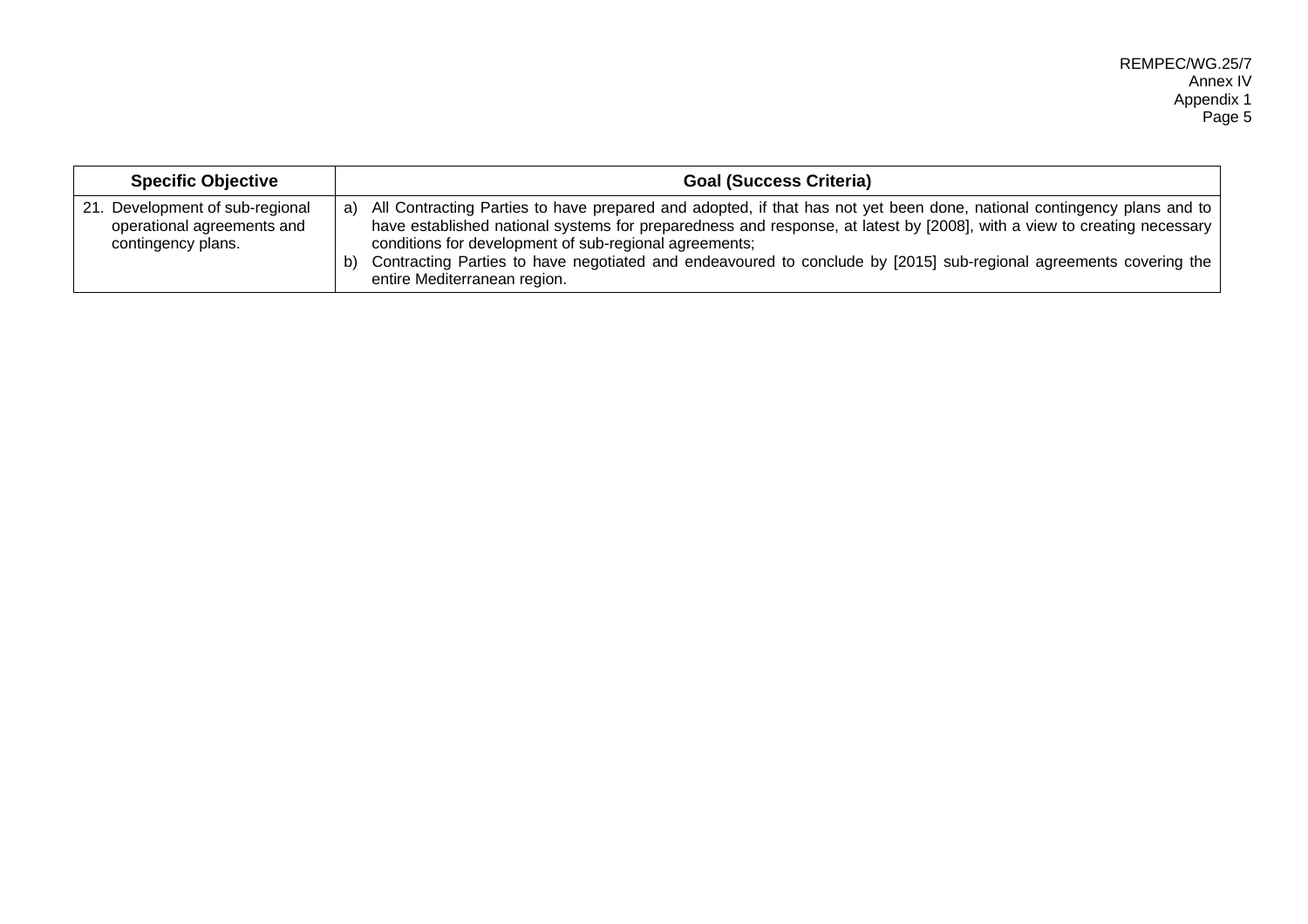| Specific Objective | Goal (Success Criteria) |
|---|---|
| 21. Development of sub-regional operational agreements and contingency plans. | a) All Contracting Parties to have prepared and adopted, if that has not yet been done, national contingency plans and to have established national systems for preparedness and response, at latest by [2008], with a view to creating necessary conditions for development of sub-regional agreements;<br>b) Contracting Parties to have negotiated and endeavoured to conclude by [2015] sub-regional agreements covering the entire Mediterranean region. |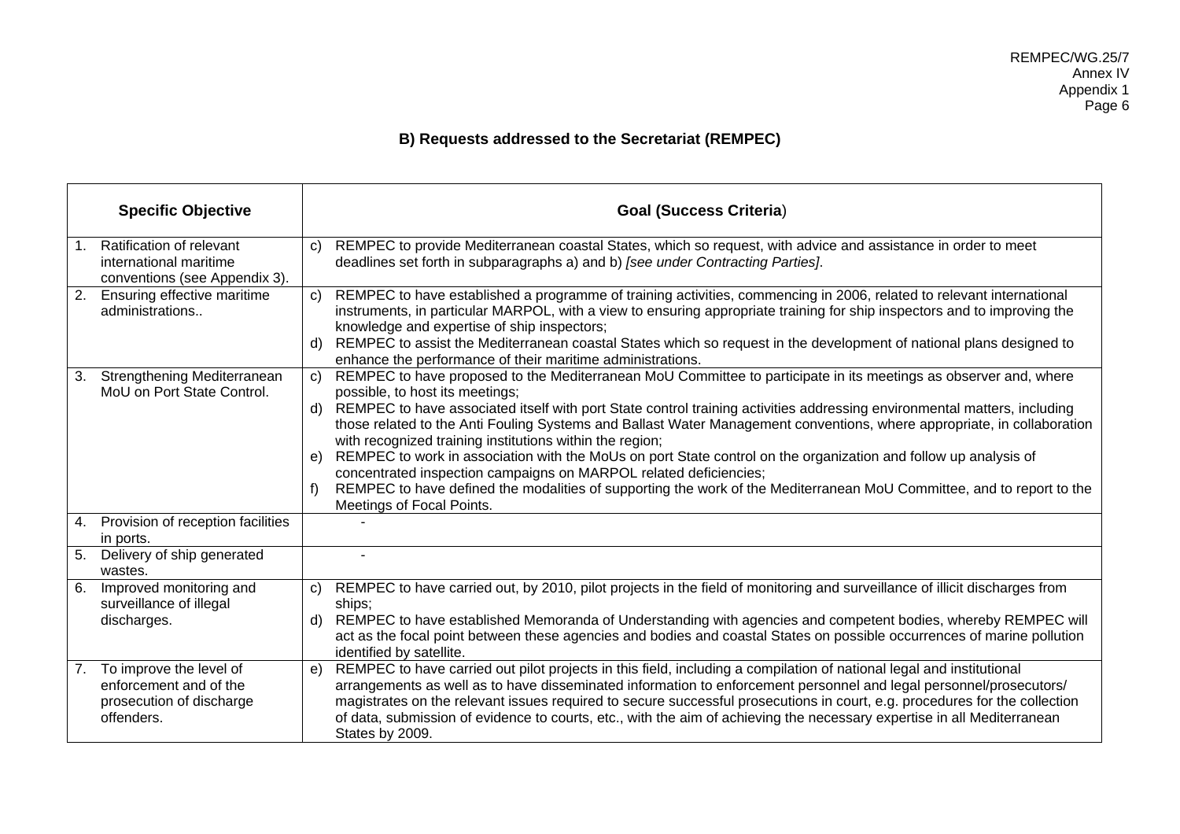## B) Requests addressed to the Secretariat (REMPEC)

| Specific Objective | Goal (Success Criteria) |
|---|---|
| 1. Ratification of relevant international maritime conventions (see Appendix 3). | c) REMPEC to provide Mediterranean coastal States, which so request, with advice and assistance in order to meet deadlines set forth in subparagraphs a) and b) *[see under Contracting Parties]*. |
| 2. Ensuring effective maritime administrations.. | c) REMPEC to have established a programme of training activities, commencing in 2006, related to relevant international instruments, in particular MARPOL, with a view to ensuring appropriate training for ship inspectors and to improving the knowledge and expertise of ship inspectors;<br>d) REMPEC to assist the Mediterranean coastal States which so request in the development of national plans designed to enhance the performance of their maritime administrations. |
| 3. Strengthening Mediterranean MoU on Port State Control. | c) REMPEC to have proposed to the Mediterranean MoU Committee to participate in its meetings as observer and, where possible, to host its meetings;<br>d) REMPEC to have associated itself with port State control training activities addressing environmental matters, including those related to the Anti Fouling Systems and Ballast Water Management conventions, where appropriate, in collaboration with recognized training institutions within the region;<br>e) REMPEC to work in association with the MoUs on port State control on the organization and follow up analysis of concentrated inspection campaigns on MARPOL related deficiencies;<br>f) REMPEC to have defined the modalities of supporting the work of the Mediterranean MoU Committee, and to report to the Meetings of Focal Points. |
| 4. Provision of reception facilities in ports. | - |
| 5. Delivery of ship generated wastes. | - |
| 6. Improved monitoring and surveillance of illegal discharges. | c) REMPEC to have carried out, by 2010, pilot projects in the field of monitoring and surveillance of illicit discharges from ships;<br>d) REMPEC to have established Memoranda of Understanding with agencies and competent bodies, whereby REMPEC will act as the focal point between these agencies and bodies and coastal States on possible occurrences of marine pollution identified by satellite. |
| 7. To improve the level of enforcement and of the prosecution of discharge offenders. | e) REMPEC to have carried out pilot projects in this field, including a compilation of national legal and institutional arrangements as well as to have disseminated information to enforcement personnel and legal personnel/prosecutors/ magistrates on the relevant issues required to secure successful prosecutions in court, e.g. procedures for the collection of data, submission of evidence to courts, etc., with the aim of achieving the necessary expertise in all Mediterranean States by 2009. |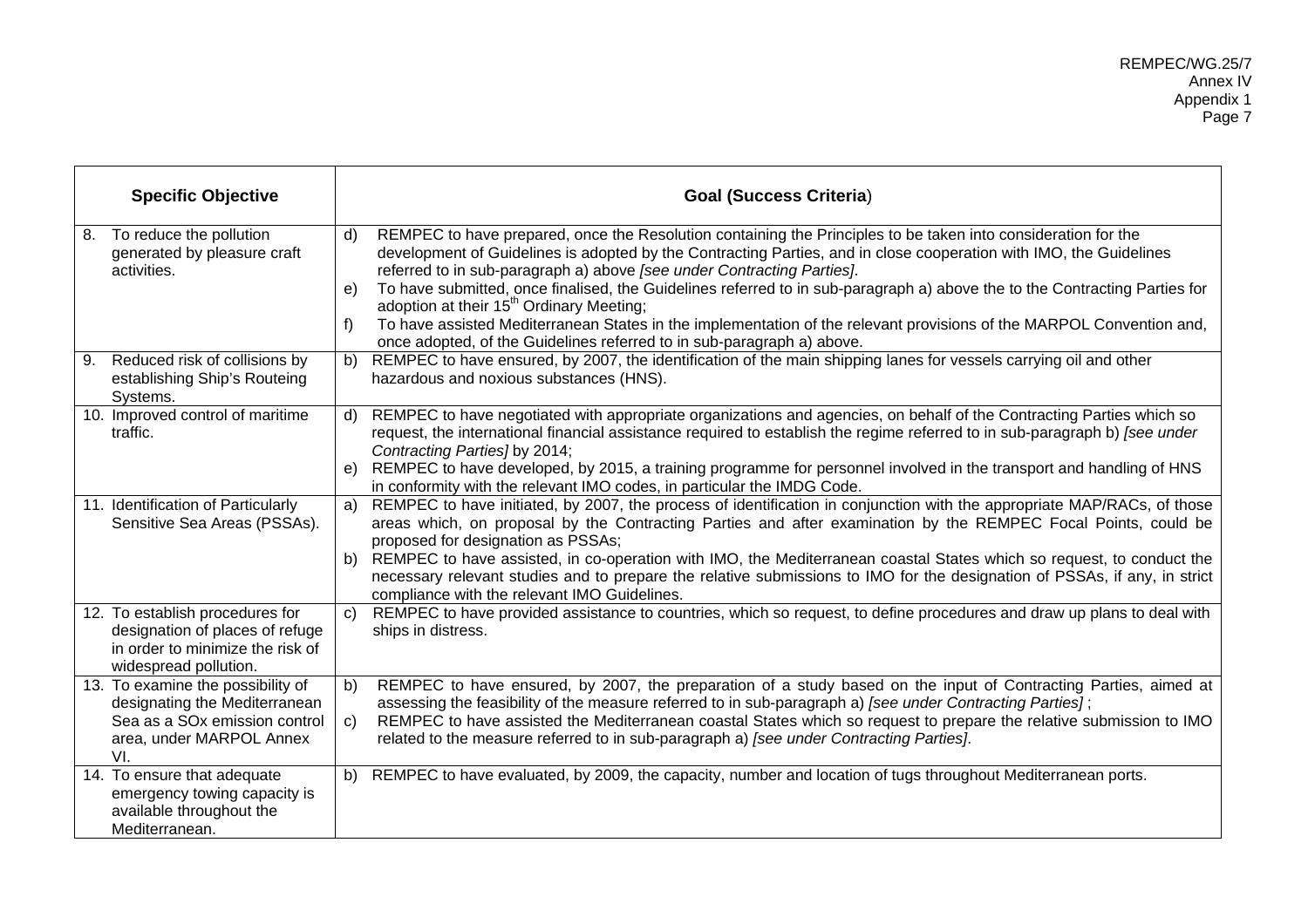| Specific Objective | Goal (Success Criteria) |
|---|---|
| 8. To reduce the pollution generated by pleasure craft activities. | d) REMPEC to have prepared, once the Resolution containing the Principles to be taken into consideration for the development of Guidelines is adopted by the Contracting Parties, and in close cooperation with IMO, the Guidelines referred to in sub-paragraph a) above *[see under Contracting Parties]*.<br>e) To have submitted, once finalised, the Guidelines referred to in sub-paragraph a) above the to the Contracting Parties for adoption at their 15th Ordinary Meeting;<br>f) To have assisted Mediterranean States in the implementation of the relevant provisions of the MARPOL Convention and, once adopted, of the Guidelines referred to in sub-paragraph a) above. |
| 9. Reduced risk of collisions by establishing Ship's Routeing Systems. | b) REMPEC to have ensured, by 2007, the identification of the main shipping lanes for vessels carrying oil and other hazardous and noxious substances (HNS). |
| 10. Improved control of maritime traffic. | d) REMPEC to have negotiated with appropriate organizations and agencies, on behalf of the Contracting Parties which so request, the international financial assistance required to establish the regime referred to in sub-paragraph b) *[see under Contracting Parties]* by 2014;<br>e) REMPEC to have developed, by 2015, a training programme for personnel involved in the transport and handling of HNS in conformity with the relevant IMO codes, in particular the IMDG Code. |
| 11. Identification of Particularly Sensitive Sea Areas (PSSAs). | a) REMPEC to have initiated, by 2007, the process of identification in conjunction with the appropriate MAP/RACs, of those areas which, on proposal by the Contracting Parties and after examination by the REMPEC Focal Points, could be proposed for designation as PSSAs;<br>b) REMPEC to have assisted, in co-operation with IMO, the Mediterranean coastal States which so request, to conduct the necessary relevant studies and to prepare the relative submissions to IMO for the designation of PSSAs, if any, in strict compliance with the relevant IMO Guidelines. |
| 12. To establish procedures for designation of places of refuge in order to minimize the risk of widespread pollution. | c) REMPEC to have provided assistance to countries, which so request, to define procedures and draw up plans to deal with ships in distress. |
| 13. To examine the possibility of designating the Mediterranean Sea as a SOx emission control area, under MARPOL Annex VI. | b) REMPEC to have ensured, by 2007, the preparation of a study based on the input of Contracting Parties, aimed at assessing the feasibility of the measure referred to in sub-paragraph a) *[see under Contracting Parties]* ;<br>c) REMPEC to have assisted the Mediterranean coastal States which so request to prepare the relative submission to IMO related to the measure referred to in sub-paragraph a) *[see under Contracting Parties]*. |
| 14. To ensure that adequate emergency towing capacity is available throughout the Mediterranean. | b) REMPEC to have evaluated, by 2009, the capacity, number and location of tugs throughout Mediterranean ports. |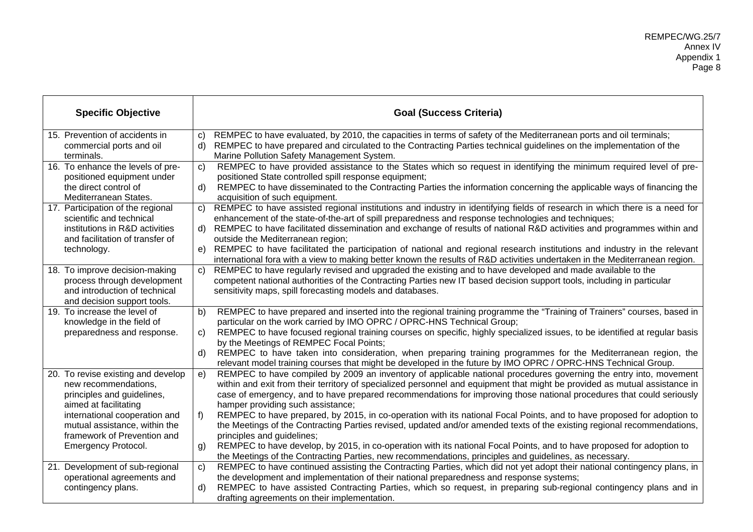| Specific Objective | Goal (Success Criteria) |
|---|---|
| 15. Prevention of accidents in commercial ports and oil terminals. | c) REMPEC to have evaluated, by 2010, the capacities in terms of safety of the Mediterranean ports and oil terminals;<br>d) REMPEC to have prepared and circulated to the Contracting Parties technical guidelines on the implementation of the Marine Pollution Safety Management System. |
| 16. To enhance the levels of pre-positioned equipment under the direct control of Mediterranean States. | c) REMPEC to have provided assistance to the States which so request in identifying the minimum required level of pre-positioned State controlled spill response equipment;<br>d) REMPEC to have disseminated to the Contracting Parties the information concerning the applicable ways of financing the acquisition of such equipment. |
| 17. Participation of the regional scientific and technical institutions in R&D activities and facilitation of transfer of technology. | c) REMPEC to have assisted regional institutions and industry in identifying fields of research in which there is a need for enhancement of the state-of-the-art of spill preparedness and response technologies and techniques;<br>d) REMPEC to have facilitated dissemination and exchange of results of national R&D activities and programmes within and outside the Mediterranean region;<br>e) REMPEC to have facilitated the participation of national and regional research institutions and industry in the relevant international fora with a view to making better known the results of R&D activities undertaken in the Mediterranean region. |
| 18. To improve decision-making process through development and introduction of technical and decision support tools. | c) REMPEC to have regularly revised and upgraded the existing and to have developed and made available to the competent national authorities of the Contracting Parties new IT based decision support tools, including in particular sensitivity maps, spill forecasting models and databases. |
| 19. To increase the level of knowledge in the field of preparedness and response. | b) REMPEC to have prepared and inserted into the regional training programme the "Training of Trainers" courses, based in particular on the work carried by IMO OPRC / OPRC-HNS Technical Group;<br>c) REMPEC to have focused regional training courses on specific, highly specialized issues, to be identified at regular basis by the Meetings of REMPEC Focal Points;<br>d) REMPEC to have taken into consideration, when preparing training programmes for the Mediterranean region, the relevant model training courses that might be developed in the future by IMO OPRC / OPRC-HNS Technical Group. |
| 20. To revise existing and develop new recommendations, principles and guidelines, aimed at facilitating international cooperation and mutual assistance, within the framework of Prevention and Emergency Protocol. | e) REMPEC to have compiled by 2009 an inventory of applicable national procedures governing the entry into, movement within and exit from their territory of specialized personnel and equipment that might be provided as mutual assistance in case of emergency, and to have prepared recommendations for improving those national procedures that could seriously hamper providing such assistance;<br>f) REMPEC to have prepared, by 2015, in co-operation with its national Focal Points, and to have proposed for adoption to the Meetings of the Contracting Parties revised, updated and/or amended texts of the existing regional recommendations, principles and guidelines;<br>g) REMPEC to have develop, by 2015, in co-operation with its national Focal Points, and to have proposed for adoption to the Meetings of the Contracting Parties, new recommendations, principles and guidelines, as necessary. |
| 21. Development of sub-regional operational agreements and contingency plans. | c) REMPEC to have continued assisting the Contracting Parties, which did not yet adopt their national contingency plans, in the development and implementation of their national preparedness and response systems;<br>d) REMPEC to have assisted Contracting Parties, which so request, in preparing sub-regional contingency plans and in drafting agreements on their implementation. |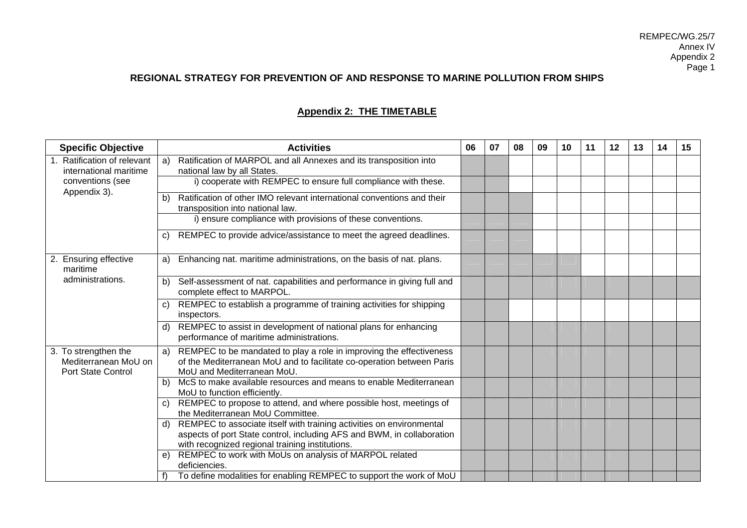## REGIONAL STRATEGY FOR PREVENTION OF AND RESPONSE TO MARINE POLLUTION FROM SHIPS

### Appendix 2: THE TIMETABLE

(■ = shaded period in the timetable)

| Specific Objective | Activities | 06 | 07 | 08 | 09 | 10 | 11 | 12 | 13 | 14 | 15 |
|---|---|---|---|---|---|---|---|---|---|---|---|
| 1. Ratification of relevant international maritime conventions (see Appendix 3). | a) Ratification of MARPOL and all Annexes and its transposition into national law by all States. | ■ | ■ | | | | | | | | |
| | i) cooperate with REMPEC to ensure full compliance with these. | ■ | ■ | | | | | | | | |
| | b) Ratification of other IMO relevant international conventions and their transposition into national law. | ■ | ■ | ■ | | | | | | | |
| | i) ensure compliance with provisions of these conventions. | ■ | ■ | ■ | | | | | | | |
| | c) REMPEC to provide advice/assistance to meet the agreed deadlines. | ■ | ■ | ■ | | | | | | | |
| 2. Ensuring effective maritime administrations. | a) Enhancing nat. maritime administrations, on the basis of nat. plans. | ■ | ■ | ■ | ■ | ■ | | | | | |
| | b) Self-assessment of nat. capabilities and performance in giving full and complete effect to MARPOL. | ■ | ■ | ■ | ■ | ■ | ■ | ■ | ■ | ■ | ■ |
| | c) REMPEC to establish a programme of training activities for shipping inspectors. | ■ | ■ | | | | | | | | |
| | d) REMPEC to assist in development of national plans for enhancing performance of maritime administrations. | ■ | ■ | ■ | ■ | ■ | ■ | ■ | ■ | ■ | ■ |
| 3. To strengthen the Mediterranean MoU on Port State Control | a) REMPEC to be mandated to play a role in improving the effectiveness of the Mediterranean MoU and to facilitate co-operation between Paris MoU and Mediterranean MoU. | ■ | ■ | ■ | ■ | ■ | ■ | ■ | ■ | ■ | ■ |
| | b) McS to make available resources and means to enable Mediterranean MoU to function efficiently. | ■ | ■ | ■ | ■ | ■ | ■ | ■ | ■ | ■ | ■ |
| | c) REMPEC to propose to attend, and where possible host, meetings of the Mediterranean MoU Committee. | ■ | ■ | ■ | ■ | ■ | ■ | ■ | ■ | ■ | ■ |
| | d) REMPEC to associate itself with training activities on environmental aspects of port State control, including AFS and BWM, in collaboration with recognized regional training institutions. | ■ | ■ | ■ | ■ | ■ | ■ | ■ | ■ | ■ | ■ |
| | e) REMPEC to work with MoUs on analysis of MARPOL related deficiencies. | ■ | ■ | ■ | ■ | ■ | ■ | ■ | ■ | ■ | ■ |
| | f) To define modalities for enabling REMPEC to support the work of MoU | ■ | ■ | ■ | ■ | ■ | ■ | ■ | ■ | ■ | ■ |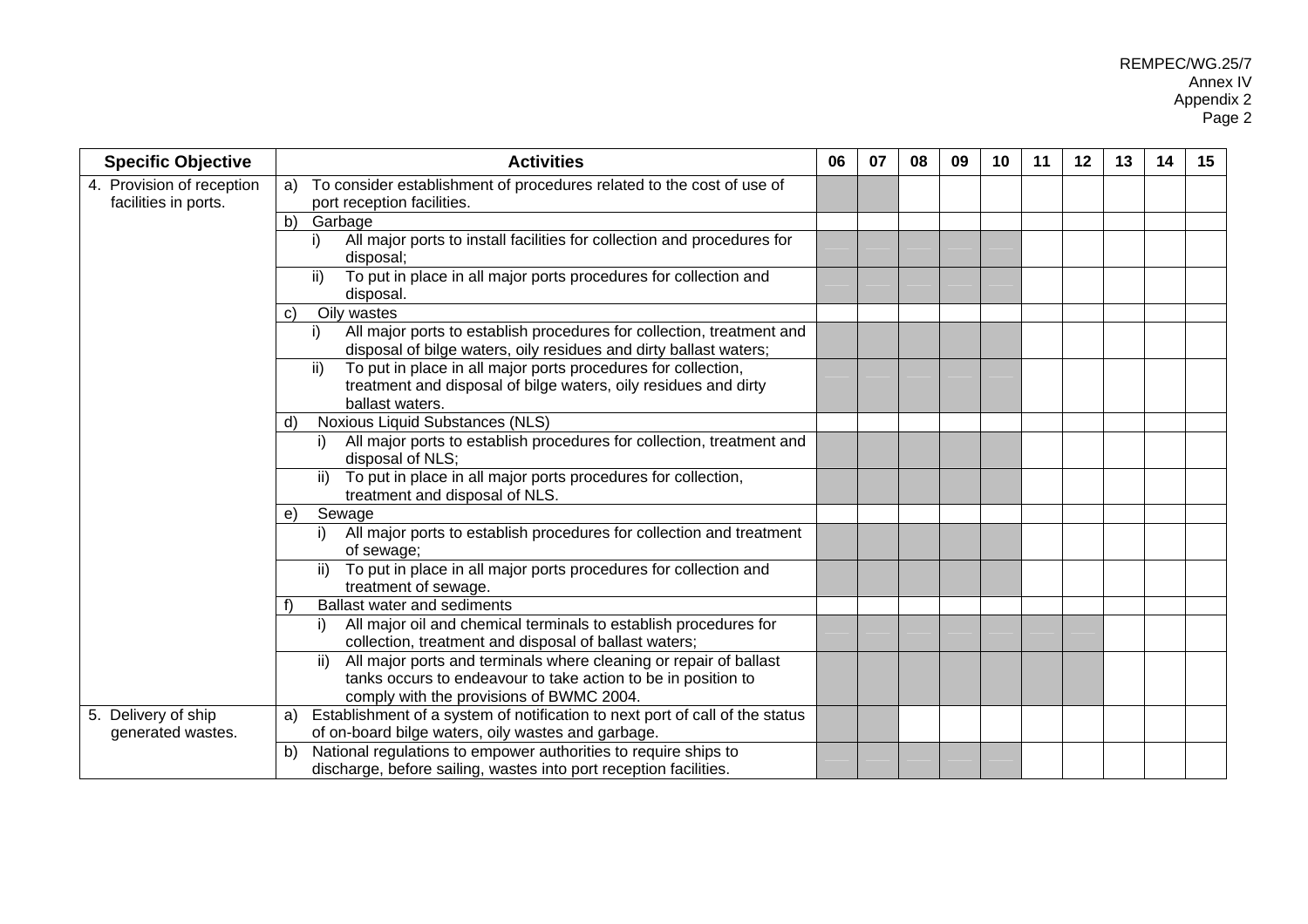| Specific Objective | Activities | 06 | 07 | 08 | 09 | 10 | 11 | 12 | 13 | 14 | 15 |
|---|---|---|---|---|---|---|---|---|---|---|---|
| 4. Provision of reception facilities in ports. | a) To consider establishment of procedures related to the cost of use of port reception facilities. | | | | | | | | | | |
| | b) Garbage | | | | | | | | | | |
| | i) All major ports to install facilities for collection and procedures for disposal; | | | | | | | | | | |
| | ii) To put in place in all major ports procedures for collection and disposal. | | | | | | | | | | |
| | c) Oily wastes | | | | | | | | | | |
| | i) All major ports to establish procedures for collection, treatment and disposal of bilge waters, oily residues and dirty ballast waters; | | | | | | | | | | |
| | ii) To put in place in all major ports procedures for collection, treatment and disposal of bilge waters, oily residues and dirty ballast waters. | | | | | | | | | | |
| | d) Noxious Liquid Substances (NLS) | | | | | | | | | | |
| | i) All major ports to establish procedures for collection, treatment and disposal of NLS; | | | | | | | | | | |
| | ii) To put in place in all major ports procedures for collection, treatment and disposal of NLS. | | | | | | | | | | |
| | e) Sewage | | | | | | | | | | |
| | i) All major ports to establish procedures for collection and treatment of sewage; | | | | | | | | | | |
| | ii) To put in place in all major ports procedures for collection and treatment of sewage. | | | | | | | | | | |
| | f) Ballast water and sediments | | | | | | | | | | |
| | i) All major oil and chemical terminals to establish procedures for collection, treatment and disposal of ballast waters; | | | | | | | | | | |
| | ii) All major ports and terminals where cleaning or repair of ballast tanks occurs to endeavour to take action to be in position to comply with the provisions of BWMC 2004. | | | | | | | | | | |
| 5. Delivery of ship generated wastes. | a) Establishment of a system of notification to next port of call of the status of on-board bilge waters, oily wastes and garbage. | | | | | | | | | | |
| | b) National regulations to empower authorities to require ships to discharge, before sailing, wastes into port reception facilities. | | | | | | | | | | |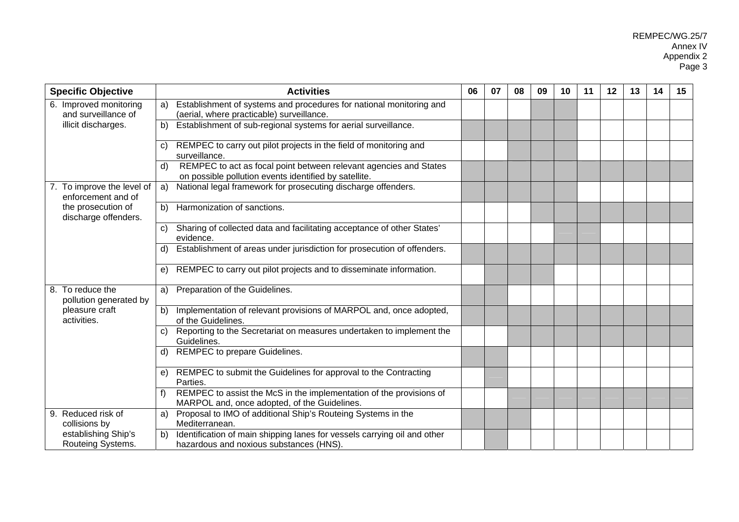| Specific Objective | Activities | 06 | 07 | 08 | 09 | 10 | 11 | 12 | 13 | 14 | 15 |
|---|---|---|---|---|---|---|---|---|---|---|---|
| 6. Improved monitoring and surveillance of illicit discharges. | a) Establishment of systems and procedures for national monitoring and (aerial, where practicable) surveillance. | | | | X | X | | | | | |
| | b) Establishment of sub-regional systems for aerial surveillance. | X | X | X | X | X | | | | | |
| | c) REMPEC to carry out pilot projects in the field of monitoring and surveillance. | | | X | X | X | | | | | |
| | d) REMPEC to act as focal point between relevant agencies and States on possible pollution events identified by satellite. | X | X | X | X | X | X | X | X | X | X |
| 7. To improve the level of enforcement and of the prosecution of discharge offenders. | a) National legal framework for prosecuting discharge offenders. | X | X | X | X | X | | | | | |
| | b) Harmonization of sanctions. | | | | X | X | X | X | X | X | X |
| | c) Sharing of collected data and facilitating acceptance of other States' evidence. | | | | | X | X | | | | |
| | d) Establishment of areas under jurisdiction for prosecution of offenders. | X | X | X | X | X | X | X | X | X | X |
| | e) REMPEC to carry out pilot projects and to disseminate information. | | X | X | X | | | | | | |
| 8. To reduce the pollution generated by pleasure craft activities. | a) Preparation of the Guidelines. | X | X | | | | | | | | |
| | b) Implementation of relevant provisions of MARPOL and, once adopted, of the Guidelines. | X | X | X | X | X | X | X | X | X | X |
| | c) Reporting to the Secretariat on measures undertaken to implement the Guidelines. | | | X | X | X | X | X | X | X | X |
| | d) REMPEC to prepare Guidelines. | X | X | | | | | | | | |
| | e) REMPEC to submit the Guidelines for approval to the Contracting Parties. | | X | | | | | | | | |
| | f) REMPEC to assist the McS in the implementation of the provisions of MARPOL and, once adopted, of the Guidelines. | | | X | X | X | X | X | X | X | X |
| 9. Reduced risk of collisions by establishing Ship's Routeing Systems. | a) Proposal to IMO of additional Ship's Routeing Systems in the Mediterranean. | X | X | X | | | | | | | |
| | b) Identification of main shipping lanes for vessels carrying oil and other hazardous and noxious substances (HNS). | | X | | | | | | | | |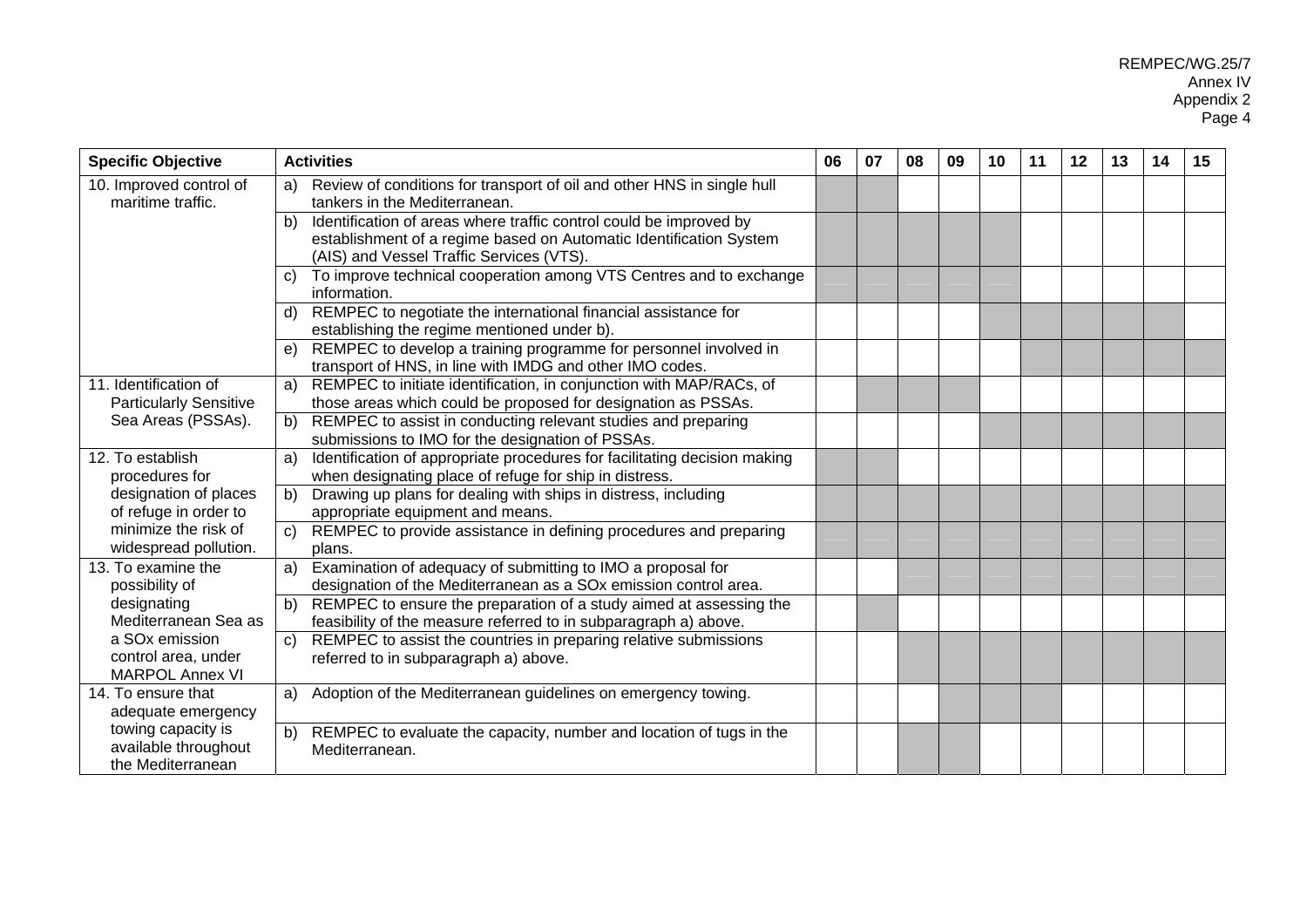| Specific Objective | Activities | 06 | 07 | 08 | 09 | 10 | 11 | 12 | 13 | 14 | 15 |
|---|---|---|---|---|---|---|---|---|---|---|---|
| 10. Improved control of maritime traffic. | a) Review of conditions for transport of oil and other HNS in single hull tankers in the Mediterranean. | ■ | ■ | | | | | | | | |
| | b) Identification of areas where traffic control could be improved by establishment of a regime based on Automatic Identification System (AIS) and Vessel Traffic Services (VTS). | ■ | ■ | ■ | ■ | ■ | | | | | |
| | c) To improve technical cooperation among VTS Centres and to exchange information. | ■ | ■ | ■ | ■ | ■ | | | | | |
| | d) REMPEC to negotiate the international financial assistance for establishing the regime mentioned under b). | | | | | ■ | ■ | ■ | ■ | ■ | |
| | e) REMPEC to develop a training programme for personnel involved in transport of HNS, in line with IMDG and other IMO codes. | | | | | | ■ | ■ | ■ | ■ | ■ |
| 11. Identification of Particularly Sensitive Sea Areas (PSSAs). | a) REMPEC to initiate identification, in conjunction with MAP/RACs, of those areas which could be proposed for designation as PSSAs. | | ■ | ■ | ■ | | | | | | |
| | b) REMPEC to assist in conducting relevant studies and preparing submissions to IMO for the designation of PSSAs. | | | | | ■ | ■ | ■ | ■ | ■ | ■ |
| 12. To establish procedures for designation of places of refuge in order to minimize the risk of widespread pollution. | a) Identification of appropriate procedures for facilitating decision making when designating place of refuge for ship in distress. | ■ | ■ | | | | | | | | |
| | b) Drawing up plans for dealing with ships in distress, including appropriate equipment and means. | ■ | ■ | ■ | ■ | ■ | ■ | ■ | ■ | ■ | ■ |
| | c) REMPEC to provide assistance in defining procedures and preparing plans. | ■ | ■ | ■ | ■ | ■ | ■ | ■ | ■ | ■ | ■ |
| 13. To examine the possibility of designating Mediterranean Sea as a SOx emission control area, under MARPOL Annex VI | a) Examination of adequacy of submitting to IMO a proposal for designation of the Mediterranean as a SOx emission control area. | | | ■ | ■ | ■ | ■ | ■ | ■ | ■ | ■ |
| | b) REMPEC to ensure the preparation of a study aimed at assessing the feasibility of the measure referred to in subparagraph a) above. | | ■ | | | | | | | | |
| | c) REMPEC to assist the countries in preparing relative submissions referred to in subparagraph a) above. | | | ■ | ■ | ■ | ■ | ■ | ■ | ■ | ■ |
| 14. To ensure that adequate emergency towing capacity is available throughout the Mediterranean | a) Adoption of the Mediterranean guidelines on emergency towing. | | | | ■ | ■ | ■ | | | | |
| | b) REMPEC to evaluate the capacity, number and location of tugs in the Mediterranean. | | | ■ | ■ | | | | | | |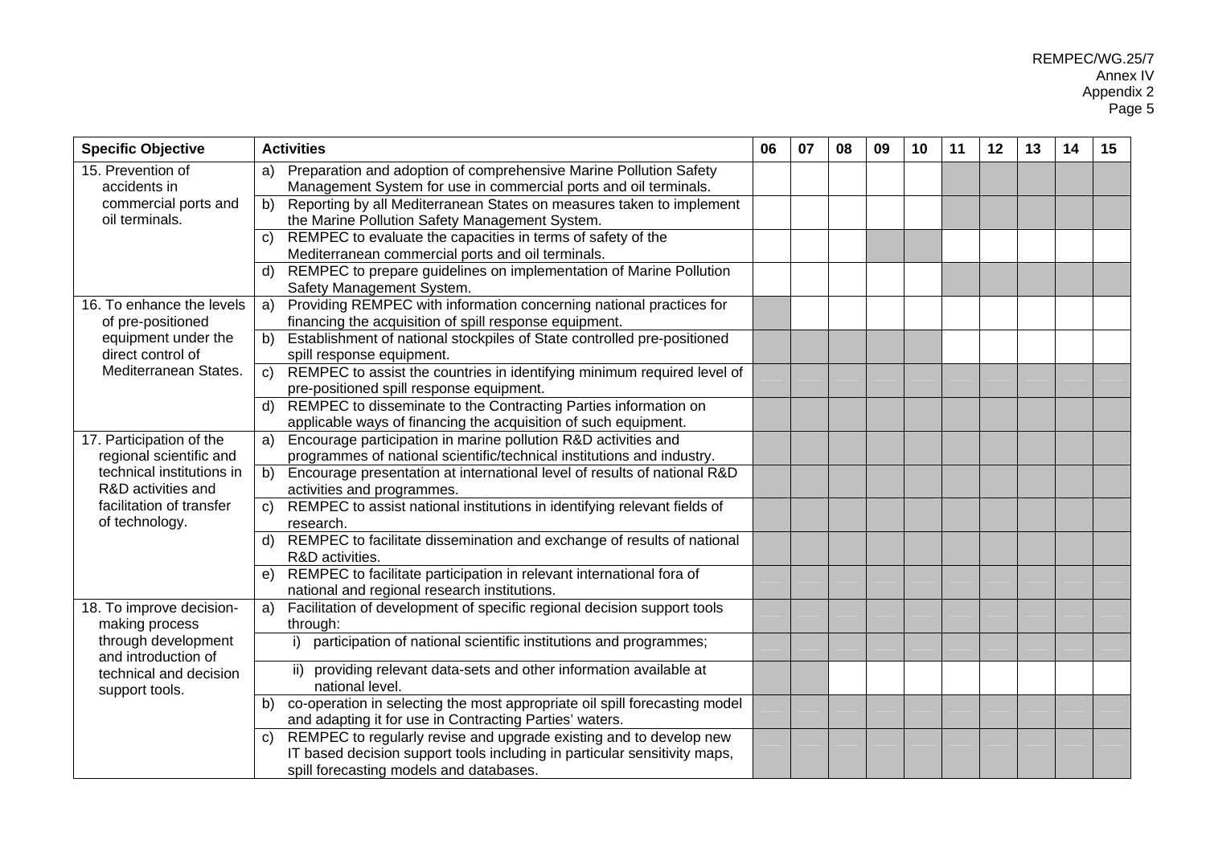| Specific Objective | Activities | 06 | 07 | 08 | 09 | 10 | 11 | 12 | 13 | 14 | 15 |
|---|---|---|---|---|---|---|---|---|---|---|---|
| 15. Prevention of accidents in commercial ports and oil terminals. | a) Preparation and adoption of comprehensive Marine Pollution Safety Management System for use in commercial ports and oil terminals. | | | | | | ■ | ■ | ■ | ■ | ■ |
| | b) Reporting by all Mediterranean States on measures taken to implement the Marine Pollution Safety Management System. | | | | | | ■ | ■ | ■ | ■ | ■ |
| | c) REMPEC to evaluate the capacities in terms of safety of the Mediterranean commercial ports and oil terminals. | | | | ■ | ■ | | | | | |
| | d) REMPEC to prepare guidelines on implementation of Marine Pollution Safety Management System. | | | | | | ■ | ■ | ■ | ■ | ■ |
| 16. To enhance the levels of pre-positioned equipment under the direct control of Mediterranean States. | a) Providing REMPEC with information concerning national practices for financing the acquisition of spill response equipment. | ■ | | | | | | | | | |
| | b) Establishment of national stockpiles of State controlled pre-positioned spill response equipment. | ■ | ■ | ■ | ■ | ■ | | | | | |
| | c) REMPEC to assist the countries in identifying minimum required level of pre-positioned spill response equipment. | ■ | ■ | ■ | ■ | ■ | ■ | ■ | ■ | ■ | ■ |
| | d) REMPEC to disseminate to the Contracting Parties information on applicable ways of financing the acquisition of such equipment. | ■ | ■ | ■ | ■ | ■ | ■ | ■ | ■ | ■ | ■ |
| 17. Participation of the regional scientific and technical institutions in R&D activities and facilitation of transfer of technology. | a) Encourage participation in marine pollution R&D activities and programmes of national scientific/technical institutions and industry. | ■ | ■ | ■ | ■ | ■ | ■ | ■ | ■ | ■ | ■ |
| | b) Encourage presentation at international level of results of national R&D activities and programmes. | ■ | ■ | ■ | ■ | ■ | ■ | ■ | ■ | ■ | ■ |
| | c) REMPEC to assist national institutions in identifying relevant fields of research. | ■ | ■ | ■ | ■ | ■ | ■ | ■ | ■ | ■ | ■ |
| | d) REMPEC to facilitate dissemination and exchange of results of national R&D activities. | ■ | ■ | ■ | ■ | ■ | ■ | ■ | ■ | ■ | ■ |
| | e) REMPEC to facilitate participation in relevant international fora of national and regional research institutions. | ■ | ■ | ■ | ■ | ■ | ■ | ■ | ■ | ■ | ■ |
| 18. To improve decision-making process through development and introduction of technical and decision support tools. | a) Facilitation of development of specific regional decision support tools through: | ■ | ■ | ■ | ■ | ■ | ■ | ■ | ■ | ■ | ■ |
| | i) participation of national scientific institutions and programmes; | ■ | ■ | ■ | ■ | ■ | ■ | ■ | ■ | ■ | ■ |
| | ii) providing relevant data-sets and other information available at national level. | ■ | ■ | | | | | | | | |
| | b) co-operation in selecting the most appropriate oil spill forecasting model and adapting it for use in Contracting Parties' waters. | ■ | ■ | ■ | ■ | ■ | ■ | ■ | ■ | ■ | ■ |
| | c) REMPEC to regularly revise and upgrade existing and to develop new IT based decision support tools including in particular sensitivity maps, spill forecasting models and databases. | ■ | ■ | ■ | ■ | ■ | ■ | ■ | ■ | ■ | ■ |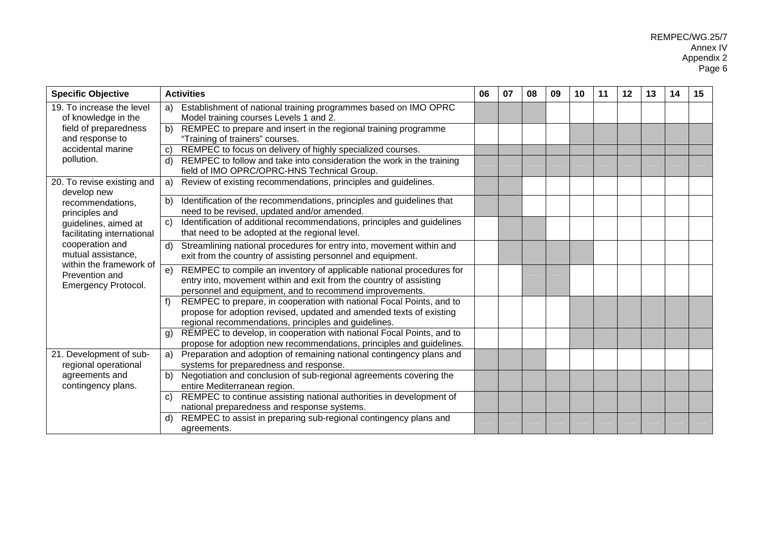| Specific Objective | Activities | 06 | 07 | 08 | 09 | 10 | 11 | 12 | 13 | 14 | 15 |
|---|---|---|---|---|---|---|---|---|---|---|---|
| 19. To increase the level of knowledge in the field of preparedness and response to accidental marine pollution. | a) Establishment of national training programmes based on IMO OPRC Model training courses Levels 1 and 2. | X | X | X | | | | | | | |
| | b) REMPEC to prepare and insert in the regional training programme "Training of trainers" courses. | | | | | X | X | X | X | X | X |
| | c) REMPEC to focus on delivery of highly specialized courses. | X | X | X | X | X | X | X | X | X | X |
| | d) REMPEC to follow and take into consideration the work in the training field of IMO OPRC/OPRC-HNS Technical Group. | X | X | X | X | X | X | X | X | X | X |
| 20. To revise existing and develop new recommendations, principles and guidelines, aimed at facilitating international cooperation and mutual assistance, within the framework of Prevention and Emergency Protocol. | a) Review of existing recommendations, principles and guidelines. | X | X | | | | | | | | |
| | b) Identification of the recommendations, principles and guidelines that need to be revised, updated and/or amended. | X | X | | | | | | | | |
| | c) Identification of additional recommendations, principles and guidelines that need to be adopted at the regional level. | | X | X | | | | | | | |
| | d) Streamlining national procedures for entry into, movement within and exit from the country of assisting personnel and equipment. | | X | X | X | X | | | | | |
| | e) REMPEC to compile an inventory of applicable national procedures for entry into, movement within and exit from the country of assisting personnel and equipment, and to recommend improvements. | | | X | X | | | | | | |
| | f) REMPEC to prepare, in cooperation with national Focal Points, and to propose for adoption revised, updated and amended texts of existing regional recommendations, principles and guidelines. | | | | | X | X | X | X | X | X |
| | g) REMPEC to develop, in cooperation with national Focal Points, and to propose for adoption new recommendations, principles and guidelines. | | | | | X | X | X | X | X | X |
| 21. Development of sub-regional operational agreements and contingency plans. | a) Preparation and adoption of remaining national contingency plans and systems for preparedness and response. | X | X | X | | | | | | | |
| | b) Negotiation and conclusion of sub-regional agreements covering the entire Mediterranean region. | X | X | X | X | X | X | X | X | X | X |
| | c) REMPEC to continue assisting national authorities in development of national preparedness and response systems. | X | X | X | X | X | X | X | X | X | X |
| | d) REMPEC to assist in preparing sub-regional contingency plans and agreements. | X | X | X | X | X | X | X | X | X | X |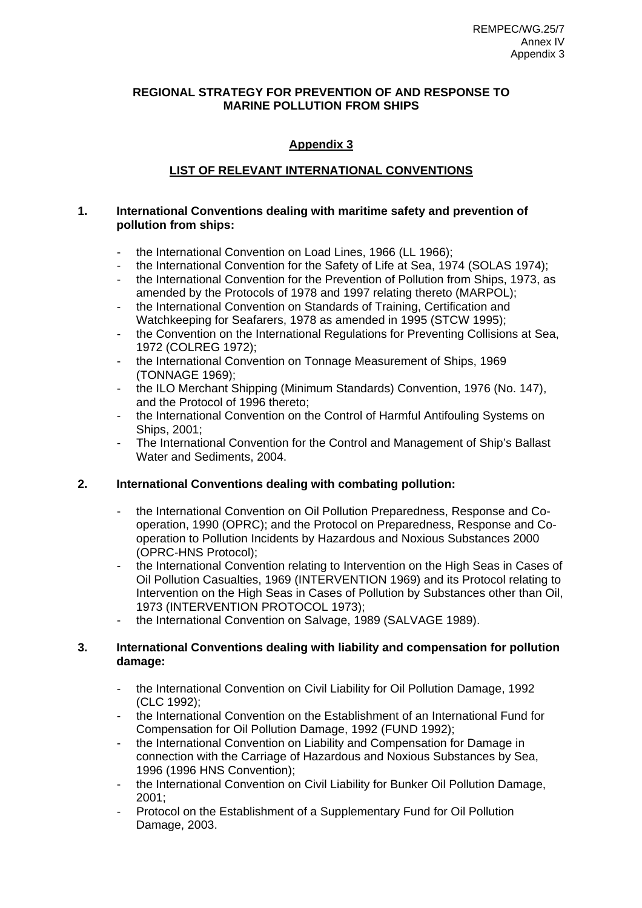REMPEC/WG.25/7
Annex IV
Appendix 3

**REGIONAL STRATEGY FOR PREVENTION OF AND RESPONSE TO MARINE POLLUTION FROM SHIPS**

## Appendix 3

## LIST OF RELEVANT INTERNATIONAL CONVENTIONS

**1. International Conventions dealing with maritime safety and prevention of pollution from ships:**

- the International Convention on Load Lines, 1966 (LL 1966);
- the International Convention for the Safety of Life at Sea, 1974 (SOLAS 1974);
- the International Convention for the Prevention of Pollution from Ships, 1973, as amended by the Protocols of 1978 and 1997 relating thereto (MARPOL);
- the International Convention on Standards of Training, Certification and Watchkeeping for Seafarers, 1978 as amended in 1995 (STCW 1995);
- the Convention on the International Regulations for Preventing Collisions at Sea, 1972 (COLREG 1972);
- the International Convention on Tonnage Measurement of Ships, 1969 (TONNAGE 1969);
- the ILO Merchant Shipping (Minimum Standards) Convention, 1976 (No. 147), and the Protocol of 1996 thereto;
- the International Convention on the Control of Harmful Antifouling Systems on Ships, 2001;
- The International Convention for the Control and Management of Ship's Ballast Water and Sediments, 2004.

**2. International Conventions dealing with combating pollution:**

- the International Convention on Oil Pollution Preparedness, Response and Co-operation, 1990 (OPRC); and the Protocol on Preparedness, Response and Co-operation to Pollution Incidents by Hazardous and Noxious Substances 2000 (OPRC-HNS Protocol);
- the International Convention relating to Intervention on the High Seas in Cases of Oil Pollution Casualties, 1969 (INTERVENTION 1969) and its Protocol relating to Intervention on the High Seas in Cases of Pollution by Substances other than Oil, 1973 (INTERVENTION PROTOCOL 1973);
- the International Convention on Salvage, 1989 (SALVAGE 1989).

**3. International Conventions dealing with liability and compensation for pollution damage:**

- the International Convention on Civil Liability for Oil Pollution Damage, 1992 (CLC 1992);
- the International Convention on the Establishment of an International Fund for Compensation for Oil Pollution Damage, 1992 (FUND 1992);
- the International Convention on Liability and Compensation for Damage in connection with the Carriage of Hazardous and Noxious Substances by Sea, 1996 (1996 HNS Convention);
- the International Convention on Civil Liability for Bunker Oil Pollution Damage, 2001;
- Protocol on the Establishment of a Supplementary Fund for Oil Pollution Damage, 2003.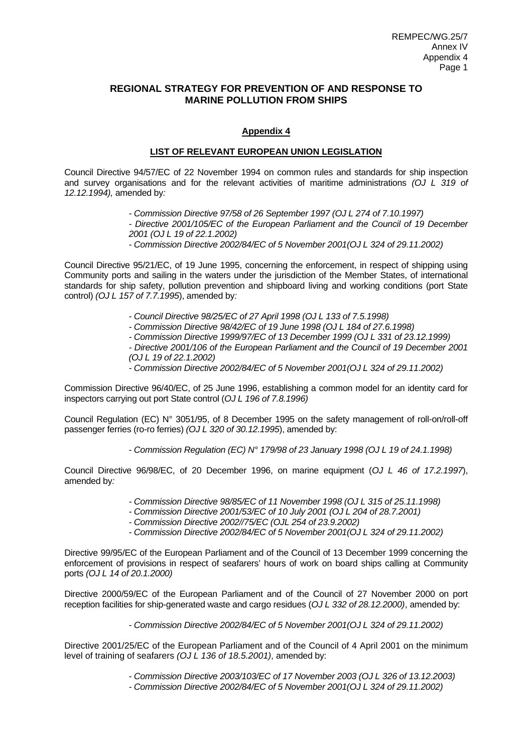## REGIONAL STRATEGY FOR PREVENTION OF AND RESPONSE TO MARINE POLLUTION FROM SHIPS

### Appendix 4

### LIST OF RELEVANT EUROPEAN UNION LEGISLATION

Council Directive 94/57/EC of 22 November 1994 on common rules and standards for ship inspection and survey organisations and for the relevant activities of maritime administrations *(OJ L 319 of 12.12.1994),* amended by*:*

> *- Commission Directive 97/58 of 26 September 1997 (OJ L 274 of 7.10.1997)*
> *- Directive 2001/105/EC of the European Parliament and the Council of 19 December 2001 (OJ L 19 of 22.1.2002)*
> *- Commission Directive 2002/84/EC of 5 November 2001(OJ L 324 of 29.11.2002)*

Council Directive 95/21/EC, of 19 June 1995, concerning the enforcement, in respect of shipping using Community ports and sailing in the waters under the jurisdiction of the Member States, of international standards for ship safety, pollution prevention and shipboard living and working conditions (port State control) *(OJ L 157 of 7.7.1995*), amended by*:*

> *- Council Directive 98/25/EC of 27 April 1998 (OJ L 133 of 7.5.1998)*
> *- Commission Directive 98/42/EC of 19 June 1998 (OJ L 184 of 27.6.1998)*
> *- Commission Directive 1999/97/EC of 13 December 1999 (OJ L 331 of 23.12.1999)*
> *- Directive 2001/106 of the European Parliament and the Council of 19 December 2001 (OJ L 19 of 22.1.2002)*
> *- Commission Directive 2002/84/EC of 5 November 2001(OJ L 324 of 29.11.2002)*

Commission Directive 96/40/EC, of 25 June 1996, establishing a common model for an identity card for inspectors carrying out port State control (*OJ L 196 of 7.8.1996)*

Council Regulation (EC) N° 3051/95, of 8 December 1995 on the safety management of roll-on/roll-off passenger ferries (ro-ro ferries) *(OJ L 320 of 30.12.1995*), amended by:

> *- Commission Regulation (EC) N° 179/98 of 23 January 1998 (OJ L 19 of 24.1.1998)*

Council Directive 96/98/EC, of 20 December 1996, on marine equipment (*OJ L 46 of 17.2.1997*), amended by*:*

> *- Commission Directive 98/85/EC of 11 November 1998 (OJ L 315 of 25.11.1998)*
> *- Commission Directive 2001/53/EC of 10 July 2001 (OJ L 204 of 28.7.2001)*
> *- Commission Directive 2002//75/EC (OJL 254 of 23.9.2002)*
> *- Commission Directive 2002/84/EC of 5 November 2001(OJ L 324 of 29.11.2002)*

Directive 99/95/EC of the European Parliament and of the Council of 13 December 1999 concerning the enforcement of provisions in respect of seafarers' hours of work on board ships calling at Community ports *(OJ L 14 of 20.1.2000)*

Directive 2000/59/EC of the European Parliament and of the Council of 27 November 2000 on port reception facilities for ship-generated waste and cargo residues (*OJ L 332 of 28.12.2000)*, amended by:

> *- Commission Directive 2002/84/EC of 5 November 2001(OJ L 324 of 29.11.2002)*

Directive 2001/25/EC of the European Parliament and of the Council of 4 April 2001 on the minimum level of training of seafarers *(OJ L 136 of 18.5.2001)*, amended by:

> *- Commission Directive 2003/103/EC of 17 November 2003 (OJ L 326 of 13.12.2003)*
> *- Commission Directive 2002/84/EC of 5 November 2001(OJ L 324 of 29.11.2002)*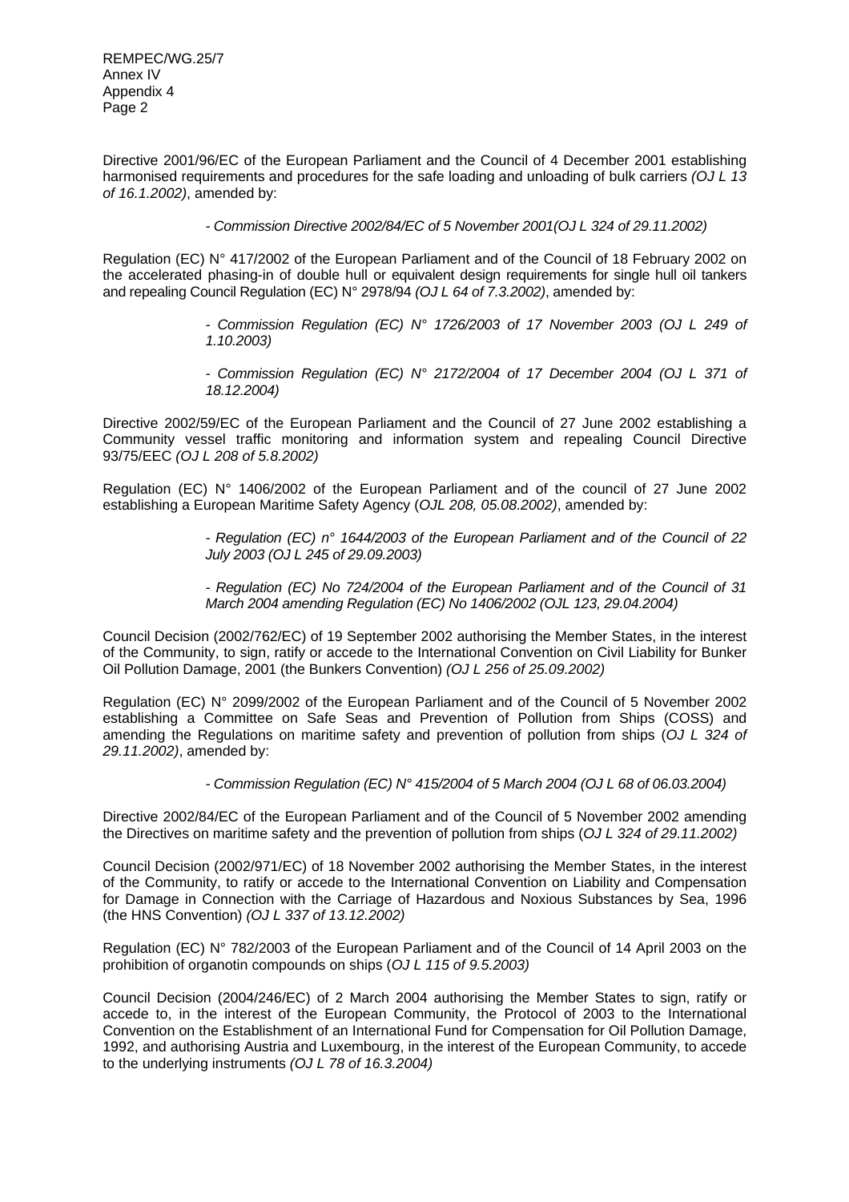Directive 2001/96/EC of the European Parliament and the Council of 4 December 2001 establishing harmonised requirements and procedures for the safe loading and unloading of bulk carriers *(OJ L 13 of 16.1.2002)*, amended by:

- *Commission Directive 2002/84/EC of 5 November 2001(OJ L 324 of 29.11.2002)*

Regulation (EC) N° 417/2002 of the European Parliament and of the Council of 18 February 2002 on the accelerated phasing-in of double hull or equivalent design requirements for single hull oil tankers and repealing Council Regulation (EC) N° 2978/94 *(OJ L 64 of 7.3.2002)*, amended by:

- *Commission Regulation (EC) N° 1726/2003 of 17 November 2003 (OJ L 249 of 1.10.2003)*
- *Commission Regulation (EC) N° 2172/2004 of 17 December 2004 (OJ L 371 of 18.12.2004)*

Directive 2002/59/EC of the European Parliament and the Council of 27 June 2002 establishing a Community vessel traffic monitoring and information system and repealing Council Directive 93/75/EEC *(OJ L 208 of 5.8.2002)*

Regulation (EC) N° 1406/2002 of the European Parliament and of the council of 27 June 2002 establishing a European Maritime Safety Agency (*OJL 208, 05.08.2002)*, amended by:

- *Regulation (EC) n° 1644/2003 of the European Parliament and of the Council of 22 July 2003 (OJ L 245 of 29.09.2003)*
- *Regulation (EC) No 724/2004 of the European Parliament and of the Council of 31 March 2004 amending Regulation (EC) No 1406/2002 (OJL 123, 29.04.2004)*

Council Decision (2002/762/EC) of 19 September 2002 authorising the Member States, in the interest of the Community, to sign, ratify or accede to the International Convention on Civil Liability for Bunker Oil Pollution Damage, 2001 (the Bunkers Convention) *(OJ L 256 of 25.09.2002)*

Regulation (EC) N° 2099/2002 of the European Parliament and of the Council of 5 November 2002 establishing a Committee on Safe Seas and Prevention of Pollution from Ships (COSS) and amending the Regulations on maritime safety and prevention of pollution from ships (*OJ L 324 of 29.11.2002)*, amended by:

- *Commission Regulation (EC) N° 415/2004 of 5 March 2004 (OJ L 68 of 06.03.2004)*

Directive 2002/84/EC of the European Parliament and of the Council of 5 November 2002 amending the Directives on maritime safety and the prevention of pollution from ships (*OJ L 324 of 29.11.2002)*

Council Decision (2002/971/EC) of 18 November 2002 authorising the Member States, in the interest of the Community, to ratify or accede to the International Convention on Liability and Compensation for Damage in Connection with the Carriage of Hazardous and Noxious Substances by Sea, 1996 (the HNS Convention) *(OJ L 337 of 13.12.2002)*

Regulation (EC) N° 782/2003 of the European Parliament and of the Council of 14 April 2003 on the prohibition of organotin compounds on ships (*OJ L 115 of 9.5.2003)*

Council Decision (2004/246/EC) of 2 March 2004 authorising the Member States to sign, ratify or accede to, in the interest of the European Community, the Protocol of 2003 to the International Convention on the Establishment of an International Fund for Compensation for Oil Pollution Damage, 1992, and authorising Austria and Luxembourg, in the interest of the European Community, to accede to the underlying instruments *(OJ L 78 of 16.3.2004)*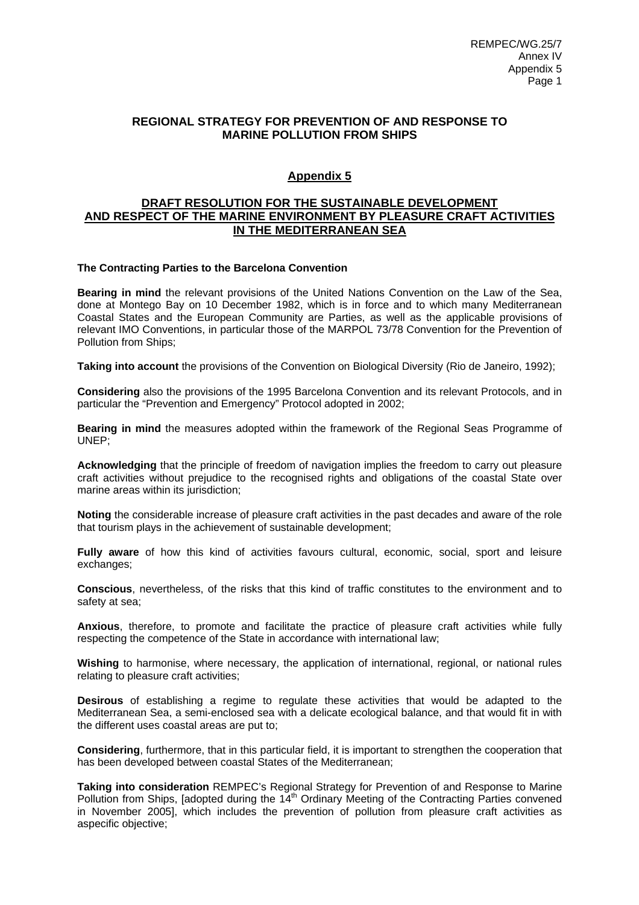## REGIONAL STRATEGY FOR PREVENTION OF AND RESPONSE TO MARINE POLLUTION FROM SHIPS

### Appendix 5

### DRAFT RESOLUTION FOR THE SUSTAINABLE DEVELOPMENT AND RESPECT OF THE MARINE ENVIRONMENT BY PLEASURE CRAFT ACTIVITIES IN THE MEDITERRANEAN SEA

**The Contracting Parties to the Barcelona Convention**

**Bearing in mind** the relevant provisions of the United Nations Convention on the Law of the Sea, done at Montego Bay on 10 December 1982, which is in force and to which many Mediterranean Coastal States and the European Community are Parties, as well as the applicable provisions of relevant IMO Conventions, in particular those of the MARPOL 73/78 Convention for the Prevention of Pollution from Ships;

**Taking into account** the provisions of the Convention on Biological Diversity (Rio de Janeiro, 1992);

**Considering** also the provisions of the 1995 Barcelona Convention and its relevant Protocols, and in particular the "Prevention and Emergency" Protocol adopted in 2002;

**Bearing in mind** the measures adopted within the framework of the Regional Seas Programme of UNEP;

**Acknowledging** that the principle of freedom of navigation implies the freedom to carry out pleasure craft activities without prejudice to the recognised rights and obligations of the coastal State over marine areas within its jurisdiction;

**Noting** the considerable increase of pleasure craft activities in the past decades and aware of the role that tourism plays in the achievement of sustainable development;

**Fully aware** of how this kind of activities favours cultural, economic, social, sport and leisure exchanges;

**Conscious**, nevertheless, of the risks that this kind of traffic constitutes to the environment and to safety at sea;

**Anxious**, therefore, to promote and facilitate the practice of pleasure craft activities while fully respecting the competence of the State in accordance with international law;

**Wishing** to harmonise, where necessary, the application of international, regional, or national rules relating to pleasure craft activities;

**Desirous** of establishing a regime to regulate these activities that would be adapted to the Mediterranean Sea, a semi-enclosed sea with a delicate ecological balance, and that would fit in with the different uses coastal areas are put to;

**Considering**, furthermore, that in this particular field, it is important to strengthen the cooperation that has been developed between coastal States of the Mediterranean;

**Taking into consideration** REMPEC's Regional Strategy for Prevention of and Response to Marine Pollution from Ships, [adopted during the 14th Ordinary Meeting of the Contracting Parties convened in November 2005], which includes the prevention of pollution from pleasure craft activities as aspecific objective;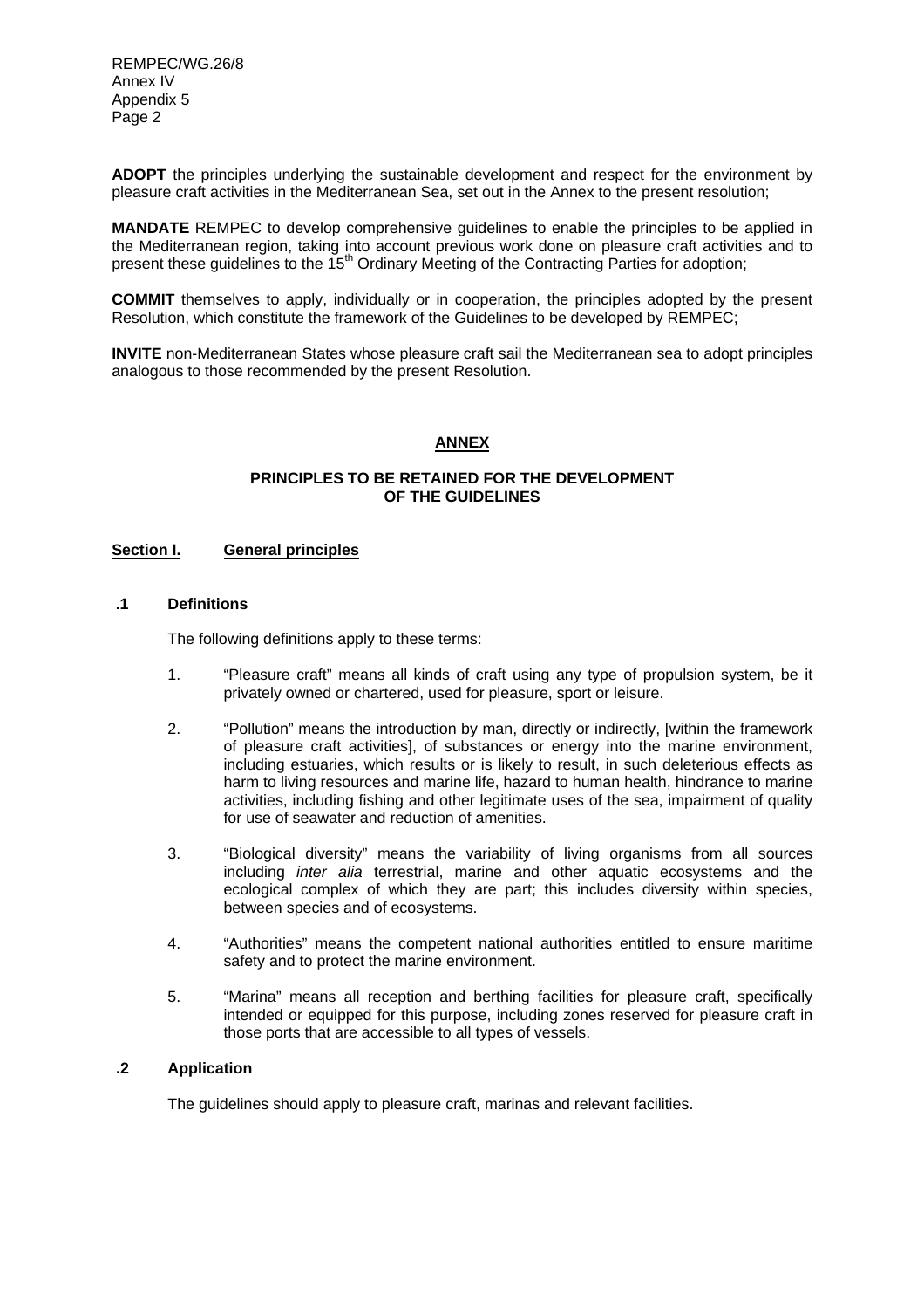**ADOPT** the principles underlying the sustainable development and respect for the environment by pleasure craft activities in the Mediterranean Sea, set out in the Annex to the present resolution;

**MANDATE** REMPEC to develop comprehensive guidelines to enable the principles to be applied in the Mediterranean region, taking into account previous work done on pleasure craft activities and to present these guidelines to the 15th Ordinary Meeting of the Contracting Parties for adoption;

**COMMIT** themselves to apply, individually or in cooperation, the principles adopted by the present Resolution, which constitute the framework of the Guidelines to be developed by REMPEC;

**INVITE** non-Mediterranean States whose pleasure craft sail the Mediterranean sea to adopt principles analogous to those recommended by the present Resolution.

## ANNEX

### PRINCIPLES TO BE RETAINED FOR THE DEVELOPMENT OF THE GUIDELINES

### Section I. General principles

**.1 Definitions**

The following definitions apply to these terms:

1. "Pleasure craft" means all kinds of craft using any type of propulsion system, be it privately owned or chartered, used for pleasure, sport or leisure.

2. "Pollution" means the introduction by man, directly or indirectly, [within the framework of pleasure craft activities], of substances or energy into the marine environment, including estuaries, which results or is likely to result, in such deleterious effects as harm to living resources and marine life, hazard to human health, hindrance to marine activities, including fishing and other legitimate uses of the sea, impairment of quality for use of seawater and reduction of amenities.

3. "Biological diversity" means the variability of living organisms from all sources including *inter alia* terrestrial, marine and other aquatic ecosystems and the ecological complex of which they are part; this includes diversity within species, between species and of ecosystems.

4. "Authorities" means the competent national authorities entitled to ensure maritime safety and to protect the marine environment.

5. "Marina" means all reception and berthing facilities for pleasure craft, specifically intended or equipped for this purpose, including zones reserved for pleasure craft in those ports that are accessible to all types of vessels.

**.2 Application**

The guidelines should apply to pleasure craft, marinas and relevant facilities.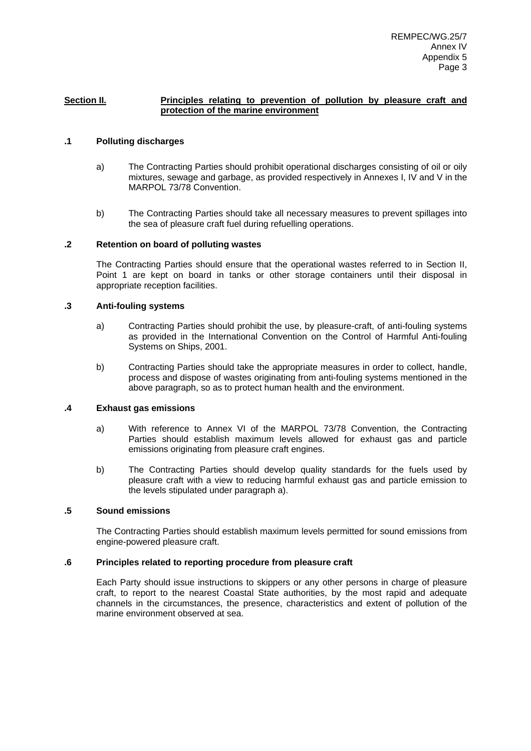## Section II. Principles relating to prevention of pollution by pleasure craft and protection of the marine environment

### .1 Polluting discharges

a) The Contracting Parties should prohibit operational discharges consisting of oil or oily mixtures, sewage and garbage, as provided respectively in Annexes I, IV and V in the MARPOL 73/78 Convention.

b) The Contracting Parties should take all necessary measures to prevent spillages into the sea of pleasure craft fuel during refuelling operations.

### .2 Retention on board of polluting wastes

The Contracting Parties should ensure that the operational wastes referred to in Section II, Point 1 are kept on board in tanks or other storage containers until their disposal in appropriate reception facilities.

### .3 Anti-fouling systems

a) Contracting Parties should prohibit the use, by pleasure-craft, of anti-fouling systems as provided in the International Convention on the Control of Harmful Anti-fouling Systems on Ships, 2001.

b) Contracting Parties should take the appropriate measures in order to collect, handle, process and dispose of wastes originating from anti-fouling systems mentioned in the above paragraph, so as to protect human health and the environment.

### .4 Exhaust gas emissions

a) With reference to Annex VI of the MARPOL 73/78 Convention, the Contracting Parties should establish maximum levels allowed for exhaust gas and particle emissions originating from pleasure craft engines.

b) The Contracting Parties should develop quality standards for the fuels used by pleasure craft with a view to reducing harmful exhaust gas and particle emission to the levels stipulated under paragraph a).

### .5 Sound emissions

The Contracting Parties should establish maximum levels permitted for sound emissions from engine-powered pleasure craft.

### .6 Principles related to reporting procedure from pleasure craft

Each Party should issue instructions to skippers or any other persons in charge of pleasure craft, to report to the nearest Coastal State authorities, by the most rapid and adequate channels in the circumstances, the presence, characteristics and extent of pollution of the marine environment observed at sea.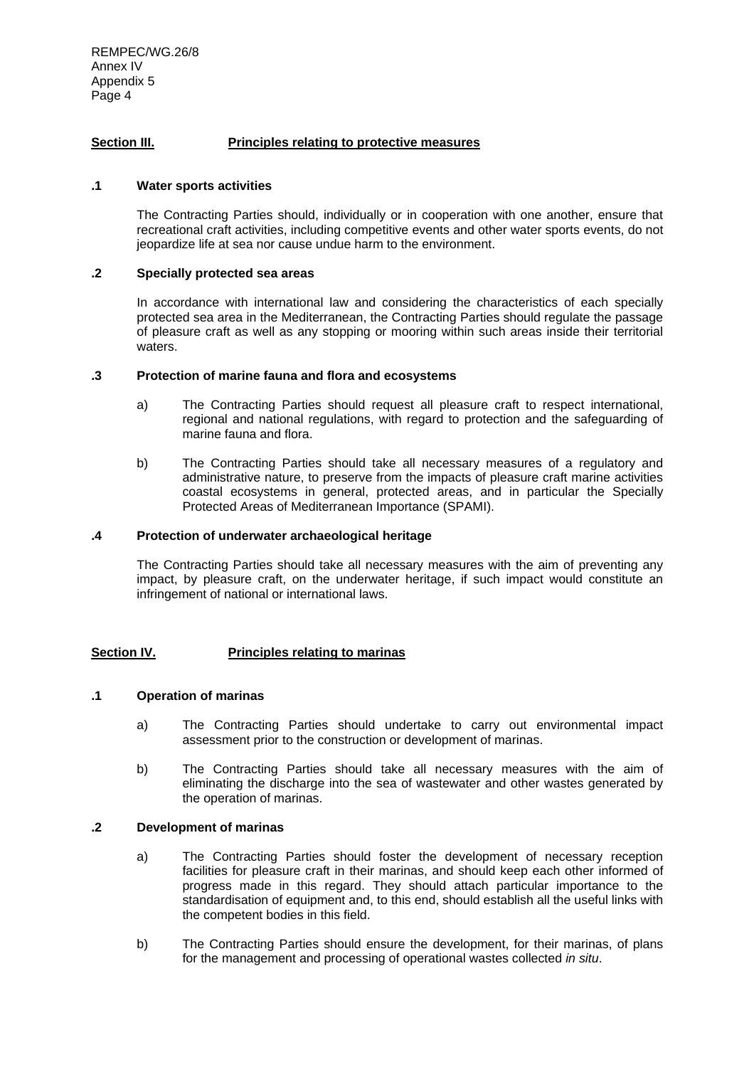## Section III. Principles relating to protective measures

### .1 Water sports activities

The Contracting Parties should, individually or in cooperation with one another, ensure that recreational craft activities, including competitive events and other water sports events, do not jeopardize life at sea nor cause undue harm to the environment.

### .2 Specially protected sea areas

In accordance with international law and considering the characteristics of each specially protected sea area in the Mediterranean, the Contracting Parties should regulate the passage of pleasure craft as well as any stopping or mooring within such areas inside their territorial waters.

### .3 Protection of marine fauna and flora and ecosystems

a) The Contracting Parties should request all pleasure craft to respect international, regional and national regulations, with regard to protection and the safeguarding of marine fauna and flora.

b) The Contracting Parties should take all necessary measures of a regulatory and administrative nature, to preserve from the impacts of pleasure craft marine activities coastal ecosystems in general, protected areas, and in particular the Specially Protected Areas of Mediterranean Importance (SPAMI).

### .4 Protection of underwater archaeological heritage

The Contracting Parties should take all necessary measures with the aim of preventing any impact, by pleasure craft, on the underwater heritage, if such impact would constitute an infringement of national or international laws.

## Section IV. Principles relating to marinas

### .1 Operation of marinas

a) The Contracting Parties should undertake to carry out environmental impact assessment prior to the construction or development of marinas.

b) The Contracting Parties should take all necessary measures with the aim of eliminating the discharge into the sea of wastewater and other wastes generated by the operation of marinas.

### .2 Development of marinas

a) The Contracting Parties should foster the development of necessary reception facilities for pleasure craft in their marinas, and should keep each other informed of progress made in this regard. They should attach particular importance to the standardisation of equipment and, to this end, should establish all the useful links with the competent bodies in this field.

b) The Contracting Parties should ensure the development, for their marinas, of plans for the management and processing of operational wastes collected *in situ*.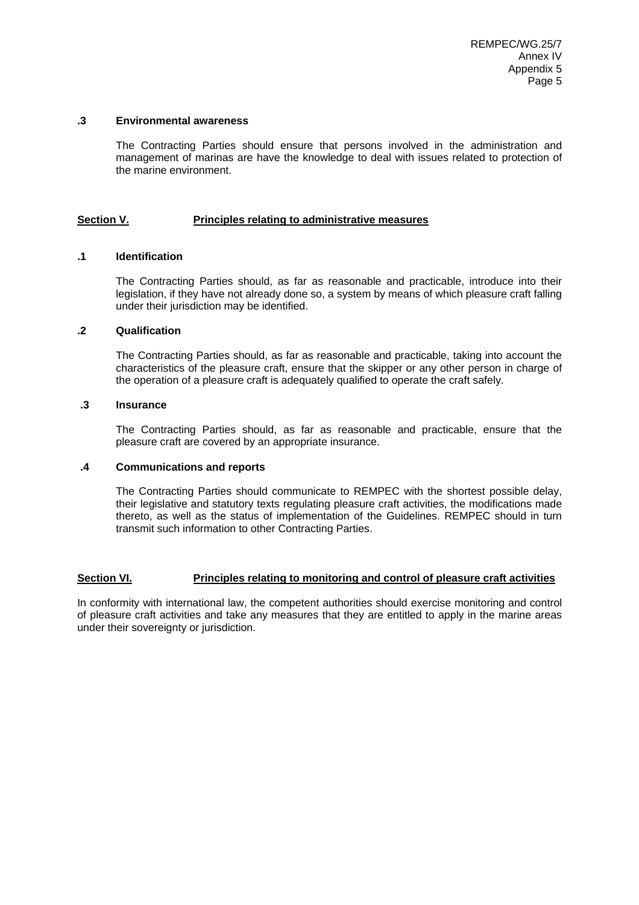**.3 Environmental awareness**

The Contracting Parties should ensure that persons involved in the administration and management of marinas are have the knowledge to deal with issues related to protection of the marine environment.

## Section V. Principles relating to administrative measures

**.1 Identification**

The Contracting Parties should, as far as reasonable and practicable, introduce into their legislation, if they have not already done so, a system by means of which pleasure craft falling under their jurisdiction may be identified.

**.2 Qualification**

The Contracting Parties should, as far as reasonable and practicable, taking into account the characteristics of the pleasure craft, ensure that the skipper or any other person in charge of the operation of a pleasure craft is adequately qualified to operate the craft safely.

**.3 Insurance**

The Contracting Parties should, as far as reasonable and practicable, ensure that the pleasure craft are covered by an appropriate insurance.

**.4 Communications and reports**

The Contracting Parties should communicate to REMPEC with the shortest possible delay, their legislative and statutory texts regulating pleasure craft activities, the modifications made thereto, as well as the status of implementation of the Guidelines. REMPEC should in turn transmit such information to other Contracting Parties.

## Section VI. Principles relating to monitoring and control of pleasure craft activities

In conformity with international law, the competent authorities should exercise monitoring and control of pleasure craft activities and take any measures that they are entitled to apply in the marine areas under their sovereignty or jurisdiction.